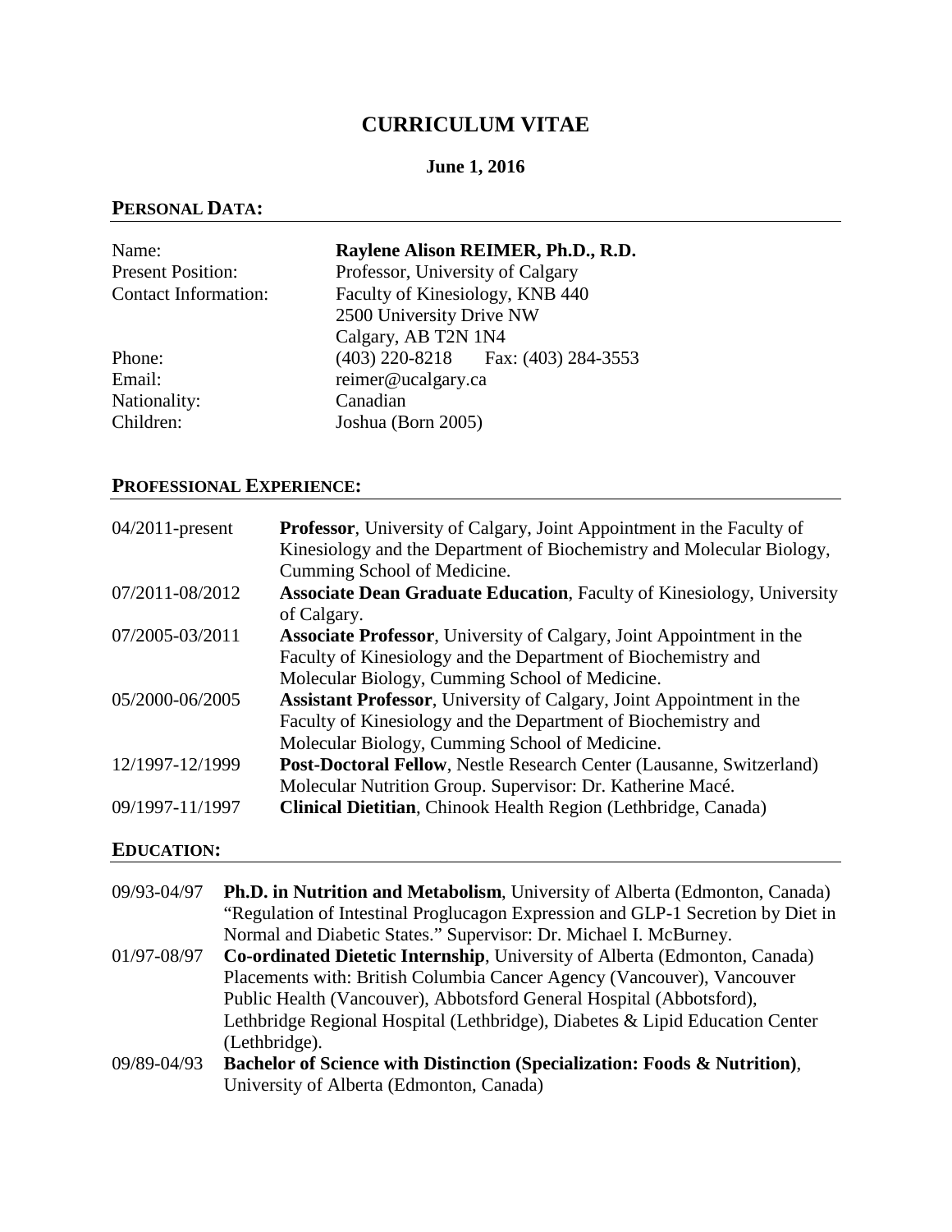# CURRICULUM VITAE

**June 1, 2016**

## PERSONAL DATA:

| | |
|---|---|
| Name: | **Raylene Alison REIMER, Ph.D., R.D.** |
| Present Position: | Professor, University of Calgary |
| Contact Information: | Faculty of Kinesiology, KNB 440<br>2500 University Drive NW<br>Calgary, AB T2N 1N4 |
| Phone: | (403) 220-8218 Fax: (403) 284-3553 |
| Email: | reimer@ucalgary.ca |
| Nationality: | Canadian |
| Children: | Joshua (Born 2005) |

## PROFESSIONAL EXPERIENCE:

| | |
|---|---|
| 04/2011-present | **Professor**, University of Calgary, Joint Appointment in the Faculty of Kinesiology and the Department of Biochemistry and Molecular Biology, Cumming School of Medicine. |
| 07/2011-08/2012 | **Associate Dean Graduate Education**, Faculty of Kinesiology, University of Calgary. |
| 07/2005-03/2011 | **Associate Professor**, University of Calgary, Joint Appointment in the Faculty of Kinesiology and the Department of Biochemistry and Molecular Biology, Cumming School of Medicine. |
| 05/2000-06/2005 | **Assistant Professor**, University of Calgary, Joint Appointment in the Faculty of Kinesiology and the Department of Biochemistry and Molecular Biology, Cumming School of Medicine. |
| 12/1997-12/1999 | **Post-Doctoral Fellow**, Nestle Research Center (Lausanne, Switzerland) Molecular Nutrition Group. Supervisor: Dr. Katherine Macé. |
| 09/1997-11/1997 | **Clinical Dietitian**, Chinook Health Region (Lethbridge, Canada) |

## EDUCATION:

| | |
|---|---|
| 09/93-04/97 | **Ph.D. in Nutrition and Metabolism**, University of Alberta (Edmonton, Canada) "Regulation of Intestinal Proglucagon Expression and GLP-1 Secretion by Diet in Normal and Diabetic States." Supervisor: Dr. Michael I. McBurney. |
| 01/97-08/97 | **Co-ordinated Dietetic Internship**, University of Alberta (Edmonton, Canada) Placements with: British Columbia Cancer Agency (Vancouver), Vancouver Public Health (Vancouver), Abbotsford General Hospital (Abbotsford), Lethbridge Regional Hospital (Lethbridge), Diabetes & Lipid Education Center (Lethbridge). |
| 09/89-04/93 | **Bachelor of Science with Distinction (Specialization: Foods & Nutrition)**, University of Alberta (Edmonton, Canada) |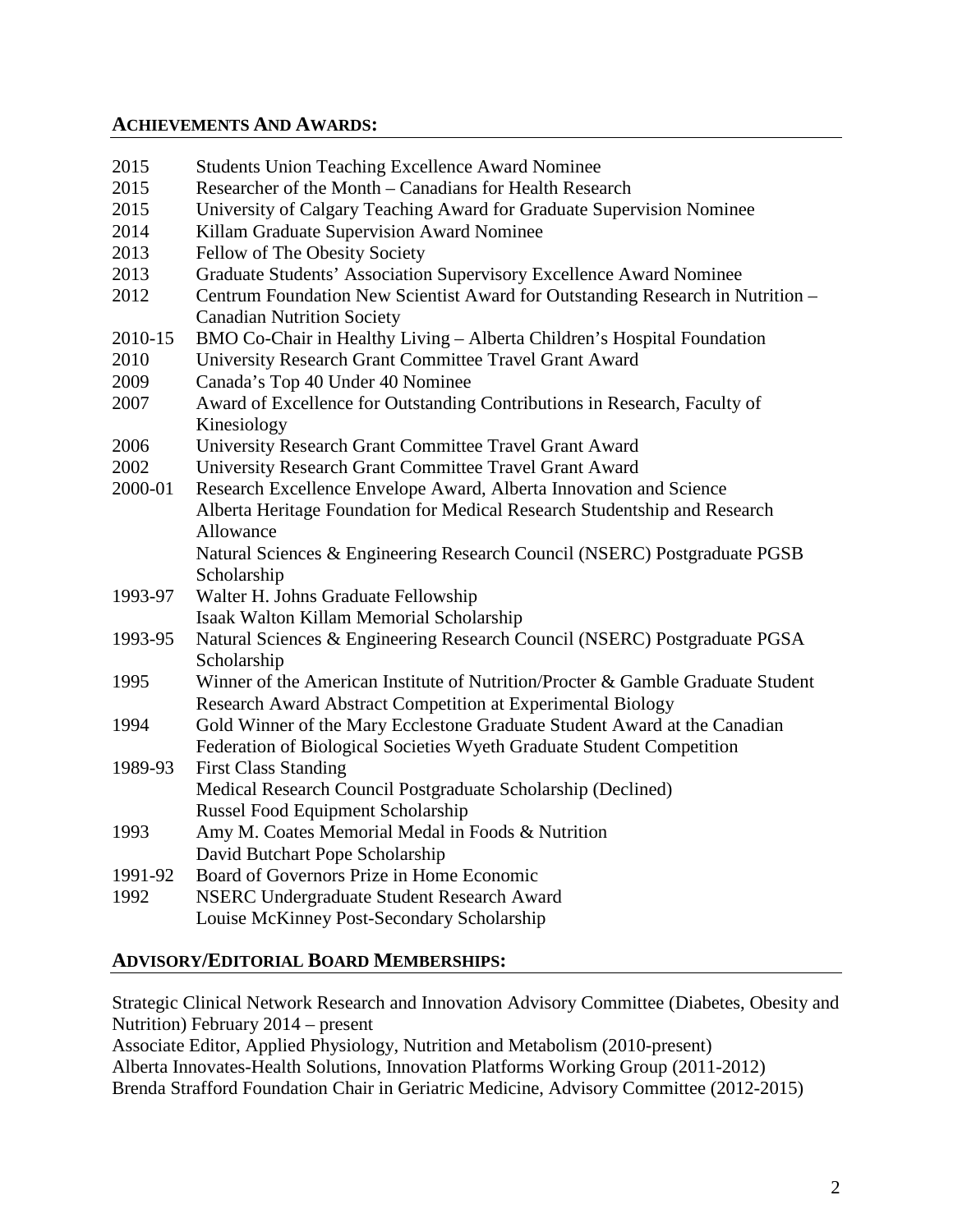## ACHIEVEMENTS AND AWARDS:

| | |
|---|---|
| 2015 | Students Union Teaching Excellence Award Nominee |
| 2015 | Researcher of the Month – Canadians for Health Research |
| 2015 | University of Calgary Teaching Award for Graduate Supervision Nominee |
| 2014 | Killam Graduate Supervision Award Nominee |
| 2013 | Fellow of The Obesity Society |
| 2013 | Graduate Students' Association Supervisory Excellence Award Nominee |
| 2012 | Centrum Foundation New Scientist Award for Outstanding Research in Nutrition – Canadian Nutrition Society |
| 2010-15 | BMO Co-Chair in Healthy Living – Alberta Children's Hospital Foundation |
| 2010 | University Research Grant Committee Travel Grant Award |
| 2009 | Canada's Top 40 Under 40 Nominee |
| 2007 | Award of Excellence for Outstanding Contributions in Research, Faculty of Kinesiology |
| 2006 | University Research Grant Committee Travel Grant Award |
| 2002 | University Research Grant Committee Travel Grant Award |
| 2000-01 | Research Excellence Envelope Award, Alberta Innovation and Science |
| | Alberta Heritage Foundation for Medical Research Studentship and Research Allowance |
| | Natural Sciences & Engineering Research Council (NSERC) Postgraduate PGSB Scholarship |
| 1993-97 | Walter H. Johns Graduate Fellowship |
| | Isaak Walton Killam Memorial Scholarship |
| 1993-95 | Natural Sciences & Engineering Research Council (NSERC) Postgraduate PGSA Scholarship |
| 1995 | Winner of the American Institute of Nutrition/Procter & Gamble Graduate Student Research Award Abstract Competition at Experimental Biology |
| 1994 | Gold Winner of the Mary Ecclestone Graduate Student Award at the Canadian Federation of Biological Societies Wyeth Graduate Student Competition |
| 1989-93 | First Class Standing |
| | Medical Research Council Postgraduate Scholarship (Declined) |
| | Russel Food Equipment Scholarship |
| 1993 | Amy M. Coates Memorial Medal in Foods & Nutrition |
| | David Butchart Pope Scholarship |
| 1991-92 | Board of Governors Prize in Home Economic |
| 1992 | NSERC Undergraduate Student Research Award |
| | Louise McKinney Post-Secondary Scholarship |

## ADVISORY/EDITORIAL BOARD MEMBERSHIPS:

Strategic Clinical Network Research and Innovation Advisory Committee (Diabetes, Obesity and Nutrition) February 2014 – present

Associate Editor, Applied Physiology, Nutrition and Metabolism (2010-present)

Alberta Innovates-Health Solutions, Innovation Platforms Working Group (2011-2012)

Brenda Strafford Foundation Chair in Geriatric Medicine, Advisory Committee (2012-2015)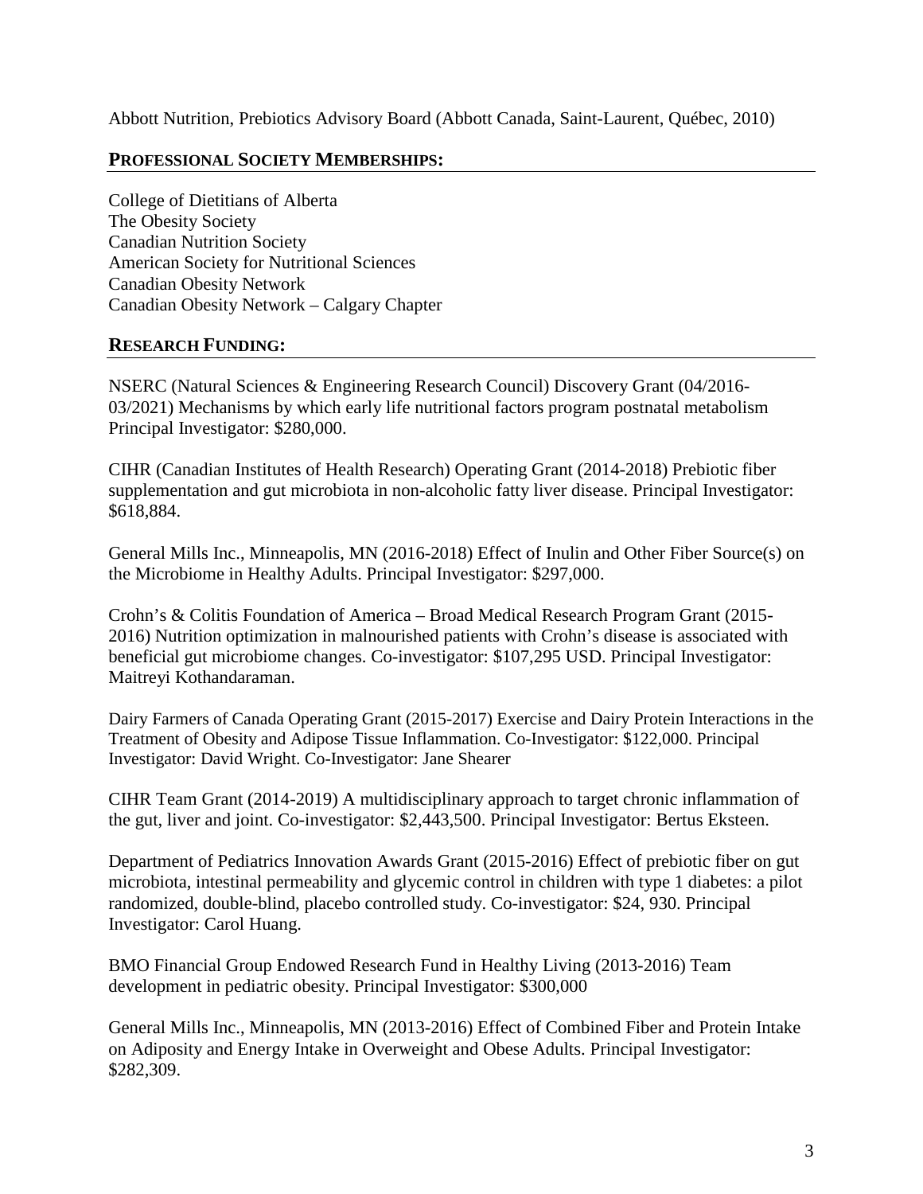Abbott Nutrition, Prebiotics Advisory Board (Abbott Canada, Saint-Laurent, Québec, 2010)

## PROFESSIONAL SOCIETY MEMBERSHIPS:

College of Dietitians of Alberta
The Obesity Society
Canadian Nutrition Society
American Society for Nutritional Sciences
Canadian Obesity Network
Canadian Obesity Network – Calgary Chapter

## RESEARCH FUNDING:

NSERC (Natural Sciences & Engineering Research Council) Discovery Grant (04/2016-03/2021) Mechanisms by which early life nutritional factors program postnatal metabolism Principal Investigator: $280,000.

CIHR (Canadian Institutes of Health Research) Operating Grant (2014-2018) Prebiotic fiber supplementation and gut microbiota in non-alcoholic fatty liver disease. Principal Investigator: $618,884.

General Mills Inc., Minneapolis, MN (2016-2018) Effect of Inulin and Other Fiber Source(s) on the Microbiome in Healthy Adults. Principal Investigator: $297,000.

Crohn's & Colitis Foundation of America – Broad Medical Research Program Grant (2015-2016) Nutrition optimization in malnourished patients with Crohn's disease is associated with beneficial gut microbiome changes. Co-investigator: $107,295 USD. Principal Investigator: Maitreyi Kothandaraman.

Dairy Farmers of Canada Operating Grant (2015-2017) Exercise and Dairy Protein Interactions in the Treatment of Obesity and Adipose Tissue Inflammation. Co-Investigator: $122,000. Principal Investigator: David Wright. Co-Investigator: Jane Shearer

CIHR Team Grant (2014-2019) A multidisciplinary approach to target chronic inflammation of the gut, liver and joint. Co-investigator: $2,443,500. Principal Investigator: Bertus Eksteen.

Department of Pediatrics Innovation Awards Grant (2015-2016) Effect of prebiotic fiber on gut microbiota, intestinal permeability and glycemic control in children with type 1 diabetes: a pilot randomized, double-blind, placebo controlled study. Co-investigator: $24, 930. Principal Investigator: Carol Huang.

BMO Financial Group Endowed Research Fund in Healthy Living (2013-2016) Team development in pediatric obesity. Principal Investigator: $300,000

General Mills Inc., Minneapolis, MN (2013-2016) Effect of Combined Fiber and Protein Intake on Adiposity and Energy Intake in Overweight and Obese Adults. Principal Investigator: $282,309.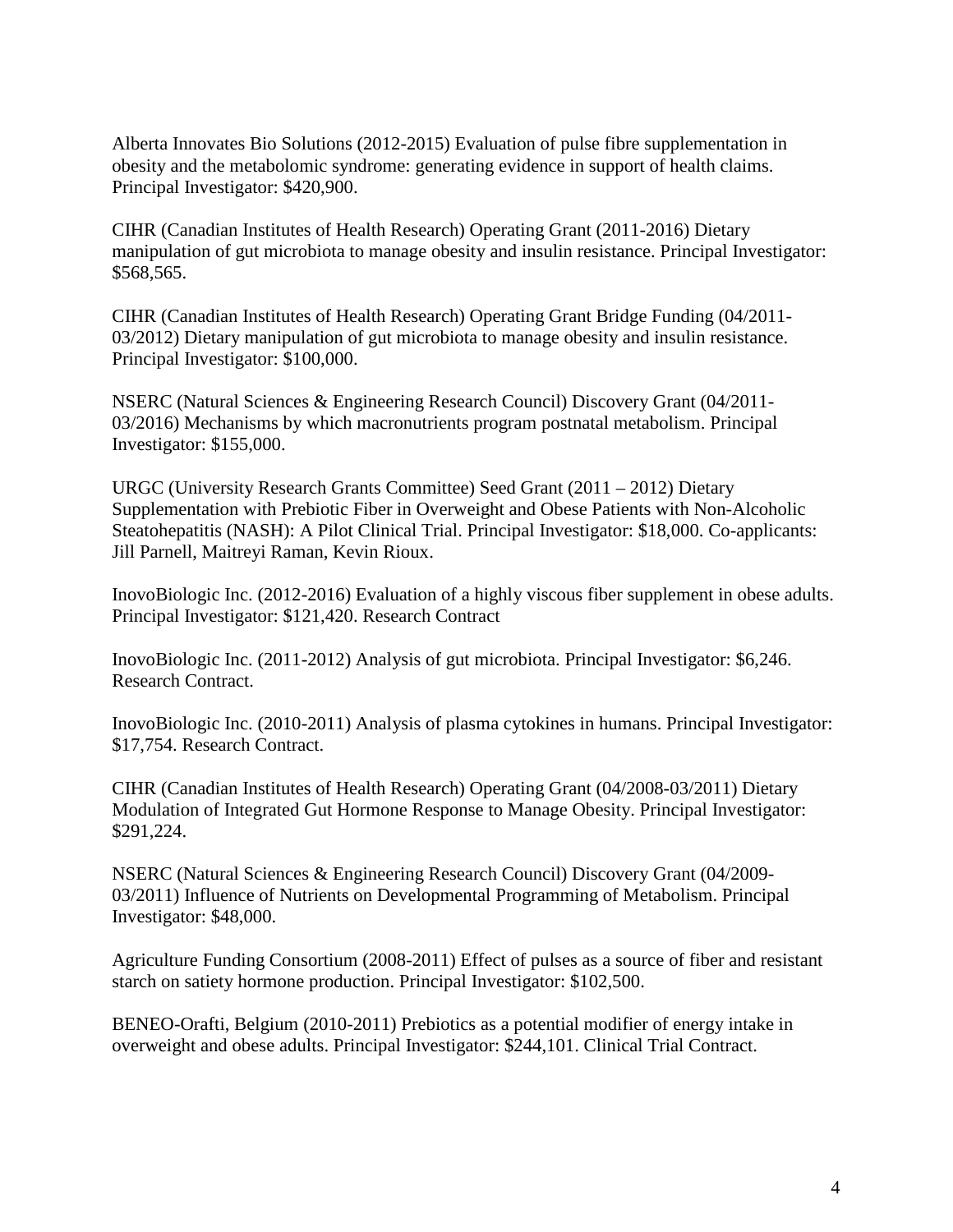Alberta Innovates Bio Solutions (2012-2015) Evaluation of pulse fibre supplementation in obesity and the metabolomic syndrome: generating evidence in support of health claims. Principal Investigator: $420,900.

CIHR (Canadian Institutes of Health Research) Operating Grant (2011-2016) Dietary manipulation of gut microbiota to manage obesity and insulin resistance. Principal Investigator: $568,565.

CIHR (Canadian Institutes of Health Research) Operating Grant Bridge Funding (04/2011-03/2012) Dietary manipulation of gut microbiota to manage obesity and insulin resistance. Principal Investigator: $100,000.

NSERC (Natural Sciences & Engineering Research Council) Discovery Grant (04/2011-03/2016) Mechanisms by which macronutrients program postnatal metabolism. Principal Investigator: $155,000.

URGC (University Research Grants Committee) Seed Grant (2011 – 2012) Dietary Supplementation with Prebiotic Fiber in Overweight and Obese Patients with Non-Alcoholic Steatohepatitis (NASH): A Pilot Clinical Trial. Principal Investigator: $18,000. Co-applicants: Jill Parnell, Maitreyi Raman, Kevin Rioux.

InovoBiologic Inc. (2012-2016) Evaluation of a highly viscous fiber supplement in obese adults. Principal Investigator: $121,420. Research Contract

InovoBiologic Inc. (2011-2012) Analysis of gut microbiota. Principal Investigator: $6,246. Research Contract.

InovoBiologic Inc. (2010-2011) Analysis of plasma cytokines in humans. Principal Investigator: $17,754. Research Contract.

CIHR (Canadian Institutes of Health Research) Operating Grant (04/2008-03/2011) Dietary Modulation of Integrated Gut Hormone Response to Manage Obesity. Principal Investigator: $291,224.

NSERC (Natural Sciences & Engineering Research Council) Discovery Grant (04/2009-03/2011) Influence of Nutrients on Developmental Programming of Metabolism. Principal Investigator: $48,000.

Agriculture Funding Consortium (2008-2011) Effect of pulses as a source of fiber and resistant starch on satiety hormone production. Principal Investigator: $102,500.

BENEO-Orafti, Belgium (2010-2011) Prebiotics as a potential modifier of energy intake in overweight and obese adults. Principal Investigator: $244,101. Clinical Trial Contract.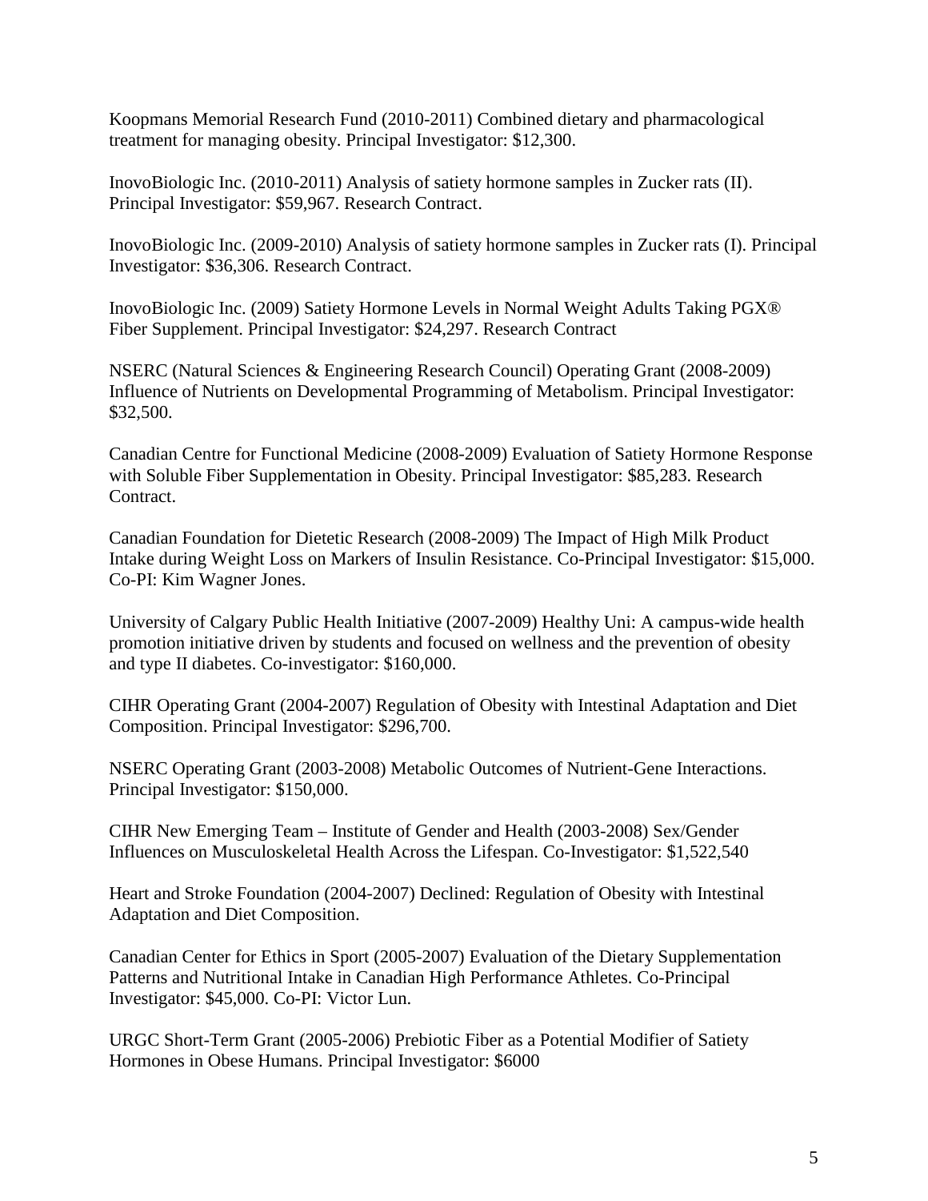Koopmans Memorial Research Fund (2010-2011) Combined dietary and pharmacological treatment for managing obesity. Principal Investigator: $12,300.

InovoBiologic Inc. (2010-2011) Analysis of satiety hormone samples in Zucker rats (II). Principal Investigator: $59,967. Research Contract.

InovoBiologic Inc. (2009-2010) Analysis of satiety hormone samples in Zucker rats (I). Principal Investigator: $36,306. Research Contract.

InovoBiologic Inc. (2009) Satiety Hormone Levels in Normal Weight Adults Taking PGX® Fiber Supplement. Principal Investigator: $24,297. Research Contract

NSERC (Natural Sciences & Engineering Research Council) Operating Grant (2008-2009) Influence of Nutrients on Developmental Programming of Metabolism. Principal Investigator: $32,500.

Canadian Centre for Functional Medicine (2008-2009) Evaluation of Satiety Hormone Response with Soluble Fiber Supplementation in Obesity. Principal Investigator: $85,283. Research Contract.

Canadian Foundation for Dietetic Research (2008-2009) The Impact of High Milk Product Intake during Weight Loss on Markers of Insulin Resistance. Co-Principal Investigator: $15,000. Co-PI: Kim Wagner Jones.

University of Calgary Public Health Initiative (2007-2009) Healthy Uni: A campus-wide health promotion initiative driven by students and focused on wellness and the prevention of obesity and type II diabetes. Co-investigator: $160,000.

CIHR Operating Grant (2004-2007) Regulation of Obesity with Intestinal Adaptation and Diet Composition. Principal Investigator: $296,700.

NSERC Operating Grant (2003-2008) Metabolic Outcomes of Nutrient-Gene Interactions. Principal Investigator: $150,000.

CIHR New Emerging Team – Institute of Gender and Health (2003-2008) Sex/Gender Influences on Musculoskeletal Health Across the Lifespan. Co-Investigator: $1,522,540

Heart and Stroke Foundation (2004-2007) Declined: Regulation of Obesity with Intestinal Adaptation and Diet Composition.

Canadian Center for Ethics in Sport (2005-2007) Evaluation of the Dietary Supplementation Patterns and Nutritional Intake in Canadian High Performance Athletes. Co-Principal Investigator: $45,000. Co-PI: Victor Lun.

URGC Short-Term Grant (2005-2006) Prebiotic Fiber as a Potential Modifier of Satiety Hormones in Obese Humans. Principal Investigator: $6000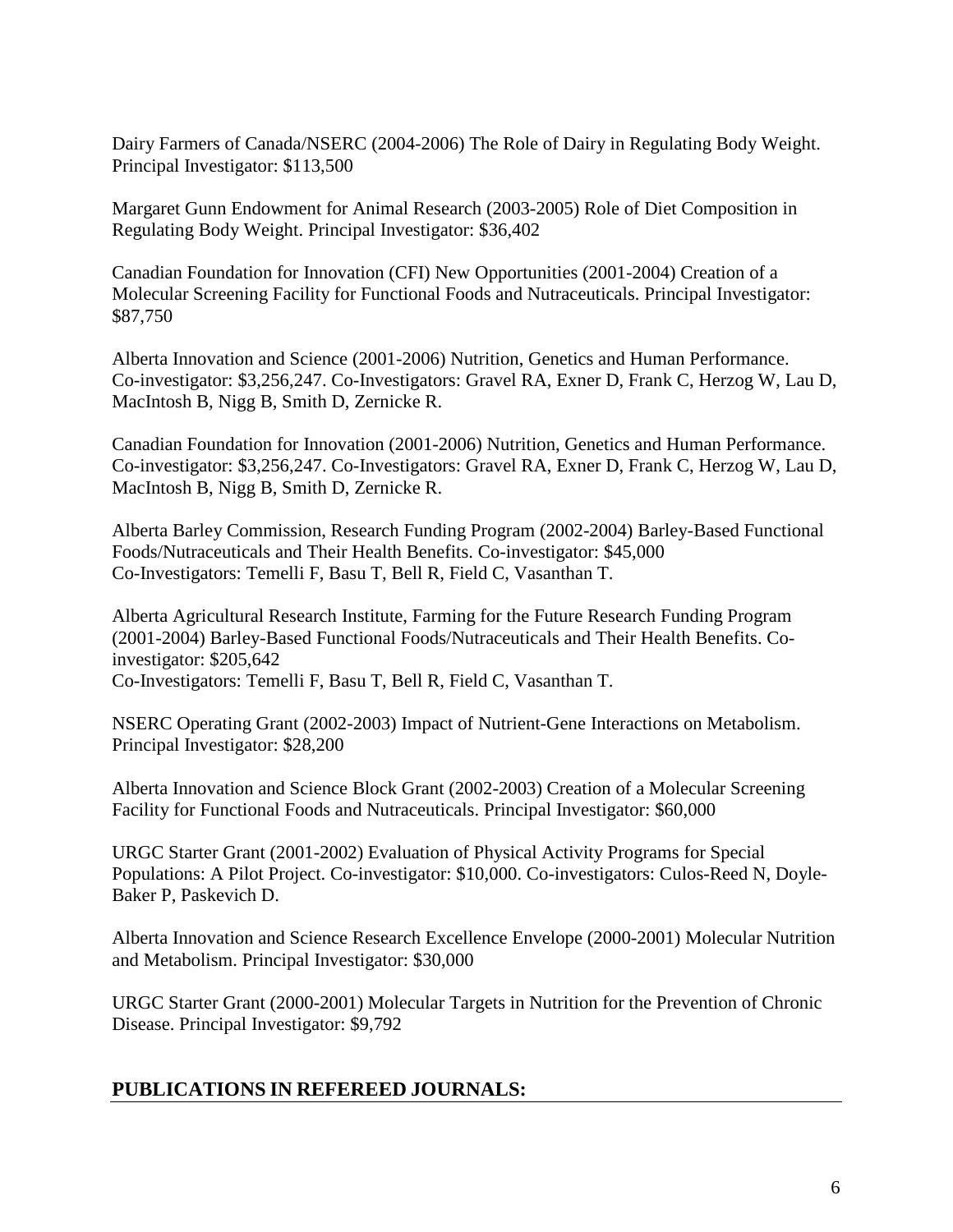Dairy Farmers of Canada/NSERC (2004-2006) The Role of Dairy in Regulating Body Weight. Principal Investigator: $113,500

Margaret Gunn Endowment for Animal Research (2003-2005) Role of Diet Composition in Regulating Body Weight. Principal Investigator: $36,402

Canadian Foundation for Innovation (CFI) New Opportunities (2001-2004) Creation of a Molecular Screening Facility for Functional Foods and Nutraceuticals. Principal Investigator: $87,750

Alberta Innovation and Science (2001-2006) Nutrition, Genetics and Human Performance. Co-investigator: $3,256,247. Co-Investigators: Gravel RA, Exner D, Frank C, Herzog W, Lau D, MacIntosh B, Nigg B, Smith D, Zernicke R.

Canadian Foundation for Innovation (2001-2006) Nutrition, Genetics and Human Performance. Co-investigator: $3,256,247. Co-Investigators: Gravel RA, Exner D, Frank C, Herzog W, Lau D, MacIntosh B, Nigg B, Smith D, Zernicke R.

Alberta Barley Commission, Research Funding Program (2002-2004) Barley-Based Functional Foods/Nutraceuticals and Their Health Benefits. Co-investigator: $45,000
Co-Investigators: Temelli F, Basu T, Bell R, Field C, Vasanthan T.

Alberta Agricultural Research Institute, Farming for the Future Research Funding Program (2001-2004) Barley-Based Functional Foods/Nutraceuticals and Their Health Benefits. Co-investigator: $205,642
Co-Investigators: Temelli F, Basu T, Bell R, Field C, Vasanthan T.

NSERC Operating Grant (2002-2003) Impact of Nutrient-Gene Interactions on Metabolism. Principal Investigator: $28,200

Alberta Innovation and Science Block Grant (2002-2003) Creation of a Molecular Screening Facility for Functional Foods and Nutraceuticals. Principal Investigator: $60,000

URGC Starter Grant (2001-2002) Evaluation of Physical Activity Programs for Special Populations: A Pilot Project. Co-investigator: $10,000. Co-investigators: Culos-Reed N, Doyle-Baker P, Paskevich D.

Alberta Innovation and Science Research Excellence Envelope (2000-2001) Molecular Nutrition and Metabolism. Principal Investigator: $30,000

URGC Starter Grant (2000-2001) Molecular Targets in Nutrition for the Prevention of Chronic Disease. Principal Investigator: $9,792

## PUBLICATIONS IN REFEREED JOURNALS: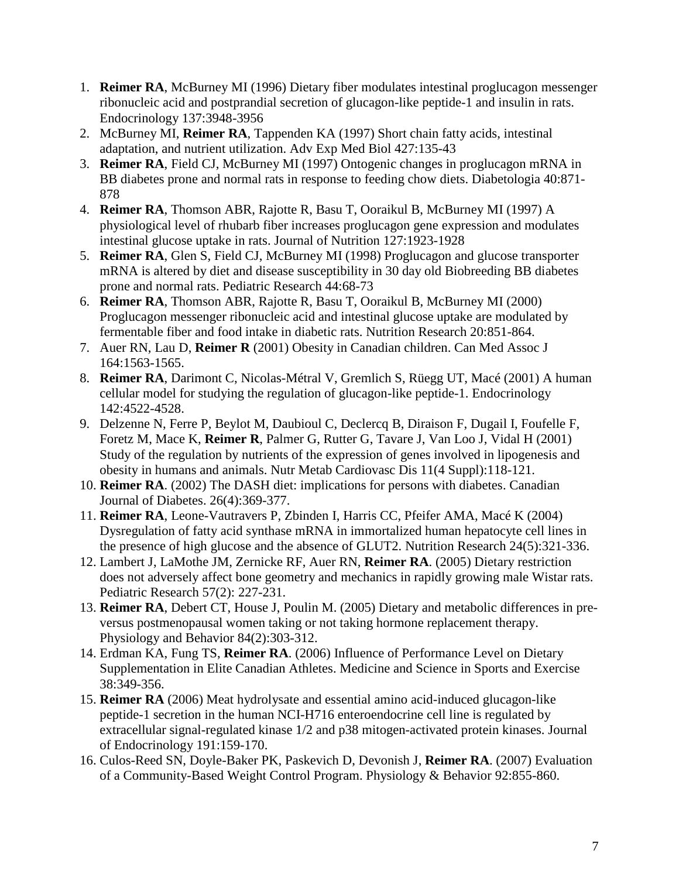1. **Reimer RA**, McBurney MI (1996) Dietary fiber modulates intestinal proglucagon messenger ribonucleic acid and postprandial secretion of glucagon-like peptide-1 and insulin in rats. Endocrinology 137:3948-3956
2. McBurney MI, **Reimer RA**, Tappenden KA (1997) Short chain fatty acids, intestinal adaptation, and nutrient utilization. Adv Exp Med Biol 427:135-43
3. **Reimer RA**, Field CJ, McBurney MI (1997) Ontogenic changes in proglucagon mRNA in BB diabetes prone and normal rats in response to feeding chow diets. Diabetologia 40:871-878
4. **Reimer RA**, Thomson ABR, Rajotte R, Basu T, Ooraikul B, McBurney MI (1997) A physiological level of rhubarb fiber increases proglucagon gene expression and modulates intestinal glucose uptake in rats. Journal of Nutrition 127:1923-1928
5. **Reimer RA**, Glen S, Field CJ, McBurney MI (1998) Proglucagon and glucose transporter mRNA is altered by diet and disease susceptibility in 30 day old Biobreeding BB diabetes prone and normal rats. Pediatric Research 44:68-73
6. **Reimer RA**, Thomson ABR, Rajotte R, Basu T, Ooraikul B, McBurney MI (2000) Proglucagon messenger ribonucleic acid and intestinal glucose uptake are modulated by fermentable fiber and food intake in diabetic rats. Nutrition Research 20:851-864.
7. Auer RN, Lau D, **Reimer R** (2001) Obesity in Canadian children. Can Med Assoc J 164:1563-1565.
8. **Reimer RA**, Darimont C, Nicolas-Métral V, Gremlich S, Rüegg UT, Macé (2001) A human cellular model for studying the regulation of glucagon-like peptide-1. Endocrinology 142:4522-4528.
9. Delzenne N, Ferre P, Beylot M, Daubioul C, Declercq B, Diraison F, Dugail I, Foufelle F, Foretz M, Mace K, **Reimer R**, Palmer G, Rutter G, Tavare J, Van Loo J, Vidal H (2001) Study of the regulation by nutrients of the expression of genes involved in lipogenesis and obesity in humans and animals. Nutr Metab Cardiovasc Dis 11(4 Suppl):118-121.
10. **Reimer RA**. (2002) The DASH diet: implications for persons with diabetes. Canadian Journal of Diabetes. 26(4):369-377.
11. **Reimer RA**, Leone-Vautravers P, Zbinden I, Harris CC, Pfeifer AMA, Macé K (2004) Dysregulation of fatty acid synthase mRNA in immortalized human hepatocyte cell lines in the presence of high glucose and the absence of GLUT2. Nutrition Research 24(5):321-336.
12. Lambert J, LaMothe JM, Zernicke RF, Auer RN, **Reimer RA**. (2005) Dietary restriction does not adversely affect bone geometry and mechanics in rapidly growing male Wistar rats. Pediatric Research 57(2): 227-231.
13. **Reimer RA**, Debert CT, House J, Poulin M. (2005) Dietary and metabolic differences in pre-versus postmenopausal women taking or not taking hormone replacement therapy. Physiology and Behavior 84(2):303-312.
14. Erdman KA, Fung TS, **Reimer RA**. (2006) Influence of Performance Level on Dietary Supplementation in Elite Canadian Athletes. Medicine and Science in Sports and Exercise 38:349-356.
15. **Reimer RA** (2006) Meat hydrolysate and essential amino acid-induced glucagon-like peptide-1 secretion in the human NCI-H716 enteroendocrine cell line is regulated by extracellular signal-regulated kinase 1/2 and p38 mitogen-activated protein kinases. Journal of Endocrinology 191:159-170.
16. Culos-Reed SN, Doyle-Baker PK, Paskevich D, Devonish J, **Reimer RA**. (2007) Evaluation of a Community-Based Weight Control Program. Physiology & Behavior 92:855-860.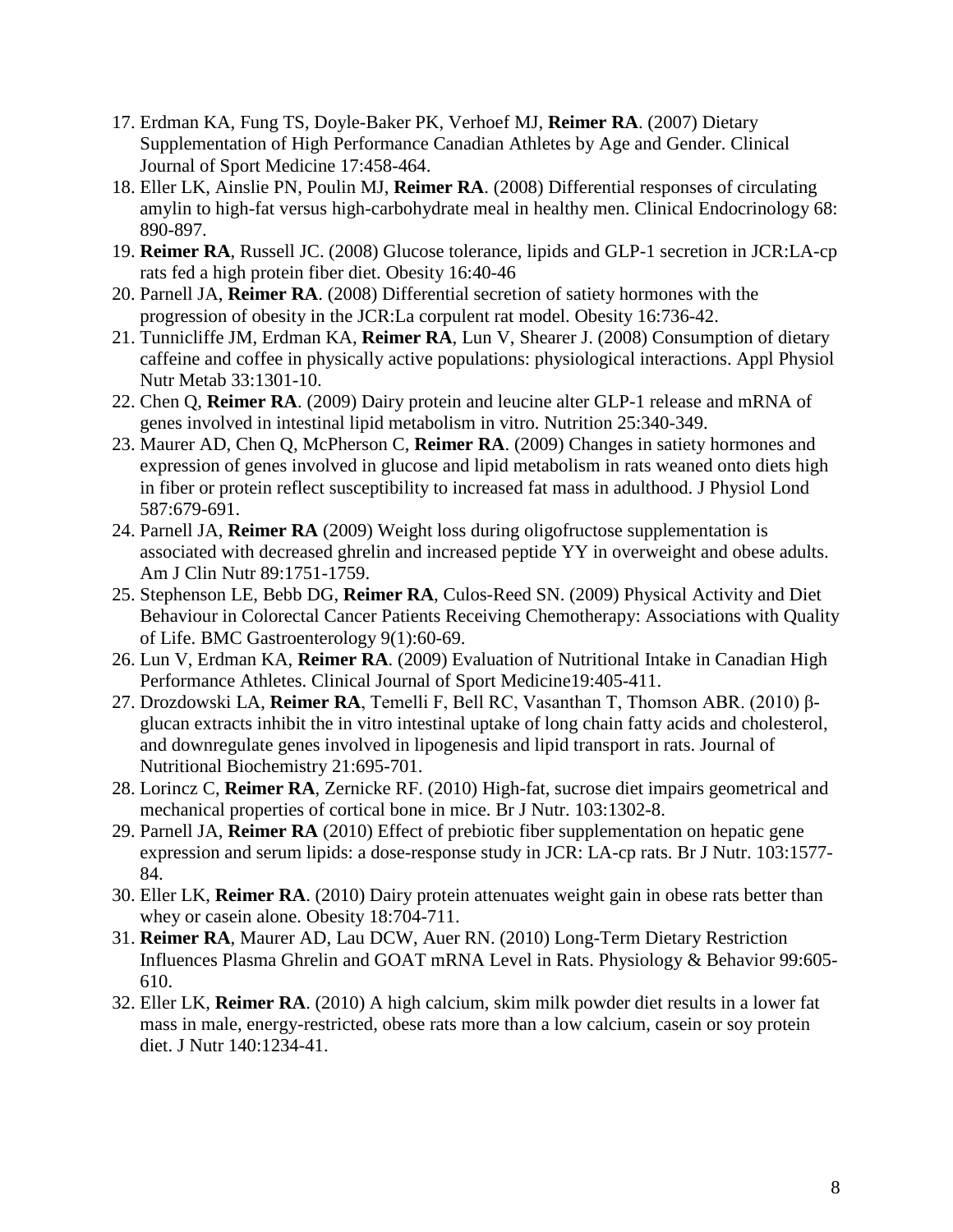17. Erdman KA, Fung TS, Doyle-Baker PK, Verhoef MJ, **Reimer RA**. (2007) Dietary Supplementation of High Performance Canadian Athletes by Age and Gender. Clinical Journal of Sport Medicine 17:458-464.
18. Eller LK, Ainslie PN, Poulin MJ, **Reimer RA**. (2008) Differential responses of circulating amylin to high-fat versus high-carbohydrate meal in healthy men. Clinical Endocrinology 68: 890-897.
19. **Reimer RA**, Russell JC. (2008) Glucose tolerance, lipids and GLP-1 secretion in JCR:LA-cp rats fed a high protein fiber diet. Obesity 16:40-46
20. Parnell JA, **Reimer RA**. (2008) Differential secretion of satiety hormones with the progression of obesity in the JCR:La corpulent rat model. Obesity 16:736-42.
21. Tunnicliffe JM, Erdman KA, **Reimer RA**, Lun V, Shearer J. (2008) Consumption of dietary caffeine and coffee in physically active populations: physiological interactions. Appl Physiol Nutr Metab 33:1301-10.
22. Chen Q, **Reimer RA**. (2009) Dairy protein and leucine alter GLP-1 release and mRNA of genes involved in intestinal lipid metabolism in vitro. Nutrition 25:340-349.
23. Maurer AD, Chen Q, McPherson C, **Reimer RA**. (2009) Changes in satiety hormones and expression of genes involved in glucose and lipid metabolism in rats weaned onto diets high in fiber or protein reflect susceptibility to increased fat mass in adulthood. J Physiol Lond 587:679-691.
24. Parnell JA, **Reimer RA** (2009) Weight loss during oligofructose supplementation is associated with decreased ghrelin and increased peptide YY in overweight and obese adults. Am J Clin Nutr 89:1751-1759.
25. Stephenson LE, Bebb DG, **Reimer RA**, Culos-Reed SN. (2009) Physical Activity and Diet Behaviour in Colorectal Cancer Patients Receiving Chemotherapy: Associations with Quality of Life. BMC Gastroenterology 9(1):60-69.
26. Lun V, Erdman KA, **Reimer RA**. (2009) Evaluation of Nutritional Intake in Canadian High Performance Athletes. Clinical Journal of Sport Medicine19:405-411.
27. Drozdowski LA, **Reimer RA**, Temelli F, Bell RC, Vasanthan T, Thomson ABR. (2010) β-glucan extracts inhibit the in vitro intestinal uptake of long chain fatty acids and cholesterol, and downregulate genes involved in lipogenesis and lipid transport in rats. Journal of Nutritional Biochemistry 21:695-701.
28. Lorincz C, **Reimer RA**, Zernicke RF. (2010) High-fat, sucrose diet impairs geometrical and mechanical properties of cortical bone in mice. Br J Nutr. 103:1302-8.
29. Parnell JA, **Reimer RA** (2010) Effect of prebiotic fiber supplementation on hepatic gene expression and serum lipids: a dose-response study in JCR: LA-cp rats. Br J Nutr. 103:1577-84.
30. Eller LK, **Reimer RA**. (2010) Dairy protein attenuates weight gain in obese rats better than whey or casein alone. Obesity 18:704-711.
31. **Reimer RA**, Maurer AD, Lau DCW, Auer RN. (2010) Long-Term Dietary Restriction Influences Plasma Ghrelin and GOAT mRNA Level in Rats. Physiology & Behavior 99:605-610.
32. Eller LK, **Reimer RA**. (2010) A high calcium, skim milk powder diet results in a lower fat mass in male, energy-restricted, obese rats more than a low calcium, casein or soy protein diet. J Nutr 140:1234-41.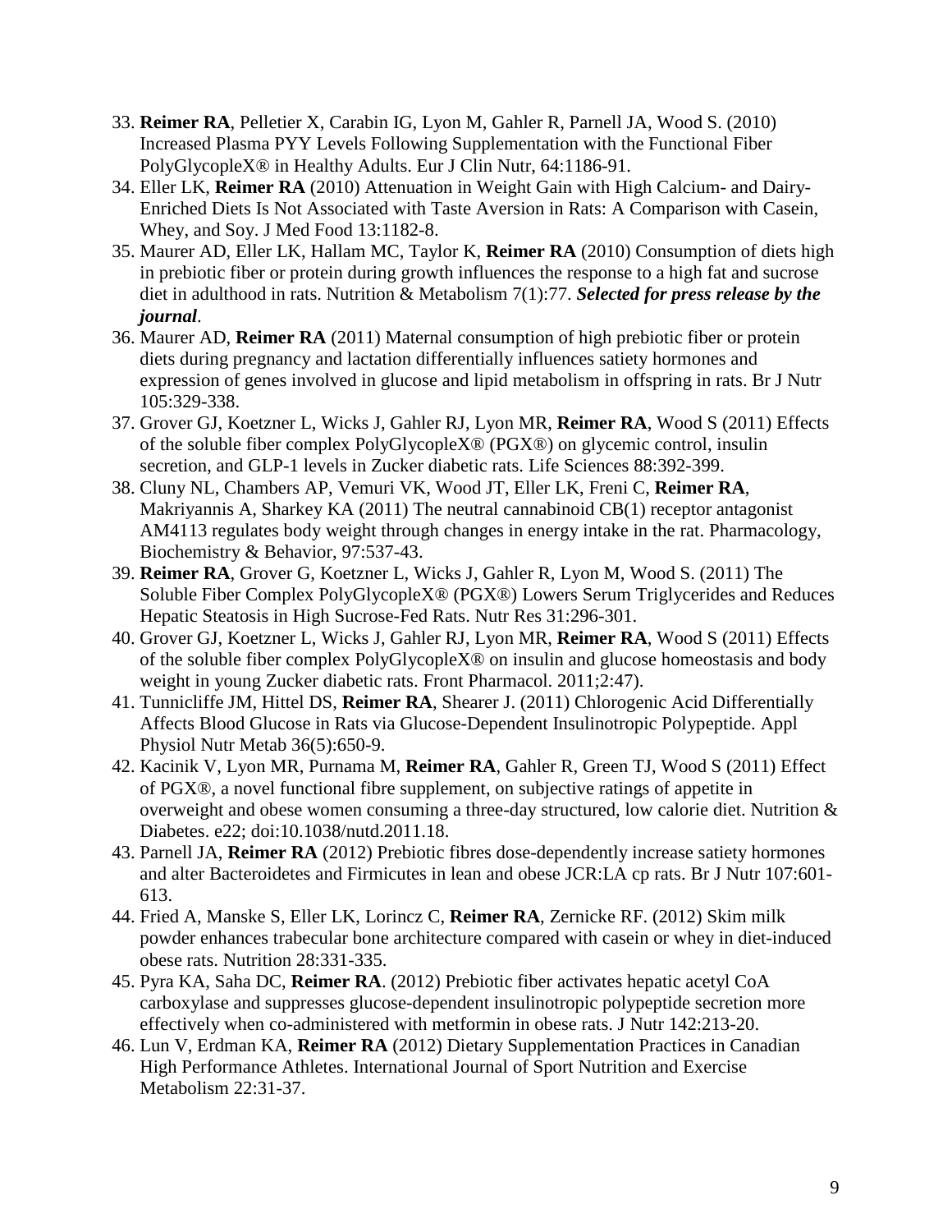33. **Reimer RA**, Pelletier X, Carabin IG, Lyon M, Gahler R, Parnell JA, Wood S. (2010) Increased Plasma PYY Levels Following Supplementation with the Functional Fiber PolyGlycopleX® in Healthy Adults. Eur J Clin Nutr, 64:1186-91.
34. Eller LK, **Reimer RA** (2010) Attenuation in Weight Gain with High Calcium- and Dairy-Enriched Diets Is Not Associated with Taste Aversion in Rats: A Comparison with Casein, Whey, and Soy. J Med Food 13:1182-8.
35. Maurer AD, Eller LK, Hallam MC, Taylor K, **Reimer RA** (2010) Consumption of diets high in prebiotic fiber or protein during growth influences the response to a high fat and sucrose diet in adulthood in rats. Nutrition & Metabolism 7(1):77. ***Selected for press release by the journal***.
36. Maurer AD, **Reimer RA** (2011) Maternal consumption of high prebiotic fiber or protein diets during pregnancy and lactation differentially influences satiety hormones and expression of genes involved in glucose and lipid metabolism in offspring in rats. Br J Nutr 105:329-338.
37. Grover GJ, Koetzner L, Wicks J, Gahler RJ, Lyon MR, **Reimer RA**, Wood S (2011) Effects of the soluble fiber complex PolyGlycopleX® (PGX®) on glycemic control, insulin secretion, and GLP-1 levels in Zucker diabetic rats. Life Sciences 88:392-399.
38. Cluny NL, Chambers AP, Vemuri VK, Wood JT, Eller LK, Freni C, **Reimer RA**, Makriyannis A, Sharkey KA (2011) The neutral cannabinoid CB(1) receptor antagonist AM4113 regulates body weight through changes in energy intake in the rat. Pharmacology, Biochemistry & Behavior, 97:537-43.
39. **Reimer RA**, Grover G, Koetzner L, Wicks J, Gahler R, Lyon M, Wood S. (2011) The Soluble Fiber Complex PolyGlycopleX® (PGX®) Lowers Serum Triglycerides and Reduces Hepatic Steatosis in High Sucrose-Fed Rats. Nutr Res 31:296-301.
40. Grover GJ, Koetzner L, Wicks J, Gahler RJ, Lyon MR, **Reimer RA**, Wood S (2011) Effects of the soluble fiber complex PolyGlycopleX® on insulin and glucose homeostasis and body weight in young Zucker diabetic rats. Front Pharmacol. 2011;2:47).
41. Tunnicliffe JM, Hittel DS, **Reimer RA**, Shearer J. (2011) Chlorogenic Acid Differentially Affects Blood Glucose in Rats via Glucose-Dependent Insulinotropic Polypeptide. Appl Physiol Nutr Metab 36(5):650-9.
42. Kacinik V, Lyon MR, Purnama M, **Reimer RA**, Gahler R, Green TJ, Wood S (2011) Effect of PGX®, a novel functional fibre supplement, on subjective ratings of appetite in overweight and obese women consuming a three-day structured, low calorie diet. Nutrition & Diabetes. e22; doi:10.1038/nutd.2011.18.
43. Parnell JA, **Reimer RA** (2012) Prebiotic fibres dose-dependently increase satiety hormones and alter Bacteroidetes and Firmicutes in lean and obese JCR:LA cp rats. Br J Nutr 107:601-613.
44. Fried A, Manske S, Eller LK, Lorincz C, **Reimer RA**, Zernicke RF. (2012) Skim milk powder enhances trabecular bone architecture compared with casein or whey in diet-induced obese rats. Nutrition 28:331-335.
45. Pyra KA, Saha DC, **Reimer RA**. (2012) Prebiotic fiber activates hepatic acetyl CoA carboxylase and suppresses glucose-dependent insulinotropic polypeptide secretion more effectively when co-administered with metformin in obese rats. J Nutr 142:213-20.
46. Lun V, Erdman KA, **Reimer RA** (2012) Dietary Supplementation Practices in Canadian High Performance Athletes. International Journal of Sport Nutrition and Exercise Metabolism 22:31-37.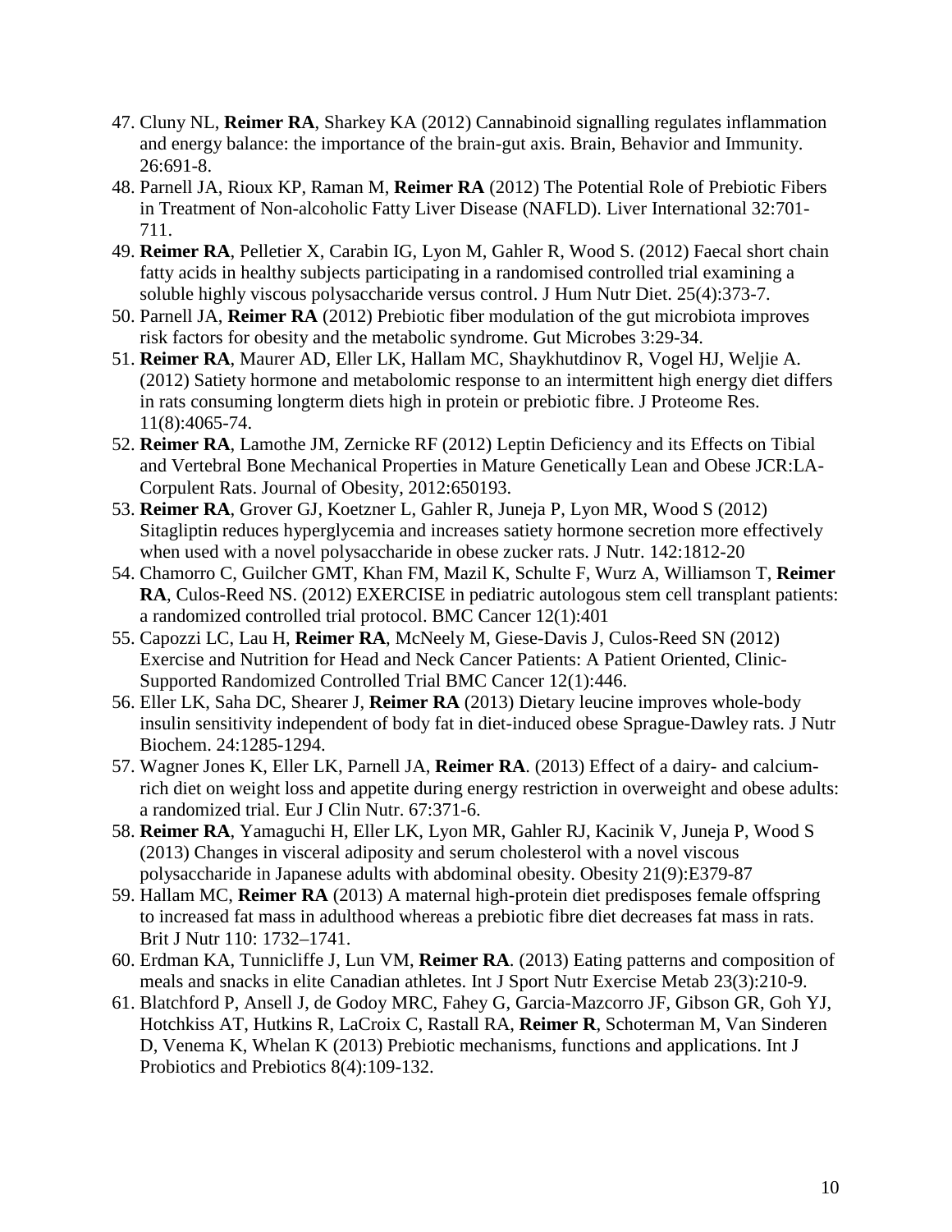47. Cluny NL, **Reimer RA**, Sharkey KA (2012) Cannabinoid signalling regulates inflammation and energy balance: the importance of the brain-gut axis. Brain, Behavior and Immunity. 26:691-8.
48. Parnell JA, Rioux KP, Raman M, **Reimer RA** (2012) The Potential Role of Prebiotic Fibers in Treatment of Non-alcoholic Fatty Liver Disease (NAFLD). Liver International 32:701-711.
49. **Reimer RA**, Pelletier X, Carabin IG, Lyon M, Gahler R, Wood S. (2012) Faecal short chain fatty acids in healthy subjects participating in a randomised controlled trial examining a soluble highly viscous polysaccharide versus control. J Hum Nutr Diet. 25(4):373-7.
50. Parnell JA, **Reimer RA** (2012) Prebiotic fiber modulation of the gut microbiota improves risk factors for obesity and the metabolic syndrome. Gut Microbes 3:29-34.
51. **Reimer RA**, Maurer AD, Eller LK, Hallam MC, Shaykhutdinov R, Vogel HJ, Weljie A. (2012) Satiety hormone and metabolomic response to an intermittent high energy diet differs in rats consuming longterm diets high in protein or prebiotic fibre. J Proteome Res. 11(8):4065-74.
52. **Reimer RA**, Lamothe JM, Zernicke RF (2012) Leptin Deficiency and its Effects on Tibial and Vertebral Bone Mechanical Properties in Mature Genetically Lean and Obese JCR:LA-Corpulent Rats. Journal of Obesity, 2012:650193.
53. **Reimer RA**, Grover GJ, Koetzner L, Gahler R, Juneja P, Lyon MR, Wood S (2012) Sitagliptin reduces hyperglycemia and increases satiety hormone secretion more effectively when used with a novel polysaccharide in obese zucker rats. J Nutr. 142:1812-20
54. Chamorro C, Guilcher GMT, Khan FM, Mazil K, Schulte F, Wurz A, Williamson T, **Reimer RA**, Culos-Reed NS. (2012) EXERCISE in pediatric autologous stem cell transplant patients: a randomized controlled trial protocol. BMC Cancer 12(1):401
55. Capozzi LC, Lau H, **Reimer RA**, McNeely M, Giese-Davis J, Culos-Reed SN (2012) Exercise and Nutrition for Head and Neck Cancer Patients: A Patient Oriented, Clinic-Supported Randomized Controlled Trial BMC Cancer 12(1):446.
56. Eller LK, Saha DC, Shearer J, **Reimer RA** (2013) Dietary leucine improves whole-body insulin sensitivity independent of body fat in diet-induced obese Sprague-Dawley rats. J Nutr Biochem. 24:1285-1294.
57. Wagner Jones K, Eller LK, Parnell JA, **Reimer RA**. (2013) Effect of a dairy- and calcium-rich diet on weight loss and appetite during energy restriction in overweight and obese adults: a randomized trial. Eur J Clin Nutr. 67:371-6.
58. **Reimer RA**, Yamaguchi H, Eller LK, Lyon MR, Gahler RJ, Kacinik V, Juneja P, Wood S (2013) Changes in visceral adiposity and serum cholesterol with a novel viscous polysaccharide in Japanese adults with abdominal obesity. Obesity 21(9):E379-87
59. Hallam MC, **Reimer RA** (2013) A maternal high-protein diet predisposes female offspring to increased fat mass in adulthood whereas a prebiotic fibre diet decreases fat mass in rats. Brit J Nutr 110: 1732–1741.
60. Erdman KA, Tunnicliffe J, Lun VM, **Reimer RA**. (2013) Eating patterns and composition of meals and snacks in elite Canadian athletes. Int J Sport Nutr Exercise Metab 23(3):210-9.
61. Blatchford P, Ansell J, de Godoy MRC, Fahey G, Garcia-Mazcorro JF, Gibson GR, Goh YJ, Hotchkiss AT, Hutkins R, LaCroix C, Rastall RA, **Reimer R**, Schoterman M, Van Sinderen D, Venema K, Whelan K (2013) Prebiotic mechanisms, functions and applications. Int J Probiotics and Prebiotics 8(4):109-132.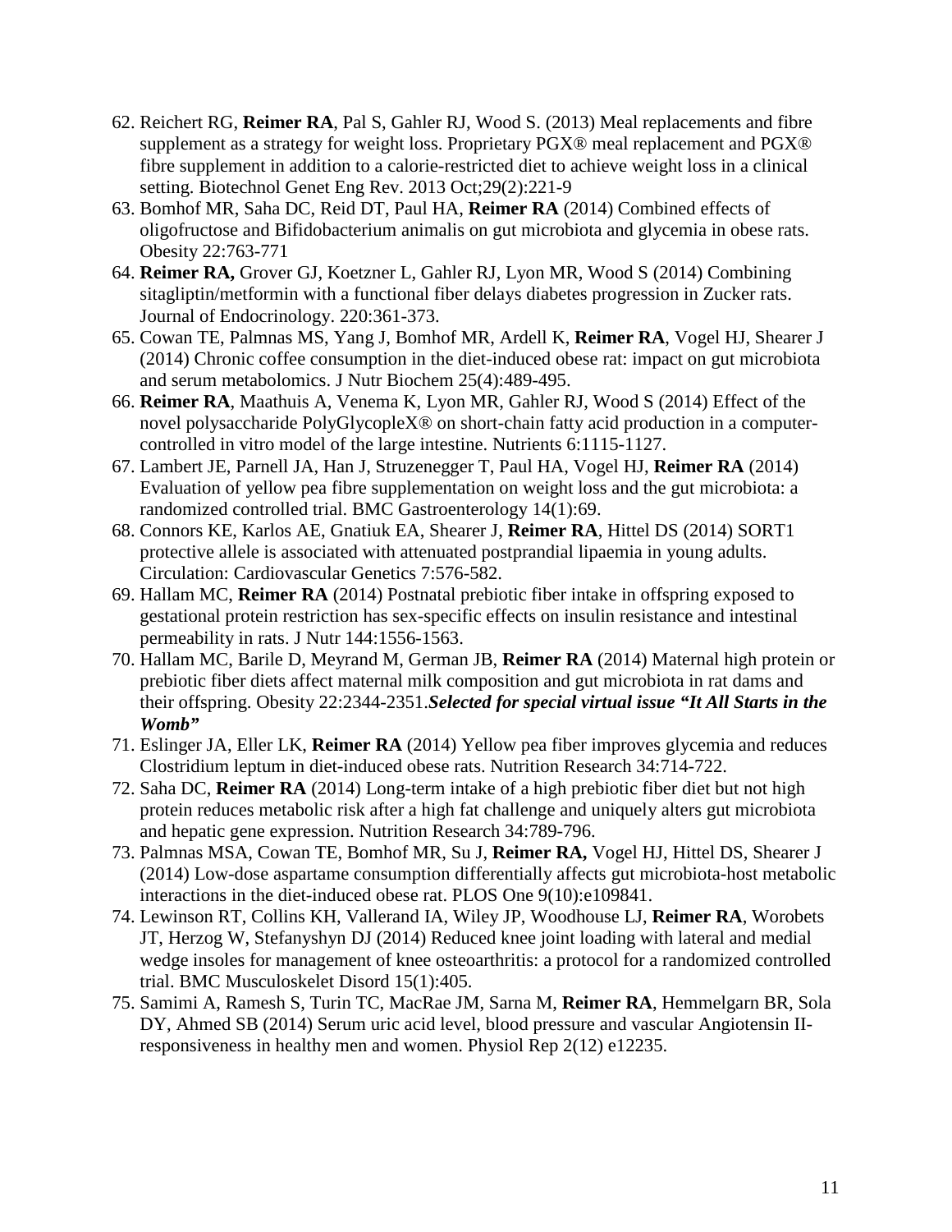62. Reichert RG, **Reimer RA**, Pal S, Gahler RJ, Wood S. (2013) Meal replacements and fibre supplement as a strategy for weight loss. Proprietary PGX® meal replacement and PGX® fibre supplement in addition to a calorie-restricted diet to achieve weight loss in a clinical setting. Biotechnol Genet Eng Rev. 2013 Oct;29(2):221-9
63. Bomhof MR, Saha DC, Reid DT, Paul HA, **Reimer RA** (2014) Combined effects of oligofructose and Bifidobacterium animalis on gut microbiota and glycemia in obese rats. Obesity 22:763-771
64. **Reimer RA,** Grover GJ, Koetzner L, Gahler RJ, Lyon MR, Wood S (2014) Combining sitagliptin/metformin with a functional fiber delays diabetes progression in Zucker rats. Journal of Endocrinology. 220:361-373.
65. Cowan TE, Palmnas MS, Yang J, Bomhof MR, Ardell K, **Reimer RA**, Vogel HJ, Shearer J (2014) Chronic coffee consumption in the diet-induced obese rat: impact on gut microbiota and serum metabolomics. J Nutr Biochem 25(4):489-495.
66. **Reimer RA**, Maathuis A, Venema K, Lyon MR, Gahler RJ, Wood S (2014) Effect of the novel polysaccharide PolyGlycopleX® on short-chain fatty acid production in a computer-controlled in vitro model of the large intestine. Nutrients 6:1115-1127.
67. Lambert JE, Parnell JA, Han J, Struzenegger T, Paul HA, Vogel HJ, **Reimer RA** (2014) Evaluation of yellow pea fibre supplementation on weight loss and the gut microbiota: a randomized controlled trial. BMC Gastroenterology 14(1):69.
68. Connors KE, Karlos AE, Gnatiuk EA, Shearer J, **Reimer RA**, Hittel DS (2014) SORT1 protective allele is associated with attenuated postprandial lipaemia in young adults. Circulation: Cardiovascular Genetics 7:576-582.
69. Hallam MC, **Reimer RA** (2014) Postnatal prebiotic fiber intake in offspring exposed to gestational protein restriction has sex-specific effects on insulin resistance and intestinal permeability in rats. J Nutr 144:1556-1563.
70. Hallam MC, Barile D, Meyrand M, German JB, **Reimer RA** (2014) Maternal high protein or prebiotic fiber diets affect maternal milk composition and gut microbiota in rat dams and their offspring. Obesity 22:2344-2351.***Selected for special virtual issue "It All Starts in the Womb"***
71. Eslinger JA, Eller LK, **Reimer RA** (2014) Yellow pea fiber improves glycemia and reduces Clostridium leptum in diet-induced obese rats. Nutrition Research 34:714-722.
72. Saha DC, **Reimer RA** (2014) Long-term intake of a high prebiotic fiber diet but not high protein reduces metabolic risk after a high fat challenge and uniquely alters gut microbiota and hepatic gene expression. Nutrition Research 34:789-796.
73. Palmnas MSA, Cowan TE, Bomhof MR, Su J, **Reimer RA,** Vogel HJ, Hittel DS, Shearer J (2014) Low-dose aspartame consumption differentially affects gut microbiota-host metabolic interactions in the diet-induced obese rat. PLOS One 9(10):e109841.
74. Lewinson RT, Collins KH, Vallerand IA, Wiley JP, Woodhouse LJ, **Reimer RA**, Worobets JT, Herzog W, Stefanyshyn DJ (2014) Reduced knee joint loading with lateral and medial wedge insoles for management of knee osteoarthritis: a protocol for a randomized controlled trial. BMC Musculoskelet Disord 15(1):405.
75. Samimi A, Ramesh S, Turin TC, MacRae JM, Sarna M, **Reimer RA**, Hemmelgarn BR, Sola DY, Ahmed SB (2014) Serum uric acid level, blood pressure and vascular Angiotensin II-responsiveness in healthy men and women. Physiol Rep 2(12) e12235.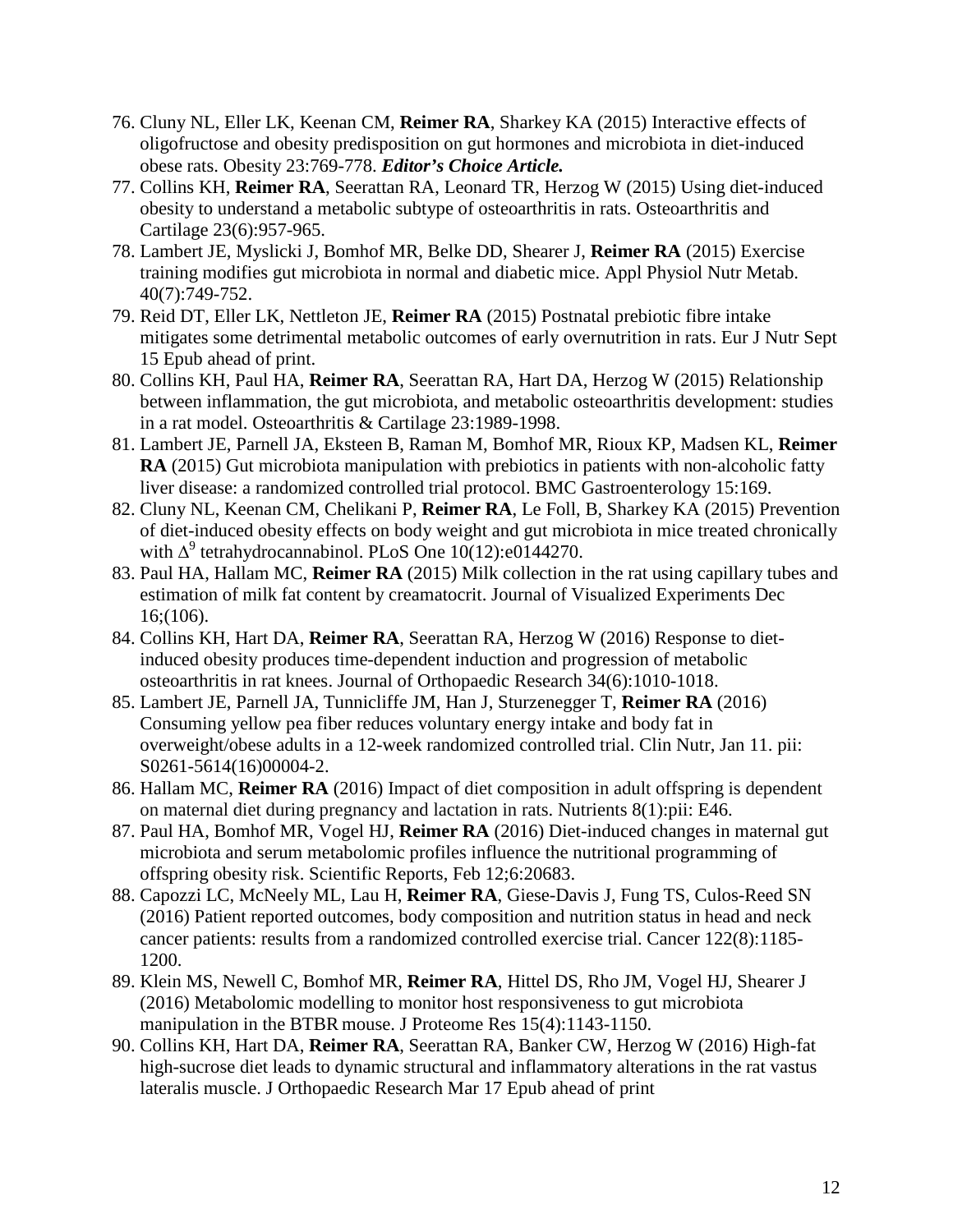76. Cluny NL, Eller LK, Keenan CM, **Reimer RA**, Sharkey KA (2015) Interactive effects of oligofructose and obesity predisposition on gut hormones and microbiota in diet-induced obese rats. Obesity 23:769-778. ***Editor's Choice Article.***
77. Collins KH, **Reimer RA**, Seerattan RA, Leonard TR, Herzog W (2015) Using diet-induced obesity to understand a metabolic subtype of osteoarthritis in rats. Osteoarthritis and Cartilage 23(6):957-965.
78. Lambert JE, Myslicki J, Bomhof MR, Belke DD, Shearer J, **Reimer RA** (2015) Exercise training modifies gut microbiota in normal and diabetic mice. Appl Physiol Nutr Metab. 40(7):749-752.
79. Reid DT, Eller LK, Nettleton JE, **Reimer RA** (2015) Postnatal prebiotic fibre intake mitigates some detrimental metabolic outcomes of early overnutrition in rats. Eur J Nutr Sept 15 Epub ahead of print.
80. Collins KH, Paul HA, **Reimer RA**, Seerattan RA, Hart DA, Herzog W (2015) Relationship between inflammation, the gut microbiota, and metabolic osteoarthritis development: studies in a rat model. Osteoarthritis & Cartilage 23:1989-1998.
81. Lambert JE, Parnell JA, Eksteen B, Raman M, Bomhof MR, Rioux KP, Madsen KL, **Reimer RA** (2015) Gut microbiota manipulation with prebiotics in patients with non-alcoholic fatty liver disease: a randomized controlled trial protocol. BMC Gastroenterology 15:169.
82. Cluny NL, Keenan CM, Chelikani P, **Reimer RA**, Le Foll, B, Sharkey KA (2015) Prevention of diet-induced obesity effects on body weight and gut microbiota in mice treated chronically with $\Delta^9$ tetrahydrocannabinol. PLoS One 10(12):e0144270.
83. Paul HA, Hallam MC, **Reimer RA** (2015) Milk collection in the rat using capillary tubes and estimation of milk fat content by creamatocrit. Journal of Visualized Experiments Dec 16;(106).
84. Collins KH, Hart DA, **Reimer RA**, Seerattan RA, Herzog W (2016) Response to diet-induced obesity produces time-dependent induction and progression of metabolic osteoarthritis in rat knees. Journal of Orthopaedic Research 34(6):1010-1018.
85. Lambert JE, Parnell JA, Tunnicliffe JM, Han J, Sturzenegger T, **Reimer RA** (2016) Consuming yellow pea fiber reduces voluntary energy intake and body fat in overweight/obese adults in a 12-week randomized controlled trial. Clin Nutr, Jan 11. pii: S0261-5614(16)00004-2.
86. Hallam MC, **Reimer RA** (2016) Impact of diet composition in adult offspring is dependent on maternal diet during pregnancy and lactation in rats. Nutrients 8(1):pii: E46.
87. Paul HA, Bomhof MR, Vogel HJ, **Reimer RA** (2016) Diet-induced changes in maternal gut microbiota and serum metabolomic profiles influence the nutritional programming of offspring obesity risk. Scientific Reports, Feb 12;6:20683.
88. Capozzi LC, McNeely ML, Lau H, **Reimer RA**, Giese-Davis J, Fung TS, Culos-Reed SN (2016) Patient reported outcomes, body composition and nutrition status in head and neck cancer patients: results from a randomized controlled exercise trial. Cancer 122(8):1185-1200.
89. Klein MS, Newell C, Bomhof MR, **Reimer RA**, Hittel DS, Rho JM, Vogel HJ, Shearer J (2016) Metabolomic modelling to monitor host responsiveness to gut microbiota manipulation in the BTBR mouse. J Proteome Res 15(4):1143-1150.
90. Collins KH, Hart DA, **Reimer RA**, Seerattan RA, Banker CW, Herzog W (2016) High-fat high-sucrose diet leads to dynamic structural and inflammatory alterations in the rat vastus lateralis muscle. J Orthopaedic Research Mar 17 Epub ahead of print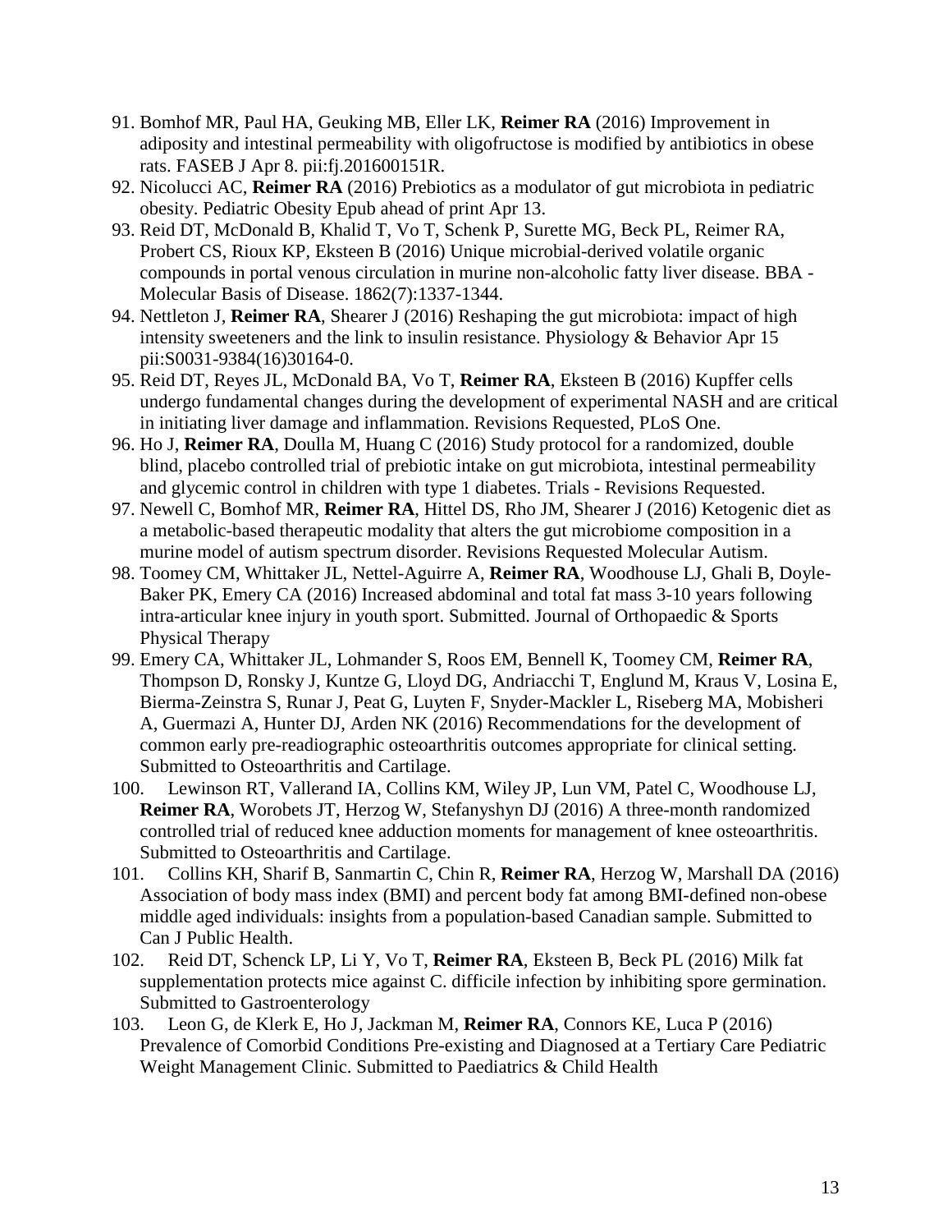91. Bomhof MR, Paul HA, Geuking MB, Eller LK, **Reimer RA** (2016) Improvement in adiposity and intestinal permeability with oligofructose is modified by antibiotics in obese rats. FASEB J Apr 8. pii:fj.201600151R.
92. Nicolucci AC, **Reimer RA** (2016) Prebiotics as a modulator of gut microbiota in pediatric obesity. Pediatric Obesity Epub ahead of print Apr 13.
93. Reid DT, McDonald B, Khalid T, Vo T, Schenk P, Surette MG, Beck PL, Reimer RA, Probert CS, Rioux KP, Eksteen B (2016) Unique microbial-derived volatile organic compounds in portal venous circulation in murine non-alcoholic fatty liver disease. BBA - Molecular Basis of Disease. 1862(7):1337-1344.
94. Nettleton J, **Reimer RA**, Shearer J (2016) Reshaping the gut microbiota: impact of high intensity sweeteners and the link to insulin resistance. Physiology & Behavior Apr 15 pii:S0031-9384(16)30164-0.
95. Reid DT, Reyes JL, McDonald BA, Vo T, **Reimer RA**, Eksteen B (2016) Kupffer cells undergo fundamental changes during the development of experimental NASH and are critical in initiating liver damage and inflammation. Revisions Requested, PLoS One.
96. Ho J, **Reimer RA**, Doulla M, Huang C (2016) Study protocol for a randomized, double blind, placebo controlled trial of prebiotic intake on gut microbiota, intestinal permeability and glycemic control in children with type 1 diabetes. Trials - Revisions Requested.
97. Newell C, Bomhof MR, **Reimer RA**, Hittel DS, Rho JM, Shearer J (2016) Ketogenic diet as a metabolic-based therapeutic modality that alters the gut microbiome composition in a murine model of autism spectrum disorder. Revisions Requested Molecular Autism.
98. Toomey CM, Whittaker JL, Nettel-Aguirre A, **Reimer RA**, Woodhouse LJ, Ghali B, Doyle-Baker PK, Emery CA (2016) Increased abdominal and total fat mass 3-10 years following intra-articular knee injury in youth sport. Submitted. Journal of Orthopaedic & Sports Physical Therapy
99. Emery CA, Whittaker JL, Lohmander S, Roos EM, Bennell K, Toomey CM, **Reimer RA**, Thompson D, Ronsky J, Kuntze G, Lloyd DG, Andriacchi T, Englund M, Kraus V, Losina E, Bierma-Zeinstra S, Runar J, Peat G, Luyten F, Snyder-Mackler L, Riseberg MA, Mobisheri A, Guermazi A, Hunter DJ, Arden NK (2016) Recommendations for the development of common early pre-readiographic osteoarthritis outcomes appropriate for clinical setting. Submitted to Osteoarthritis and Cartilage.
100. Lewinson RT, Vallerand IA, Collins KM, Wiley JP, Lun VM, Patel C, Woodhouse LJ, **Reimer RA**, Worobets JT, Herzog W, Stefanyshyn DJ (2016) A three-month randomized controlled trial of reduced knee adduction moments for management of knee osteoarthritis. Submitted to Osteoarthritis and Cartilage.
101. Collins KH, Sharif B, Sanmartin C, Chin R, **Reimer RA**, Herzog W, Marshall DA (2016) Association of body mass index (BMI) and percent body fat among BMI-defined non-obese middle aged individuals: insights from a population-based Canadian sample. Submitted to Can J Public Health.
102. Reid DT, Schenck LP, Li Y, Vo T, **Reimer RA**, Eksteen B, Beck PL (2016) Milk fat supplementation protects mice against C. difficile infection by inhibiting spore germination. Submitted to Gastroenterology
103. Leon G, de Klerk E, Ho J, Jackman M, **Reimer RA**, Connors KE, Luca P (2016) Prevalence of Comorbid Conditions Pre-existing and Diagnosed at a Tertiary Care Pediatric Weight Management Clinic. Submitted to Paediatrics & Child Health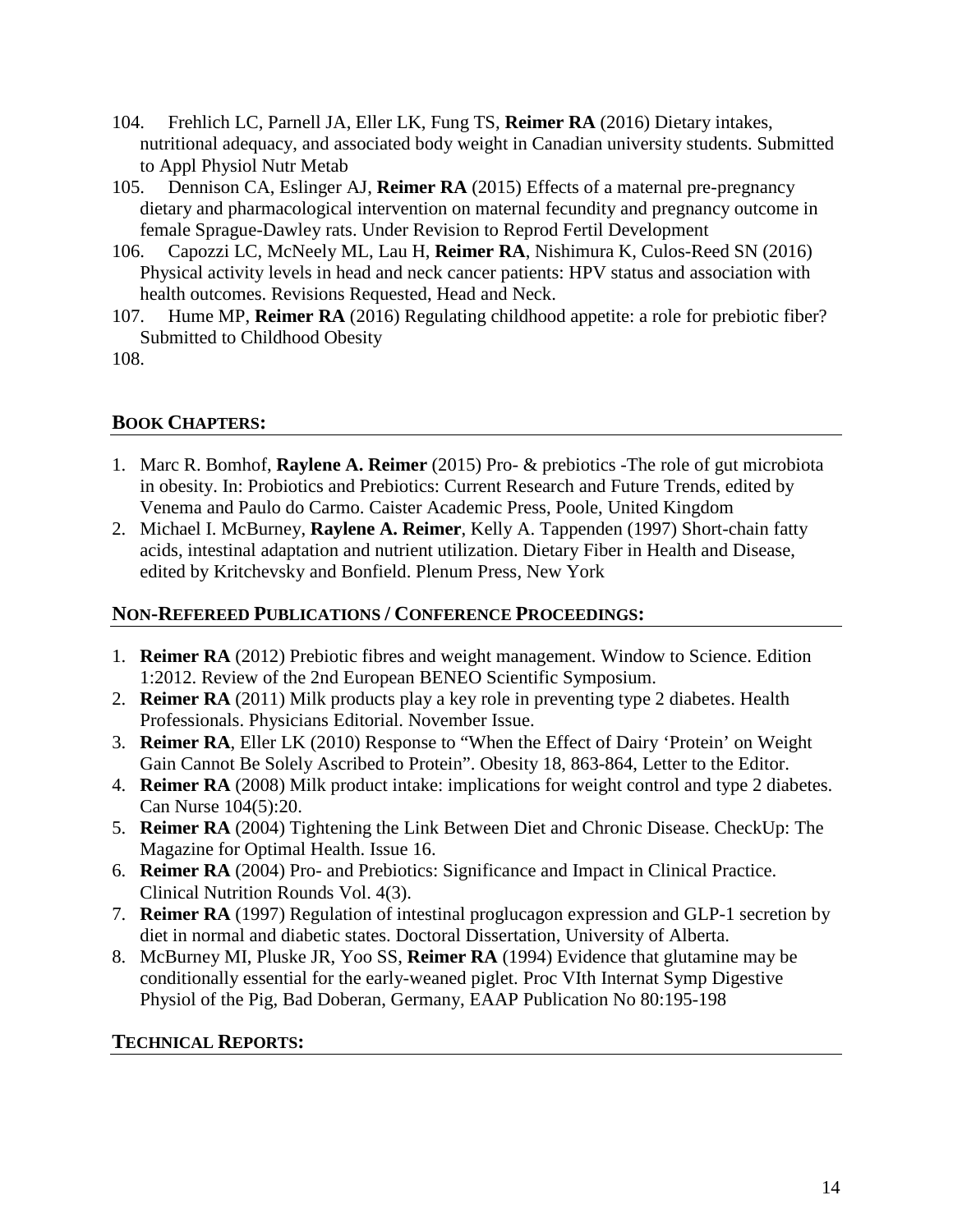104. Frehlich LC, Parnell JA, Eller LK, Fung TS, **Reimer RA** (2016) Dietary intakes, nutritional adequacy, and associated body weight in Canadian university students. Submitted to Appl Physiol Nutr Metab
105. Dennison CA, Eslinger AJ, **Reimer RA** (2015) Effects of a maternal pre-pregnancy dietary and pharmacological intervention on maternal fecundity and pregnancy outcome in female Sprague-Dawley rats. Under Revision to Reprod Fertil Development
106. Capozzi LC, McNeely ML, Lau H, **Reimer RA**, Nishimura K, Culos-Reed SN (2016) Physical activity levels in head and neck cancer patients: HPV status and association with health outcomes. Revisions Requested, Head and Neck.
107. Hume MP, **Reimer RA** (2016) Regulating childhood appetite: a role for prebiotic fiber? Submitted to Childhood Obesity
108.

## BOOK CHAPTERS:

1. Marc R. Bomhof, **Raylene A. Reimer** (2015) Pro- & prebiotics -The role of gut microbiota in obesity. In: Probiotics and Prebiotics: Current Research and Future Trends, edited by Venema and Paulo do Carmo. Caister Academic Press, Poole, United Kingdom
2. Michael I. McBurney, **Raylene A. Reimer**, Kelly A. Tappenden (1997) Short-chain fatty acids, intestinal adaptation and nutrient utilization. Dietary Fiber in Health and Disease, edited by Kritchevsky and Bonfield. Plenum Press, New York

## NON-REFEREED PUBLICATIONS / CONFERENCE PROCEEDINGS:

1. **Reimer RA** (2012) Prebiotic fibres and weight management. Window to Science. Edition 1:2012. Review of the 2nd European BENEO Scientific Symposium.
2. **Reimer RA** (2011) Milk products play a key role in preventing type 2 diabetes. Health Professionals. Physicians Editorial. November Issue.
3. **Reimer RA**, Eller LK (2010) Response to "When the Effect of Dairy 'Protein' on Weight Gain Cannot Be Solely Ascribed to Protein". Obesity 18, 863-864, Letter to the Editor.
4. **Reimer RA** (2008) Milk product intake: implications for weight control and type 2 diabetes. Can Nurse 104(5):20.
5. **Reimer RA** (2004) Tightening the Link Between Diet and Chronic Disease. CheckUp: The Magazine for Optimal Health. Issue 16.
6. **Reimer RA** (2004) Pro- and Prebiotics: Significance and Impact in Clinical Practice. Clinical Nutrition Rounds Vol. 4(3).
7. **Reimer RA** (1997) Regulation of intestinal proglucagon expression and GLP-1 secretion by diet in normal and diabetic states. Doctoral Dissertation, University of Alberta.
8. McBurney MI, Pluske JR, Yoo SS, **Reimer RA** (1994) Evidence that glutamine may be conditionally essential for the early-weaned piglet. Proc VIth Internat Symp Digestive Physiol of the Pig, Bad Doberan, Germany, EAAP Publication No 80:195-198

## TECHNICAL REPORTS: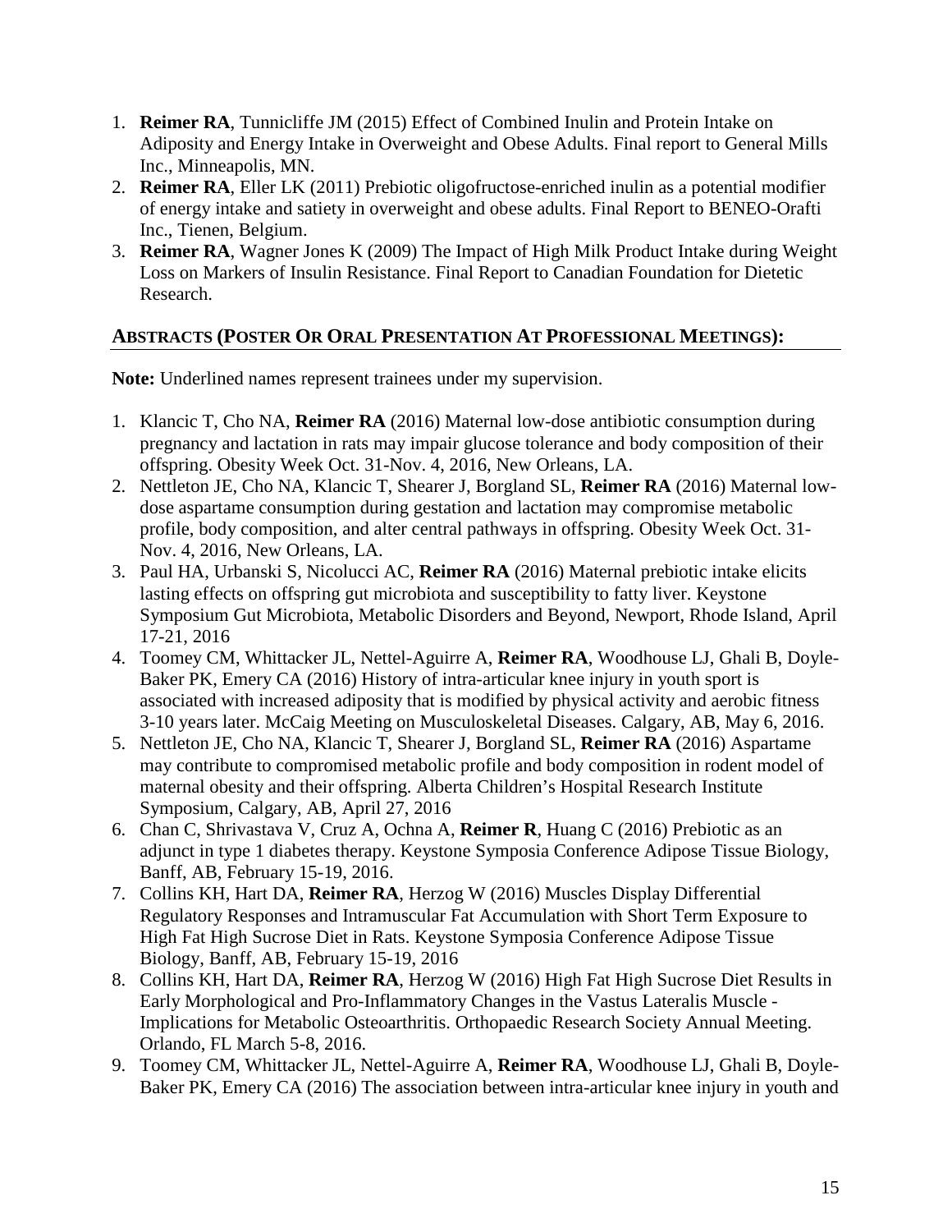1. **Reimer RA**, Tunnicliffe JM (2015) Effect of Combined Inulin and Protein Intake on Adiposity and Energy Intake in Overweight and Obese Adults. Final report to General Mills Inc., Minneapolis, MN.
2. **Reimer RA**, Eller LK (2011) Prebiotic oligofructose-enriched inulin as a potential modifier of energy intake and satiety in overweight and obese adults. Final Report to BENEO-Orafti Inc., Tienen, Belgium.
3. **Reimer RA**, Wagner Jones K (2009) The Impact of High Milk Product Intake during Weight Loss on Markers of Insulin Resistance. Final Report to Canadian Foundation for Dietetic Research.

## ABSTRACTS (POSTER OR ORAL PRESENTATION AT PROFESSIONAL MEETINGS):

**Note:** Underlined names represent trainees under my supervision.

1. Klancic T, Cho NA, **Reimer RA** (2016) Maternal low-dose antibiotic consumption during pregnancy and lactation in rats may impair glucose tolerance and body composition of their offspring. Obesity Week Oct. 31-Nov. 4, 2016, New Orleans, LA.
2. Nettleton JE, Cho NA, Klancic T, Shearer J, Borgland SL, **Reimer RA** (2016) Maternal low-dose aspartame consumption during gestation and lactation may compromise metabolic profile, body composition, and alter central pathways in offspring. Obesity Week Oct. 31-Nov. 4, 2016, New Orleans, LA.
3. Paul HA, Urbanski S, Nicolucci AC, **Reimer RA** (2016) Maternal prebiotic intake elicits lasting effects on offspring gut microbiota and susceptibility to fatty liver. Keystone Symposium Gut Microbiota, Metabolic Disorders and Beyond, Newport, Rhode Island, April 17-21, 2016
4. Toomey CM, Whittacker JL, Nettel-Aguirre A, **Reimer RA**, Woodhouse LJ, Ghali B, Doyle-Baker PK, Emery CA (2016) History of intra-articular knee injury in youth sport is associated with increased adiposity that is modified by physical activity and aerobic fitness 3-10 years later. McCaig Meeting on Musculoskeletal Diseases. Calgary, AB, May 6, 2016.
5. Nettleton JE, Cho NA, Klancic T, Shearer J, Borgland SL, **Reimer RA** (2016) Aspartame may contribute to compromised metabolic profile and body composition in rodent model of maternal obesity and their offspring. Alberta Children's Hospital Research Institute Symposium, Calgary, AB, April 27, 2016
6. Chan C, Shrivastava V, Cruz A, Ochna A, **Reimer R**, Huang C (2016) Prebiotic as an adjunct in type 1 diabetes therapy. Keystone Symposia Conference Adipose Tissue Biology, Banff, AB, February 15-19, 2016.
7. Collins KH, Hart DA, **Reimer RA**, Herzog W (2016) Muscles Display Differential Regulatory Responses and Intramuscular Fat Accumulation with Short Term Exposure to High Fat High Sucrose Diet in Rats. Keystone Symposia Conference Adipose Tissue Biology, Banff, AB, February 15-19, 2016
8. Collins KH, Hart DA, **Reimer RA**, Herzog W (2016) High Fat High Sucrose Diet Results in Early Morphological and Pro-Inflammatory Changes in the Vastus Lateralis Muscle - Implications for Metabolic Osteoarthritis. Orthopaedic Research Society Annual Meeting. Orlando, FL March 5-8, 2016.
9. Toomey CM, Whittacker JL, Nettel-Aguirre A, **Reimer RA**, Woodhouse LJ, Ghali B, Doyle-Baker PK, Emery CA (2016) The association between intra-articular knee injury in youth and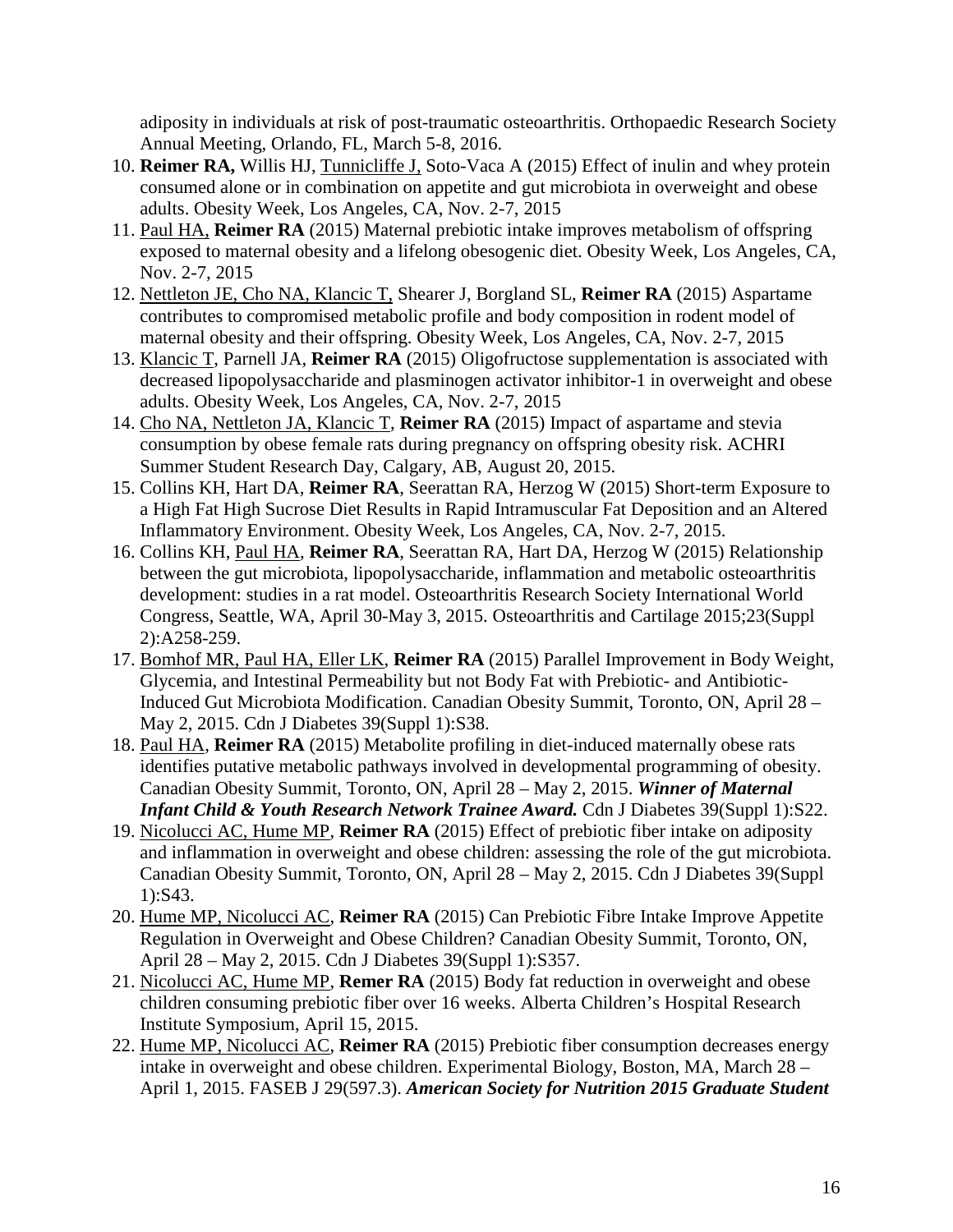adiposity in individuals at risk of post-traumatic osteoarthritis. Orthopaedic Research Society Annual Meeting, Orlando, FL, March 5-8, 2016.

10. **Reimer RA,** Willis HJ, Tunnicliffe J, Soto-Vaca A (2015) Effect of inulin and whey protein consumed alone or in combination on appetite and gut microbiota in overweight and obese adults. Obesity Week, Los Angeles, CA, Nov. 2-7, 2015
11. Paul HA, **Reimer RA** (2015) Maternal prebiotic intake improves metabolism of offspring exposed to maternal obesity and a lifelong obesogenic diet. Obesity Week, Los Angeles, CA, Nov. 2-7, 2015
12. Nettleton JE, Cho NA, Klancic T, Shearer J, Borgland SL, **Reimer RA** (2015) Aspartame contributes to compromised metabolic profile and body composition in rodent model of maternal obesity and their offspring. Obesity Week, Los Angeles, CA, Nov. 2-7, 2015
13. Klancic T, Parnell JA, **Reimer RA** (2015) Oligofructose supplementation is associated with decreased lipopolysaccharide and plasminogen activator inhibitor-1 in overweight and obese adults. Obesity Week, Los Angeles, CA, Nov. 2-7, 2015
14. Cho NA, Nettleton JA, Klancic T, **Reimer RA** (2015) Impact of aspartame and stevia consumption by obese female rats during pregnancy on offspring obesity risk. ACHRI Summer Student Research Day, Calgary, AB, August 20, 2015.
15. Collins KH, Hart DA, **Reimer RA**, Seerattan RA, Herzog W (2015) Short-term Exposure to a High Fat High Sucrose Diet Results in Rapid Intramuscular Fat Deposition and an Altered Inflammatory Environment. Obesity Week, Los Angeles, CA, Nov. 2-7, 2015.
16. Collins KH, Paul HA, **Reimer RA**, Seerattan RA, Hart DA, Herzog W (2015) Relationship between the gut microbiota, lipopolysaccharide, inflammation and metabolic osteoarthritis development: studies in a rat model. Osteoarthritis Research Society International World Congress, Seattle, WA, April 30-May 3, 2015. Osteoarthritis and Cartilage 2015;23(Suppl 2):A258-259.
17. Bomhof MR, Paul HA, Eller LK, **Reimer RA** (2015) Parallel Improvement in Body Weight, Glycemia, and Intestinal Permeability but not Body Fat with Prebiotic- and Antibiotic-Induced Gut Microbiota Modification. Canadian Obesity Summit, Toronto, ON, April 28 – May 2, 2015. Cdn J Diabetes 39(Suppl 1):S38.
18. Paul HA, **Reimer RA** (2015) Metabolite profiling in diet-induced maternally obese rats identifies putative metabolic pathways involved in developmental programming of obesity. Canadian Obesity Summit, Toronto, ON, April 28 – May 2, 2015. ***Winner of Maternal Infant Child & Youth Research Network Trainee Award.*** Cdn J Diabetes 39(Suppl 1):S22.
19. Nicolucci AC, Hume MP, **Reimer RA** (2015) Effect of prebiotic fiber intake on adiposity and inflammation in overweight and obese children: assessing the role of the gut microbiota. Canadian Obesity Summit, Toronto, ON, April 28 – May 2, 2015. Cdn J Diabetes 39(Suppl 1):S43.
20. Hume MP, Nicolucci AC, **Reimer RA** (2015) Can Prebiotic Fibre Intake Improve Appetite Regulation in Overweight and Obese Children? Canadian Obesity Summit, Toronto, ON, April 28 – May 2, 2015. Cdn J Diabetes 39(Suppl 1):S357.
21. Nicolucci AC, Hume MP, **Remer RA** (2015) Body fat reduction in overweight and obese children consuming prebiotic fiber over 16 weeks. Alberta Children's Hospital Research Institute Symposium, April 15, 2015.
22. Hume MP, Nicolucci AC, **Reimer RA** (2015) Prebiotic fiber consumption decreases energy intake in overweight and obese children. Experimental Biology, Boston, MA, March 28 – April 1, 2015. FASEB J 29(597.3). ***American Society for Nutrition 2015 Graduate Student***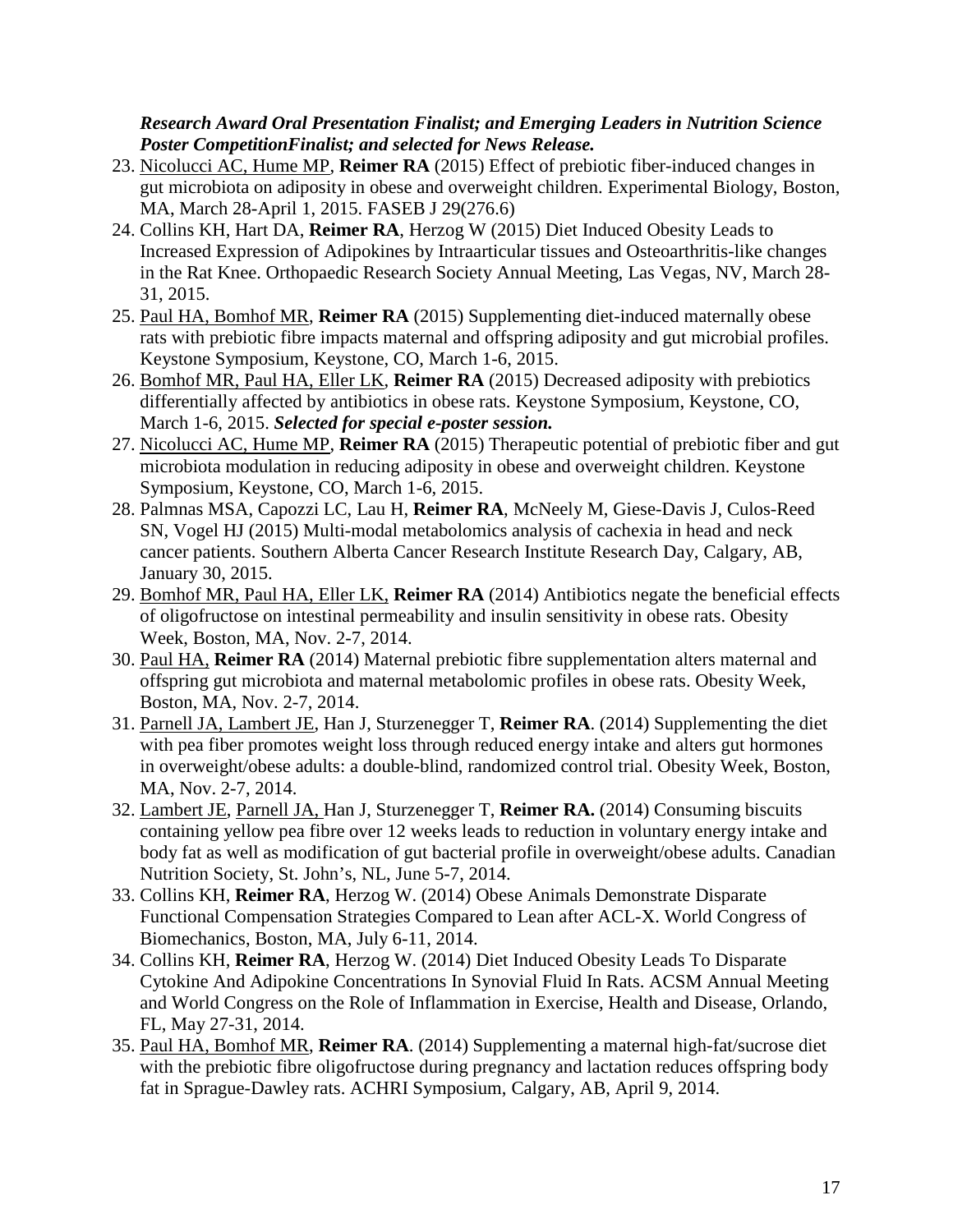***Research Award Oral Presentation Finalist; and Emerging Leaders in Nutrition Science Poster CompetitionFinalist; and selected for News Release.***

23. Nicolucci AC, Hume MP, **Reimer RA** (2015) Effect of prebiotic fiber-induced changes in gut microbiota on adiposity in obese and overweight children. Experimental Biology, Boston, MA, March 28-April 1, 2015. FASEB J 29(276.6)
24. Collins KH, Hart DA, **Reimer RA**, Herzog W (2015) Diet Induced Obesity Leads to Increased Expression of Adipokines by Intraarticular tissues and Osteoarthritis-like changes in the Rat Knee. Orthopaedic Research Society Annual Meeting, Las Vegas, NV, March 28-31, 2015.
25. Paul HA, Bomhof MR, **Reimer RA** (2015) Supplementing diet-induced maternally obese rats with prebiotic fibre impacts maternal and offspring adiposity and gut microbial profiles. Keystone Symposium, Keystone, CO, March 1-6, 2015.
26. Bomhof MR, Paul HA, Eller LK, **Reimer RA** (2015) Decreased adiposity with prebiotics differentially affected by antibiotics in obese rats. Keystone Symposium, Keystone, CO, March 1-6, 2015. ***Selected for special e-poster session.***
27. Nicolucci AC, Hume MP, **Reimer RA** (2015) Therapeutic potential of prebiotic fiber and gut microbiota modulation in reducing adiposity in obese and overweight children. Keystone Symposium, Keystone, CO, March 1-6, 2015.
28. Palmnas MSA, Capozzi LC, Lau H, **Reimer RA**, McNeely M, Giese-Davis J, Culos-Reed SN, Vogel HJ (2015) Multi-modal metabolomics analysis of cachexia in head and neck cancer patients. Southern Alberta Cancer Research Institute Research Day, Calgary, AB, January 30, 2015.
29. Bomhof MR, Paul HA, Eller LK, **Reimer RA** (2014) Antibiotics negate the beneficial effects of oligofructose on intestinal permeability and insulin sensitivity in obese rats. Obesity Week, Boston, MA, Nov. 2-7, 2014.
30. Paul HA, **Reimer RA** (2014) Maternal prebiotic fibre supplementation alters maternal and offspring gut microbiota and maternal metabolomic profiles in obese rats. Obesity Week, Boston, MA, Nov. 2-7, 2014.
31. Parnell JA, Lambert JE, Han J, Sturzenegger T, **Reimer RA**. (2014) Supplementing the diet with pea fiber promotes weight loss through reduced energy intake and alters gut hormones in overweight/obese adults: a double-blind, randomized control trial. Obesity Week, Boston, MA, Nov. 2-7, 2014.
32. Lambert JE, Parnell JA, Han J, Sturzenegger T, **Reimer RA.** (2014) Consuming biscuits containing yellow pea fibre over 12 weeks leads to reduction in voluntary energy intake and body fat as well as modification of gut bacterial profile in overweight/obese adults. Canadian Nutrition Society, St. John's, NL, June 5-7, 2014.
33. Collins KH, **Reimer RA**, Herzog W. (2014) Obese Animals Demonstrate Disparate Functional Compensation Strategies Compared to Lean after ACL-X. World Congress of Biomechanics, Boston, MA, July 6-11, 2014.
34. Collins KH, **Reimer RA**, Herzog W. (2014) Diet Induced Obesity Leads To Disparate Cytokine And Adipokine Concentrations In Synovial Fluid In Rats. ACSM Annual Meeting and World Congress on the Role of Inflammation in Exercise, Health and Disease, Orlando, FL, May 27-31, 2014.
35. Paul HA, Bomhof MR, **Reimer RA**. (2014) Supplementing a maternal high-fat/sucrose diet with the prebiotic fibre oligofructose during pregnancy and lactation reduces offspring body fat in Sprague-Dawley rats. ACHRI Symposium, Calgary, AB, April 9, 2014.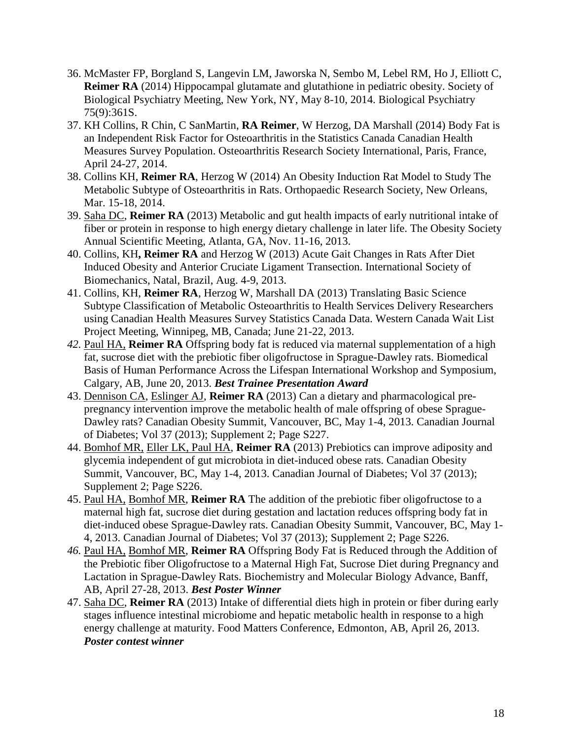36. McMaster FP, Borgland S, Langevin LM, Jaworska N, Sembo M, Lebel RM, Ho J, Elliott C, **Reimer RA** (2014) Hippocampal glutamate and glutathione in pediatric obesity. Society of Biological Psychiatry Meeting, New York, NY, May 8-10, 2014. Biological Psychiatry 75(9):361S.
37. KH Collins, R Chin, C SanMartin, **RA Reimer**, W Herzog, DA Marshall (2014) Body Fat is an Independent Risk Factor for Osteoarthritis in the Statistics Canada Canadian Health Measures Survey Population. Osteoarthritis Research Society International, Paris, France, April 24-27, 2014.
38. Collins KH, **Reimer RA**, Herzog W (2014) An Obesity Induction Rat Model to Study The Metabolic Subtype of Osteoarthritis in Rats. Orthopaedic Research Society, New Orleans, Mar. 15-18, 2014.
39. <u>Saha DC</u>, **Reimer RA** (2013) Metabolic and gut health impacts of early nutritional intake of fiber or protein in response to high energy dietary challenge in later life. The Obesity Society Annual Scientific Meeting, Atlanta, GA, Nov. 11-16, 2013.
40. Collins, KH**, Reimer RA** and Herzog W (2013) Acute Gait Changes in Rats After Diet Induced Obesity and Anterior Cruciate Ligament Transection. International Society of Biomechanics, Natal, Brazil, Aug. 4-9, 2013.
41. Collins, KH, **Reimer RA**, Herzog W, Marshall DA (2013) Translating Basic Science Subtype Classification of Metabolic Osteoarthritis to Health Services Delivery Researchers using Canadian Health Measures Survey Statistics Canada Data. Western Canada Wait List Project Meeting, Winnipeg, MB, Canada; June 21-22, 2013.
42. <u>Paul HA,</u> **Reimer RA** Offspring body fat is reduced via maternal supplementation of a high fat, sucrose diet with the prebiotic fiber oligofructose in Sprague-Dawley rats. Biomedical Basis of Human Performance Across the Lifespan International Workshop and Symposium, Calgary, AB, June 20, 2013. ***Best Trainee Presentation Award***
43. <u>Dennison CA</u>, <u>Eslinger AJ</u>, **Reimer RA** (2013) Can a dietary and pharmacological pre-pregnancy intervention improve the metabolic health of male offspring of obese Sprague-Dawley rats? Canadian Obesity Summit, Vancouver, BC, May 1-4, 2013. Canadian Journal of Diabetes; Vol 37 (2013); Supplement 2; Page S227.
44. <u>Bomhof MR,</u> <u>Eller LK, Paul HA</u>, **Reimer RA** (2013) Prebiotics can improve adiposity and glycemia independent of gut microbiota in diet-induced obese rats. Canadian Obesity Summit, Vancouver, BC, May 1-4, 2013. Canadian Journal of Diabetes; Vol 37 (2013); Supplement 2; Page S226.
45. <u>Paul HA,</u> <u>Bomhof MR</u>, **Reimer RA** The addition of the prebiotic fiber oligofructose to a maternal high fat, sucrose diet during gestation and lactation reduces offspring body fat in diet-induced obese Sprague-Dawley rats. Canadian Obesity Summit, Vancouver, BC, May 1-4, 2013. Canadian Journal of Diabetes; Vol 37 (2013); Supplement 2; Page S226.
46. <u>Paul HA,</u> <u>Bomhof MR</u>, **Reimer RA** Offspring Body Fat is Reduced through the Addition of the Prebiotic fiber Oligofructose to a Maternal High Fat, Sucrose Diet during Pregnancy and Lactation in Sprague-Dawley Rats. Biochemistry and Molecular Biology Advance, Banff, AB, April 27-28, 2013. ***Best Poster Winner***
47. <u>Saha DC</u>, **Reimer RA** (2013) Intake of differential diets high in protein or fiber during early stages influence intestinal microbiome and hepatic metabolic health in response to a high energy challenge at maturity. Food Matters Conference, Edmonton, AB, April 26, 2013. ***Poster contest winner***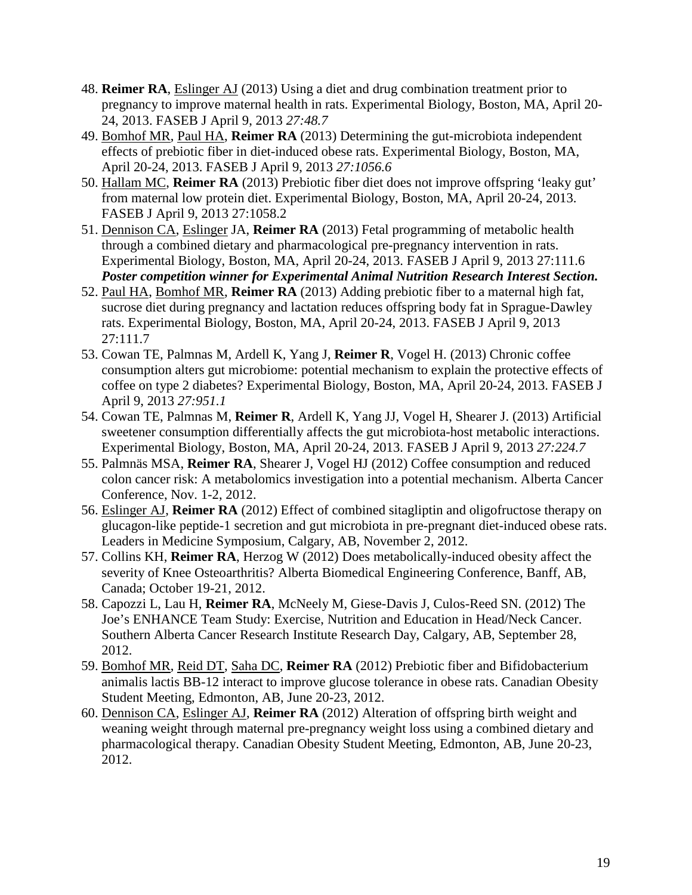48. **Reimer RA**, Eslinger AJ (2013) Using a diet and drug combination treatment prior to pregnancy to improve maternal health in rats. Experimental Biology, Boston, MA, April 20-24, 2013. FASEB J April 9, 2013 *27:48.7*
49. Bomhof MR, Paul HA, **Reimer RA** (2013) Determining the gut-microbiota independent effects of prebiotic fiber in diet-induced obese rats. Experimental Biology, Boston, MA, April 20-24, 2013. FASEB J April 9, 2013 *27:1056.6*
50. Hallam MC, **Reimer RA** (2013) Prebiotic fiber diet does not improve offspring 'leaky gut' from maternal low protein diet. Experimental Biology, Boston, MA, April 20-24, 2013. FASEB J April 9, 2013 27:1058.2
51. Dennison CA, Eslinger JA, **Reimer RA** (2013) Fetal programming of metabolic health through a combined dietary and pharmacological pre-pregnancy intervention in rats. Experimental Biology, Boston, MA, April 20-24, 2013. FASEB J April 9, 2013 27:111.6 ***Poster competition winner for Experimental Animal Nutrition Research Interest Section.***
52. Paul HA, Bomhof MR, **Reimer RA** (2013) Adding prebiotic fiber to a maternal high fat, sucrose diet during pregnancy and lactation reduces offspring body fat in Sprague-Dawley rats. Experimental Biology, Boston, MA, April 20-24, 2013. FASEB J April 9, 2013 27:111.7
53. Cowan TE, Palmnas M, Ardell K, Yang J, **Reimer R**, Vogel H. (2013) Chronic coffee consumption alters gut microbiome: potential mechanism to explain the protective effects of coffee on type 2 diabetes? Experimental Biology, Boston, MA, April 20-24, 2013. FASEB J April 9, 2013 *27:951.1*
54. Cowan TE, Palmnas M, **Reimer R**, Ardell K, Yang JJ, Vogel H, Shearer J. (2013) Artificial sweetener consumption differentially affects the gut microbiota-host metabolic interactions. Experimental Biology, Boston, MA, April 20-24, 2013. FASEB J April 9, 2013 *27:224.7*
55. Palmnäs MSA, **Reimer RA**, Shearer J, Vogel HJ (2012) Coffee consumption and reduced colon cancer risk: A metabolomics investigation into a potential mechanism. Alberta Cancer Conference, Nov. 1-2, 2012.
56. Eslinger AJ, **Reimer RA** (2012) Effect of combined sitagliptin and oligofructose therapy on glucagon-like peptide-1 secretion and gut microbiota in pre-pregnant diet-induced obese rats. Leaders in Medicine Symposium, Calgary, AB, November 2, 2012.
57. Collins KH, **Reimer RA**, Herzog W (2012) Does metabolically-induced obesity affect the severity of Knee Osteoarthritis? Alberta Biomedical Engineering Conference, Banff, AB, Canada; October 19-21, 2012.
58. Capozzi L, Lau H, **Reimer RA**, McNeely M, Giese-Davis J, Culos-Reed SN. (2012) The Joe's ENHANCE Team Study: Exercise, Nutrition and Education in Head/Neck Cancer. Southern Alberta Cancer Research Institute Research Day, Calgary, AB, September 28, 2012.
59. Bomhof MR, Reid DT, Saha DC, **Reimer RA** (2012) Prebiotic fiber and Bifidobacterium animalis lactis BB-12 interact to improve glucose tolerance in obese rats. Canadian Obesity Student Meeting, Edmonton, AB, June 20-23, 2012.
60. Dennison CA, Eslinger AJ, **Reimer RA** (2012) Alteration of offspring birth weight and weaning weight through maternal pre-pregnancy weight loss using a combined dietary and pharmacological therapy. Canadian Obesity Student Meeting, Edmonton, AB, June 20-23, 2012.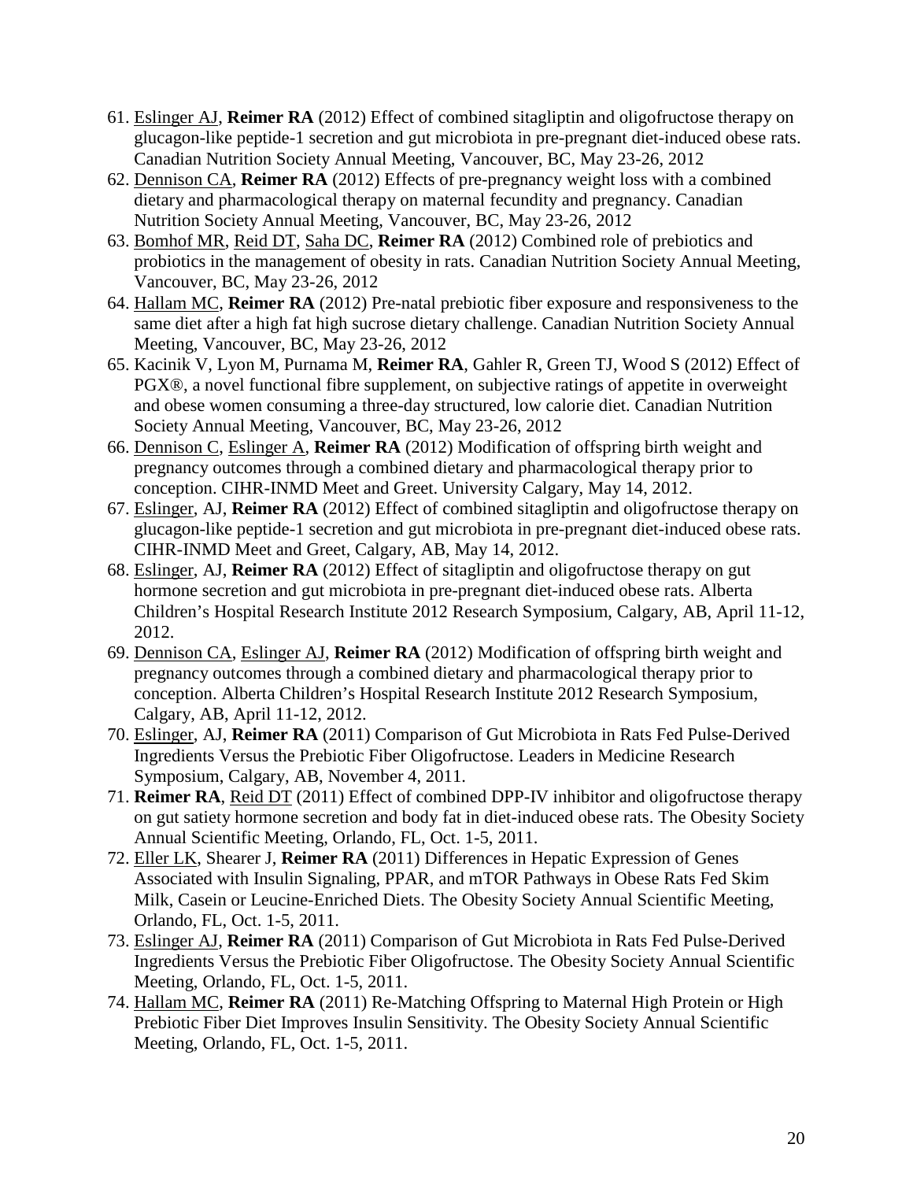61. Eslinger AJ, **Reimer RA** (2012) Effect of combined sitagliptin and oligofructose therapy on glucagon-like peptide-1 secretion and gut microbiota in pre-pregnant diet-induced obese rats. Canadian Nutrition Society Annual Meeting, Vancouver, BC, May 23-26, 2012
62. Dennison CA, **Reimer RA** (2012) Effects of pre-pregnancy weight loss with a combined dietary and pharmacological therapy on maternal fecundity and pregnancy. Canadian Nutrition Society Annual Meeting, Vancouver, BC, May 23-26, 2012
63. Bomhof MR, Reid DT, Saha DC, **Reimer RA** (2012) Combined role of prebiotics and probiotics in the management of obesity in rats. Canadian Nutrition Society Annual Meeting, Vancouver, BC, May 23-26, 2012
64. Hallam MC, **Reimer RA** (2012) Pre-natal prebiotic fiber exposure and responsiveness to the same diet after a high fat high sucrose dietary challenge. Canadian Nutrition Society Annual Meeting, Vancouver, BC, May 23-26, 2012
65. Kacinik V, Lyon M, Purnama M, **Reimer RA**, Gahler R, Green TJ, Wood S (2012) Effect of PGX®, a novel functional fibre supplement, on subjective ratings of appetite in overweight and obese women consuming a three-day structured, low calorie diet. Canadian Nutrition Society Annual Meeting, Vancouver, BC, May 23-26, 2012
66. Dennison C, Eslinger A, **Reimer RA** (2012) Modification of offspring birth weight and pregnancy outcomes through a combined dietary and pharmacological therapy prior to conception. CIHR-INMD Meet and Greet. University Calgary, May 14, 2012.
67. Eslinger, AJ, **Reimer RA** (2012) Effect of combined sitagliptin and oligofructose therapy on glucagon-like peptide-1 secretion and gut microbiota in pre-pregnant diet-induced obese rats. CIHR-INMD Meet and Greet, Calgary, AB, May 14, 2012.
68. Eslinger, AJ, **Reimer RA** (2012) Effect of sitagliptin and oligofructose therapy on gut hormone secretion and gut microbiota in pre-pregnant diet-induced obese rats. Alberta Children's Hospital Research Institute 2012 Research Symposium, Calgary, AB, April 11-12, 2012.
69. Dennison CA, Eslinger AJ, **Reimer RA** (2012) Modification of offspring birth weight and pregnancy outcomes through a combined dietary and pharmacological therapy prior to conception. Alberta Children's Hospital Research Institute 2012 Research Symposium, Calgary, AB, April 11-12, 2012.
70. Eslinger, AJ, **Reimer RA** (2011) Comparison of Gut Microbiota in Rats Fed Pulse-Derived Ingredients Versus the Prebiotic Fiber Oligofructose. Leaders in Medicine Research Symposium, Calgary, AB, November 4, 2011.
71. **Reimer RA**, Reid DT (2011) Effect of combined DPP-IV inhibitor and oligofructose therapy on gut satiety hormone secretion and body fat in diet-induced obese rats. The Obesity Society Annual Scientific Meeting, Orlando, FL, Oct. 1-5, 2011.
72. Eller LK, Shearer J, **Reimer RA** (2011) Differences in Hepatic Expression of Genes Associated with Insulin Signaling, PPAR, and mTOR Pathways in Obese Rats Fed Skim Milk, Casein or Leucine-Enriched Diets. The Obesity Society Annual Scientific Meeting, Orlando, FL, Oct. 1-5, 2011.
73. Eslinger AJ, **Reimer RA** (2011) Comparison of Gut Microbiota in Rats Fed Pulse-Derived Ingredients Versus the Prebiotic Fiber Oligofructose. The Obesity Society Annual Scientific Meeting, Orlando, FL, Oct. 1-5, 2011.
74. Hallam MC, **Reimer RA** (2011) Re-Matching Offspring to Maternal High Protein or High Prebiotic Fiber Diet Improves Insulin Sensitivity. The Obesity Society Annual Scientific Meeting, Orlando, FL, Oct. 1-5, 2011.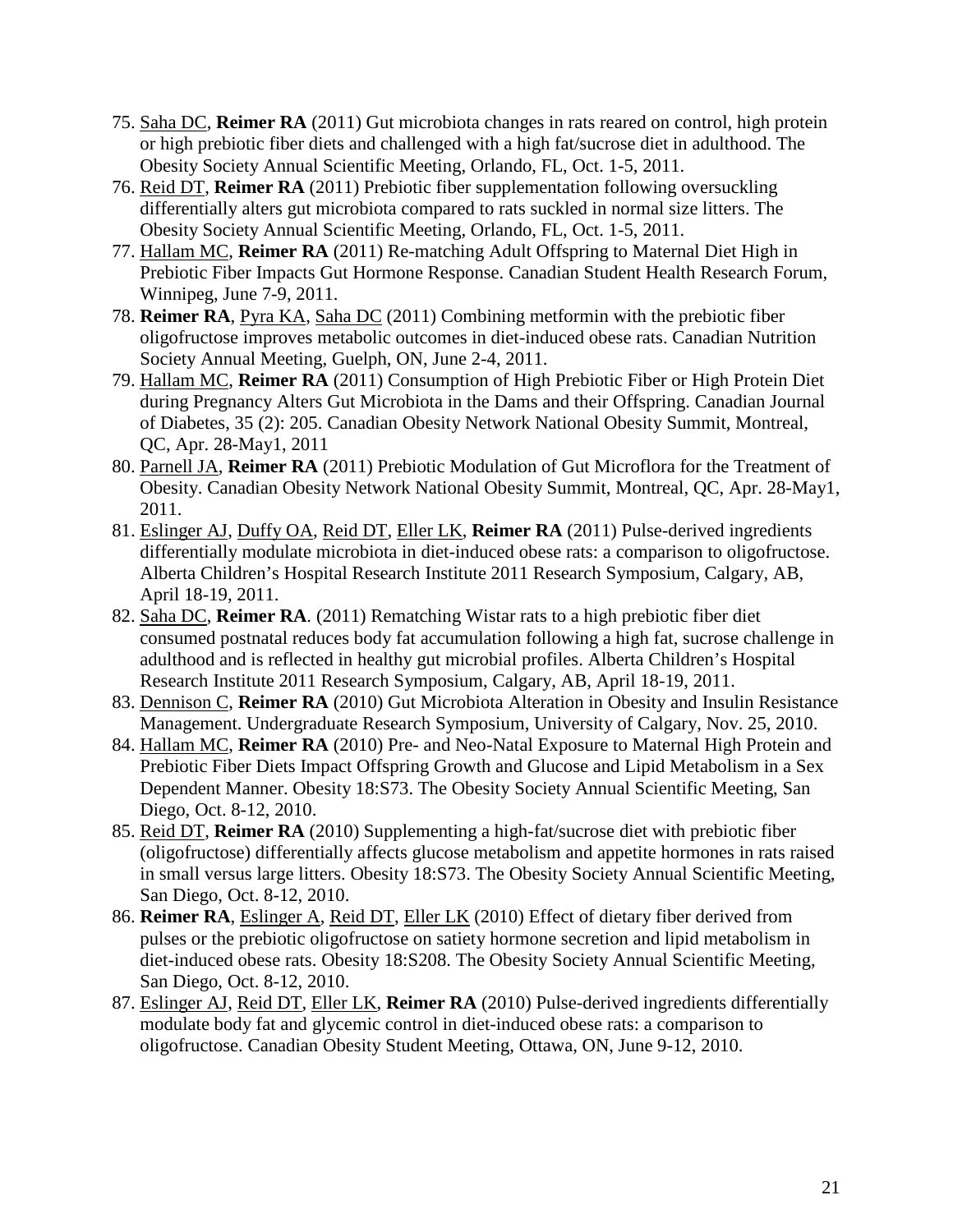75. <u>Saha DC</u>, **Reimer RA** (2011) Gut microbiota changes in rats reared on control, high protein or high prebiotic fiber diets and challenged with a high fat/sucrose diet in adulthood. The Obesity Society Annual Scientific Meeting, Orlando, FL, Oct. 1-5, 2011.
76. <u>Reid DT</u>, **Reimer RA** (2011) Prebiotic fiber supplementation following oversuckling differentially alters gut microbiota compared to rats suckled in normal size litters. The Obesity Society Annual Scientific Meeting, Orlando, FL, Oct. 1-5, 2011.
77. <u>Hallam MC</u>, **Reimer RA** (2011) Re-matching Adult Offspring to Maternal Diet High in Prebiotic Fiber Impacts Gut Hormone Response. Canadian Student Health Research Forum, Winnipeg, June 7-9, 2011.
78. **Reimer RA**, <u>Pyra KA</u>, <u>Saha DC</u> (2011) Combining metformin with the prebiotic fiber oligofructose improves metabolic outcomes in diet-induced obese rats. Canadian Nutrition Society Annual Meeting, Guelph, ON, June 2-4, 2011.
79. <u>Hallam MC</u>, **Reimer RA** (2011) Consumption of High Prebiotic Fiber or High Protein Diet during Pregnancy Alters Gut Microbiota in the Dams and their Offspring. Canadian Journal of Diabetes, 35 (2): 205. Canadian Obesity Network National Obesity Summit, Montreal, QC, Apr. 28-May1, 2011
80. <u>Parnell JA</u>, **Reimer RA** (2011) Prebiotic Modulation of Gut Microflora for the Treatment of Obesity. Canadian Obesity Network National Obesity Summit, Montreal, QC, Apr. 28-May1, 2011.
81. <u>Eslinger AJ</u>, <u>Duffy OA</u>, <u>Reid DT</u>, <u>Eller LK</u>, **Reimer RA** (2011) Pulse-derived ingredients differentially modulate microbiota in diet-induced obese rats: a comparison to oligofructose. Alberta Children's Hospital Research Institute 2011 Research Symposium, Calgary, AB, April 18-19, 2011.
82. <u>Saha DC</u>, **Reimer RA**. (2011) Rematching Wistar rats to a high prebiotic fiber diet consumed postnatal reduces body fat accumulation following a high fat, sucrose challenge in adulthood and is reflected in healthy gut microbial profiles. Alberta Children's Hospital Research Institute 2011 Research Symposium, Calgary, AB, April 18-19, 2011.
83. <u>Dennison C</u>, **Reimer RA** (2010) Gut Microbiota Alteration in Obesity and Insulin Resistance Management. Undergraduate Research Symposium, University of Calgary, Nov. 25, 2010.
84. <u>Hallam MC</u>, **Reimer RA** (2010) Pre- and Neo-Natal Exposure to Maternal High Protein and Prebiotic Fiber Diets Impact Offspring Growth and Glucose and Lipid Metabolism in a Sex Dependent Manner. Obesity 18:S73. The Obesity Society Annual Scientific Meeting, San Diego, Oct. 8-12, 2010.
85. <u>Reid DT</u>, **Reimer RA** (2010) Supplementing a high-fat/sucrose diet with prebiotic fiber (oligofructose) differentially affects glucose metabolism and appetite hormones in rats raised in small versus large litters. Obesity 18:S73. The Obesity Society Annual Scientific Meeting, San Diego, Oct. 8-12, 2010.
86. **Reimer RA**, <u>Eslinger A</u>, <u>Reid DT</u>, <u>Eller LK</u> (2010) Effect of dietary fiber derived from pulses or the prebiotic oligofructose on satiety hormone secretion and lipid metabolism in diet-induced obese rats. Obesity 18:S208. The Obesity Society Annual Scientific Meeting, San Diego, Oct. 8-12, 2010.
87. <u>Eslinger AJ</u>, <u>Reid DT</u>, <u>Eller LK</u>, **Reimer RA** (2010) Pulse-derived ingredients differentially modulate body fat and glycemic control in diet-induced obese rats: a comparison to oligofructose. Canadian Obesity Student Meeting, Ottawa, ON, June 9-12, 2010.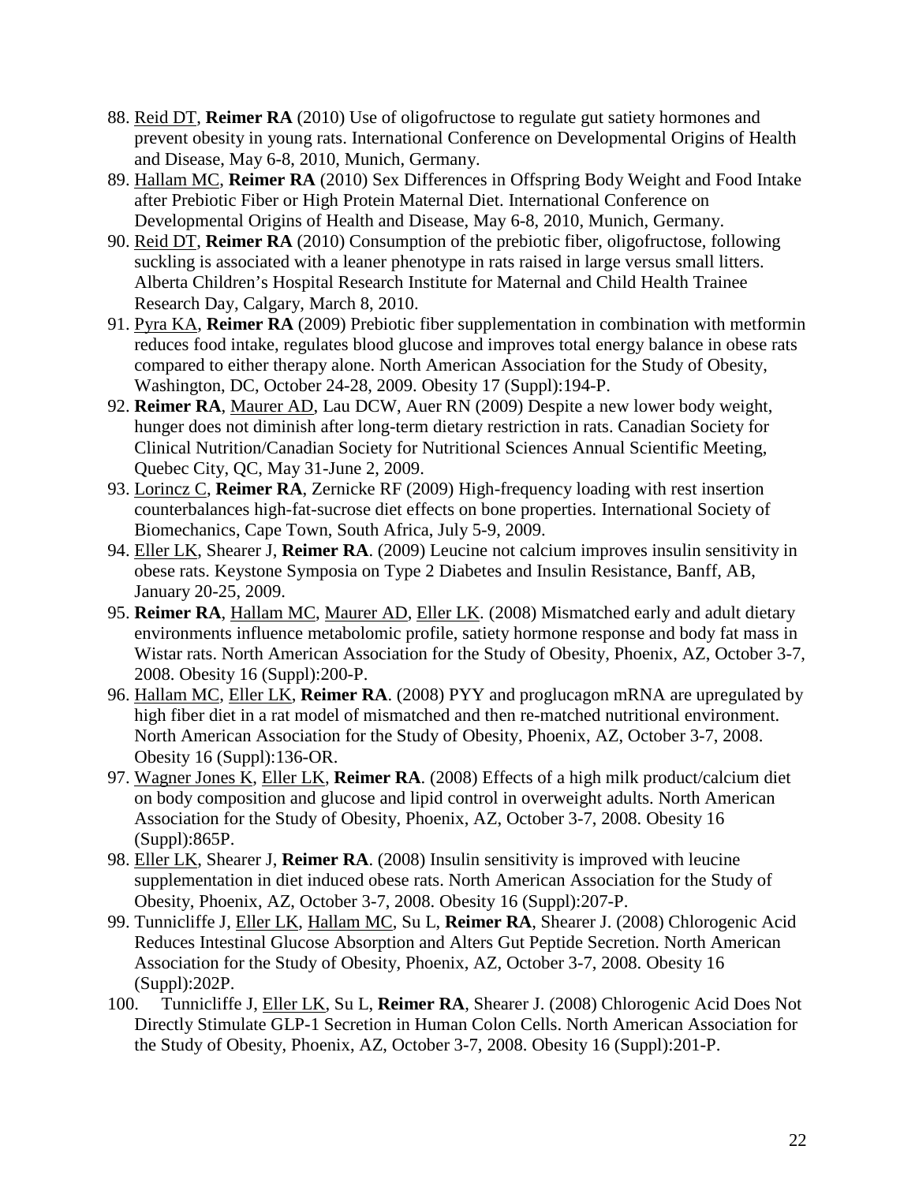88. Reid DT, **Reimer RA** (2010) Use of oligofructose to regulate gut satiety hormones and prevent obesity in young rats. International Conference on Developmental Origins of Health and Disease, May 6-8, 2010, Munich, Germany.
89. Hallam MC, **Reimer RA** (2010) Sex Differences in Offspring Body Weight and Food Intake after Prebiotic Fiber or High Protein Maternal Diet. International Conference on Developmental Origins of Health and Disease, May 6-8, 2010, Munich, Germany.
90. Reid DT, **Reimer RA** (2010) Consumption of the prebiotic fiber, oligofructose, following suckling is associated with a leaner phenotype in rats raised in large versus small litters. Alberta Children's Hospital Research Institute for Maternal and Child Health Trainee Research Day, Calgary, March 8, 2010.
91. Pyra KA, **Reimer RA** (2009) Prebiotic fiber supplementation in combination with metformin reduces food intake, regulates blood glucose and improves total energy balance in obese rats compared to either therapy alone. North American Association for the Study of Obesity, Washington, DC, October 24-28, 2009. Obesity 17 (Suppl):194-P.
92. **Reimer RA**, Maurer AD, Lau DCW, Auer RN (2009) Despite a new lower body weight, hunger does not diminish after long-term dietary restriction in rats. Canadian Society for Clinical Nutrition/Canadian Society for Nutritional Sciences Annual Scientific Meeting, Quebec City, QC, May 31-June 2, 2009.
93. Lorincz C, **Reimer RA**, Zernicke RF (2009) High-frequency loading with rest insertion counterbalances high-fat-sucrose diet effects on bone properties. International Society of Biomechanics, Cape Town, South Africa, July 5-9, 2009.
94. Eller LK, Shearer J, **Reimer RA**. (2009) Leucine not calcium improves insulin sensitivity in obese rats. Keystone Symposia on Type 2 Diabetes and Insulin Resistance, Banff, AB, January 20-25, 2009.
95. **Reimer RA**, Hallam MC, Maurer AD, Eller LK. (2008) Mismatched early and adult dietary environments influence metabolomic profile, satiety hormone response and body fat mass in Wistar rats. North American Association for the Study of Obesity, Phoenix, AZ, October 3-7, 2008. Obesity 16 (Suppl):200-P.
96. Hallam MC, Eller LK, **Reimer RA**. (2008) PYY and proglucagon mRNA are upregulated by high fiber diet in a rat model of mismatched and then re-matched nutritional environment. North American Association for the Study of Obesity, Phoenix, AZ, October 3-7, 2008. Obesity 16 (Suppl):136-OR.
97. Wagner Jones K, Eller LK, **Reimer RA**. (2008) Effects of a high milk product/calcium diet on body composition and glucose and lipid control in overweight adults. North American Association for the Study of Obesity, Phoenix, AZ, October 3-7, 2008. Obesity 16 (Suppl):865P.
98. Eller LK, Shearer J, **Reimer RA**. (2008) Insulin sensitivity is improved with leucine supplementation in diet induced obese rats. North American Association for the Study of Obesity, Phoenix, AZ, October 3-7, 2008. Obesity 16 (Suppl):207-P.
99. Tunnicliffe J, Eller LK, Hallam MC, Su L, **Reimer RA**, Shearer J. (2008) Chlorogenic Acid Reduces Intestinal Glucose Absorption and Alters Gut Peptide Secretion. North American Association for the Study of Obesity, Phoenix, AZ, October 3-7, 2008. Obesity 16 (Suppl):202P.
100. Tunnicliffe J, Eller LK, Su L, **Reimer RA**, Shearer J. (2008) Chlorogenic Acid Does Not Directly Stimulate GLP-1 Secretion in Human Colon Cells. North American Association for the Study of Obesity, Phoenix, AZ, October 3-7, 2008. Obesity 16 (Suppl):201-P.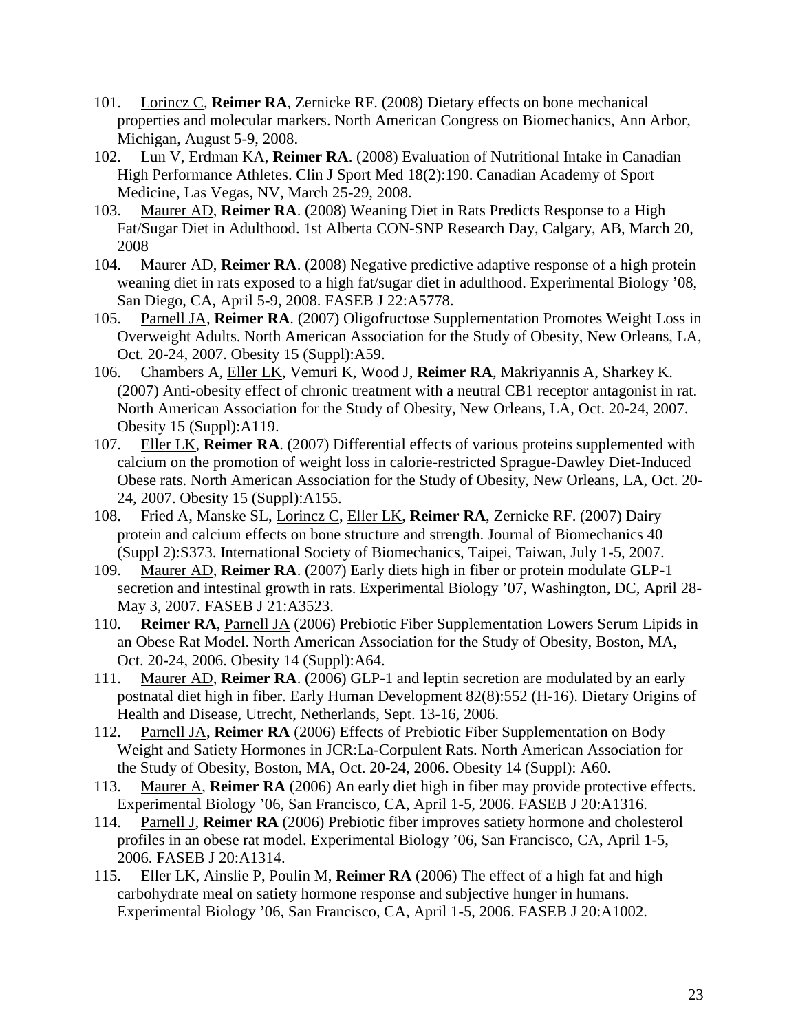101. Lorincz C, **Reimer RA**, Zernicke RF. (2008) Dietary effects on bone mechanical properties and molecular markers. North American Congress on Biomechanics, Ann Arbor, Michigan, August 5-9, 2008.
102. Lun V, Erdman KA, **Reimer RA**. (2008) Evaluation of Nutritional Intake in Canadian High Performance Athletes. Clin J Sport Med 18(2):190. Canadian Academy of Sport Medicine, Las Vegas, NV, March 25-29, 2008.
103. Maurer AD, **Reimer RA**. (2008) Weaning Diet in Rats Predicts Response to a High Fat/Sugar Diet in Adulthood. 1st Alberta CON-SNP Research Day, Calgary, AB, March 20, 2008
104. Maurer AD, **Reimer RA**. (2008) Negative predictive adaptive response of a high protein weaning diet in rats exposed to a high fat/sugar diet in adulthood. Experimental Biology '08, San Diego, CA, April 5-9, 2008. FASEB J 22:A5778.
105. Parnell JA, **Reimer RA**. (2007) Oligofructose Supplementation Promotes Weight Loss in Overweight Adults. North American Association for the Study of Obesity, New Orleans, LA, Oct. 20-24, 2007. Obesity 15 (Suppl):A59.
106. Chambers A, Eller LK, Vemuri K, Wood J, **Reimer RA**, Makriyannis A, Sharkey K. (2007) Anti-obesity effect of chronic treatment with a neutral CB1 receptor antagonist in rat. North American Association for the Study of Obesity, New Orleans, LA, Oct. 20-24, 2007. Obesity 15 (Suppl):A119.
107. Eller LK, **Reimer RA**. (2007) Differential effects of various proteins supplemented with calcium on the promotion of weight loss in calorie-restricted Sprague-Dawley Diet-Induced Obese rats. North American Association for the Study of Obesity, New Orleans, LA, Oct. 20-24, 2007. Obesity 15 (Suppl):A155.
108. Fried A, Manske SL, Lorincz C, Eller LK, **Reimer RA**, Zernicke RF. (2007) Dairy protein and calcium effects on bone structure and strength. Journal of Biomechanics 40 (Suppl 2):S373. International Society of Biomechanics, Taipei, Taiwan, July 1-5, 2007.
109. Maurer AD, **Reimer RA**. (2007) Early diets high in fiber or protein modulate GLP-1 secretion and intestinal growth in rats. Experimental Biology '07, Washington, DC, April 28-May 3, 2007. FASEB J 21:A3523.
110. **Reimer RA**, Parnell JA (2006) Prebiotic Fiber Supplementation Lowers Serum Lipids in an Obese Rat Model. North American Association for the Study of Obesity, Boston, MA, Oct. 20-24, 2006. Obesity 14 (Suppl):A64.
111. Maurer AD, **Reimer RA**. (2006) GLP-1 and leptin secretion are modulated by an early postnatal diet high in fiber. Early Human Development 82(8):552 (H-16). Dietary Origins of Health and Disease, Utrecht, Netherlands, Sept. 13-16, 2006.
112. Parnell JA, **Reimer RA** (2006) Effects of Prebiotic Fiber Supplementation on Body Weight and Satiety Hormones in JCR:La-Corpulent Rats. North American Association for the Study of Obesity, Boston, MA, Oct. 20-24, 2006. Obesity 14 (Suppl): A60.
113. Maurer A, **Reimer RA** (2006) An early diet high in fiber may provide protective effects. Experimental Biology '06, San Francisco, CA, April 1-5, 2006. FASEB J 20:A1316.
114. Parnell J, **Reimer RA** (2006) Prebiotic fiber improves satiety hormone and cholesterol profiles in an obese rat model. Experimental Biology '06, San Francisco, CA, April 1-5, 2006. FASEB J 20:A1314.
115. Eller LK, Ainslie P, Poulin M, **Reimer RA** (2006) The effect of a high fat and high carbohydrate meal on satiety hormone response and subjective hunger in humans. Experimental Biology '06, San Francisco, CA, April 1-5, 2006. FASEB J 20:A1002.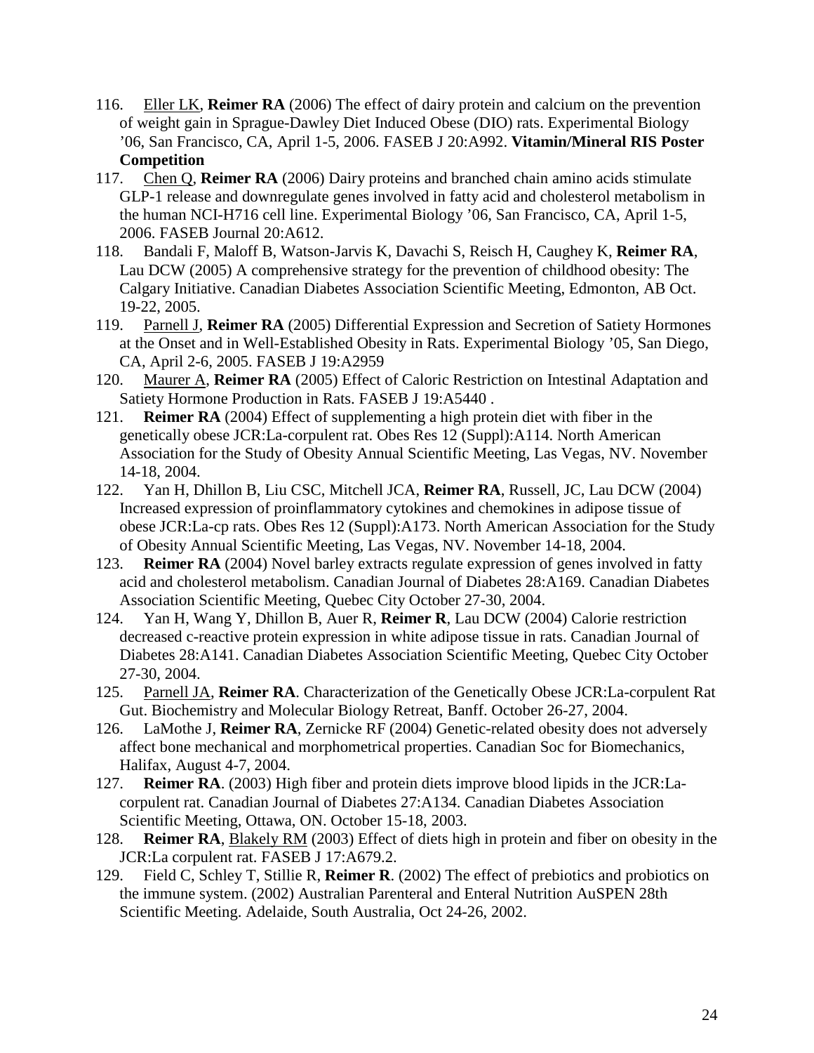116. Eller LK, **Reimer RA** (2006) The effect of dairy protein and calcium on the prevention of weight gain in Sprague-Dawley Diet Induced Obese (DIO) rats. Experimental Biology '06, San Francisco, CA, April 1-5, 2006. FASEB J 20:A992. **Vitamin/Mineral RIS Poster Competition**
117. Chen Q, **Reimer RA** (2006) Dairy proteins and branched chain amino acids stimulate GLP-1 release and downregulate genes involved in fatty acid and cholesterol metabolism in the human NCI-H716 cell line. Experimental Biology '06, San Francisco, CA, April 1-5, 2006. FASEB Journal 20:A612.
118. Bandali F, Maloff B, Watson-Jarvis K, Davachi S, Reisch H, Caughey K, **Reimer RA**, Lau DCW (2005) A comprehensive strategy for the prevention of childhood obesity: The Calgary Initiative. Canadian Diabetes Association Scientific Meeting, Edmonton, AB Oct. 19-22, 2005.
119. Parnell J, **Reimer RA** (2005) Differential Expression and Secretion of Satiety Hormones at the Onset and in Well-Established Obesity in Rats. Experimental Biology '05, San Diego, CA, April 2-6, 2005. FASEB J 19:A2959
120. Maurer A, **Reimer RA** (2005) Effect of Caloric Restriction on Intestinal Adaptation and Satiety Hormone Production in Rats. FASEB J 19:A5440 .
121. **Reimer RA** (2004) Effect of supplementing a high protein diet with fiber in the genetically obese JCR:La-corpulent rat. Obes Res 12 (Suppl):A114. North American Association for the Study of Obesity Annual Scientific Meeting, Las Vegas, NV. November 14-18, 2004.
122. Yan H, Dhillon B, Liu CSC, Mitchell JCA, **Reimer RA**, Russell, JC, Lau DCW (2004) Increased expression of proinflammatory cytokines and chemokines in adipose tissue of obese JCR:La-cp rats. Obes Res 12 (Suppl):A173. North American Association for the Study of Obesity Annual Scientific Meeting, Las Vegas, NV. November 14-18, 2004.
123. **Reimer RA** (2004) Novel barley extracts regulate expression of genes involved in fatty acid and cholesterol metabolism. Canadian Journal of Diabetes 28:A169. Canadian Diabetes Association Scientific Meeting, Quebec City October 27-30, 2004.
124. Yan H, Wang Y, Dhillon B, Auer R, **Reimer R**, Lau DCW (2004) Calorie restriction decreased c-reactive protein expression in white adipose tissue in rats. Canadian Journal of Diabetes 28:A141. Canadian Diabetes Association Scientific Meeting, Quebec City October 27-30, 2004.
125. Parnell JA, **Reimer RA**. Characterization of the Genetically Obese JCR:La-corpulent Rat Gut. Biochemistry and Molecular Biology Retreat, Banff. October 26-27, 2004.
126. LaMothe J, **Reimer RA**, Zernicke RF (2004) Genetic-related obesity does not adversely affect bone mechanical and morphometrical properties. Canadian Soc for Biomechanics, Halifax, August 4-7, 2004.
127. **Reimer RA**. (2003) High fiber and protein diets improve blood lipids in the JCR:La-corpulent rat. Canadian Journal of Diabetes 27:A134. Canadian Diabetes Association Scientific Meeting, Ottawa, ON. October 15-18, 2003.
128. **Reimer RA**, Blakely RM (2003) Effect of diets high in protein and fiber on obesity in the JCR:La corpulent rat. FASEB J 17:A679.2.
129. Field C, Schley T, Stillie R, **Reimer R**. (2002) The effect of prebiotics and probiotics on the immune system. (2002) Australian Parenteral and Enteral Nutrition AuSPEN 28th Scientific Meeting. Adelaide, South Australia, Oct 24-26, 2002.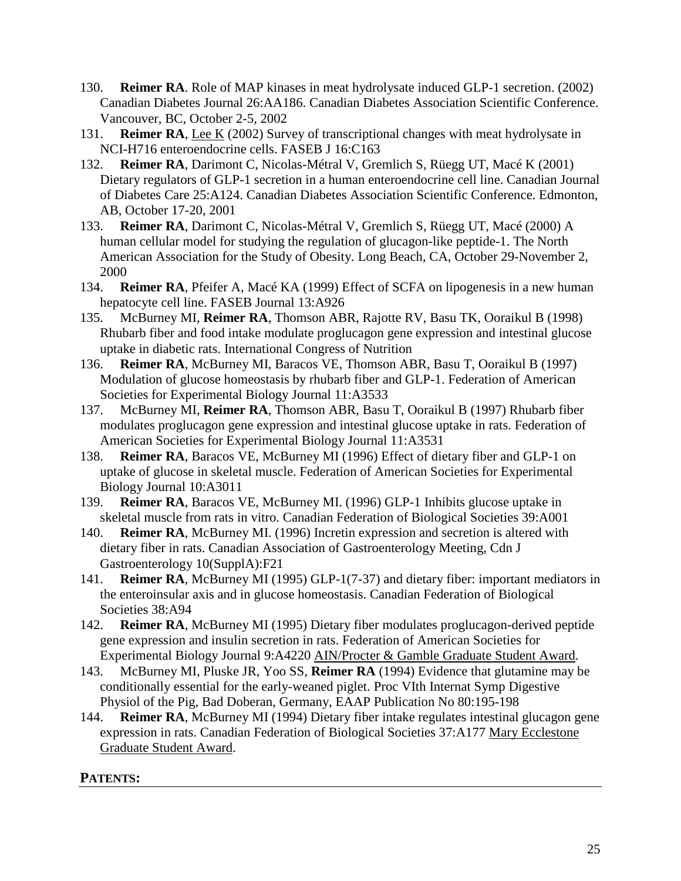130. **Reimer RA**. Role of MAP kinases in meat hydrolysate induced GLP-1 secretion. (2002) Canadian Diabetes Journal 26:AA186. Canadian Diabetes Association Scientific Conference. Vancouver, BC, October 2-5, 2002
131. **Reimer RA**, Lee K (2002) Survey of transcriptional changes with meat hydrolysate in NCI-H716 enteroendocrine cells. FASEB J 16:C163
132. **Reimer RA**, Darimont C, Nicolas-Métral V, Gremlich S, Rüegg UT, Macé K (2001) Dietary regulators of GLP-1 secretion in a human enteroendocrine cell line. Canadian Journal of Diabetes Care 25:A124. Canadian Diabetes Association Scientific Conference. Edmonton, AB, October 17-20, 2001
133. **Reimer RA**, Darimont C, Nicolas-Métral V, Gremlich S, Rüegg UT, Macé (2000) A human cellular model for studying the regulation of glucagon-like peptide-1. The North American Association for the Study of Obesity. Long Beach, CA, October 29-November 2, 2000
134. **Reimer RA**, Pfeifer A, Macé KA (1999) Effect of SCFA on lipogenesis in a new human hepatocyte cell line. FASEB Journal 13:A926
135. McBurney MI, **Reimer RA**, Thomson ABR, Rajotte RV, Basu TK, Ooraikul B (1998) Rhubarb fiber and food intake modulate proglucagon gene expression and intestinal glucose uptake in diabetic rats. International Congress of Nutrition
136. **Reimer RA**, McBurney MI, Baracos VE, Thomson ABR, Basu T, Ooraikul B (1997) Modulation of glucose homeostasis by rhubarb fiber and GLP-1. Federation of American Societies for Experimental Biology Journal 11:A3533
137. McBurney MI, **Reimer RA**, Thomson ABR, Basu T, Ooraikul B (1997) Rhubarb fiber modulates proglucagon gene expression and intestinal glucose uptake in rats. Federation of American Societies for Experimental Biology Journal 11:A3531
138. **Reimer RA**, Baracos VE, McBurney MI (1996) Effect of dietary fiber and GLP-1 on uptake of glucose in skeletal muscle. Federation of American Societies for Experimental Biology Journal 10:A3011
139. **Reimer RA**, Baracos VE, McBurney MI. (1996) GLP-1 Inhibits glucose uptake in skeletal muscle from rats in vitro. Canadian Federation of Biological Societies 39:A001
140. **Reimer RA**, McBurney MI. (1996) Incretin expression and secretion is altered with dietary fiber in rats. Canadian Association of Gastroenterology Meeting, Cdn J Gastroenterology 10(SupplA):F21
141. **Reimer RA**, McBurney MI (1995) GLP-1(7-37) and dietary fiber: important mediators in the enteroinsular axis and in glucose homeostasis. Canadian Federation of Biological Societies 38:A94
142. **Reimer RA**, McBurney MI (1995) Dietary fiber modulates proglucagon-derived peptide gene expression and insulin secretion in rats. Federation of American Societies for Experimental Biology Journal 9:A4220 AIN/Procter & Gamble Graduate Student Award.
143. McBurney MI, Pluske JR, Yoo SS, **Reimer RA** (1994) Evidence that glutamine may be conditionally essential for the early-weaned piglet. Proc VIth Internat Symp Digestive Physiol of the Pig, Bad Doberan, Germany, EAAP Publication No 80:195-198
144. **Reimer RA**, McBurney MI (1994) Dietary fiber intake regulates intestinal glucagon gene expression in rats. Canadian Federation of Biological Societies 37:A177 Mary Ecclestone Graduate Student Award.

## PATENTS: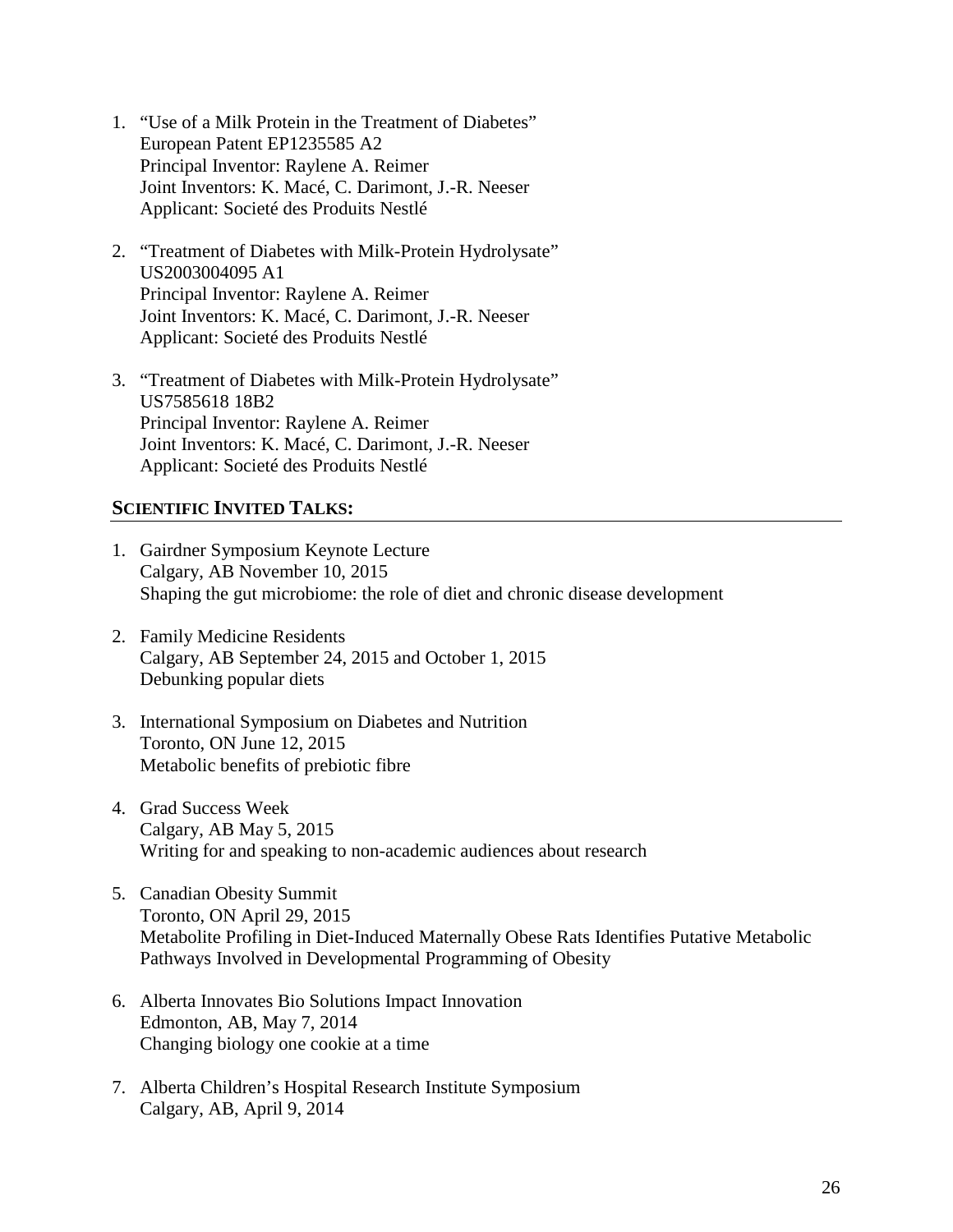1. "Use of a Milk Protein in the Treatment of Diabetes"
   European Patent EP1235585 A2
   Principal Inventor: Raylene A. Reimer
   Joint Inventors: K. Macé, C. Darimont, J.-R. Neeser
   Applicant: Societé des Produits Nestlé

2. "Treatment of Diabetes with Milk-Protein Hydrolysate"
   US2003004095 A1
   Principal Inventor: Raylene A. Reimer
   Joint Inventors: K. Macé, C. Darimont, J.-R. Neeser
   Applicant: Societé des Produits Nestlé

3. "Treatment of Diabetes with Milk-Protein Hydrolysate"
   US7585618 18B2
   Principal Inventor: Raylene A. Reimer
   Joint Inventors: K. Macé, C. Darimont, J.-R. Neeser
   Applicant: Societé des Produits Nestlé

## SCIENTIFIC INVITED TALKS:

1. Gairdner Symposium Keynote Lecture
   Calgary, AB November 10, 2015
   Shaping the gut microbiome: the role of diet and chronic disease development

2. Family Medicine Residents
   Calgary, AB September 24, 2015 and October 1, 2015
   Debunking popular diets

3. International Symposium on Diabetes and Nutrition
   Toronto, ON June 12, 2015
   Metabolic benefits of prebiotic fibre

4. Grad Success Week
   Calgary, AB May 5, 2015
   Writing for and speaking to non-academic audiences about research

5. Canadian Obesity Summit
   Toronto, ON April 29, 2015
   Metabolite Profiling in Diet-Induced Maternally Obese Rats Identifies Putative Metabolic Pathways Involved in Developmental Programming of Obesity

6. Alberta Innovates Bio Solutions Impact Innovation
   Edmonton, AB, May 7, 2014
   Changing biology one cookie at a time

7. Alberta Children's Hospital Research Institute Symposium
   Calgary, AB, April 9, 2014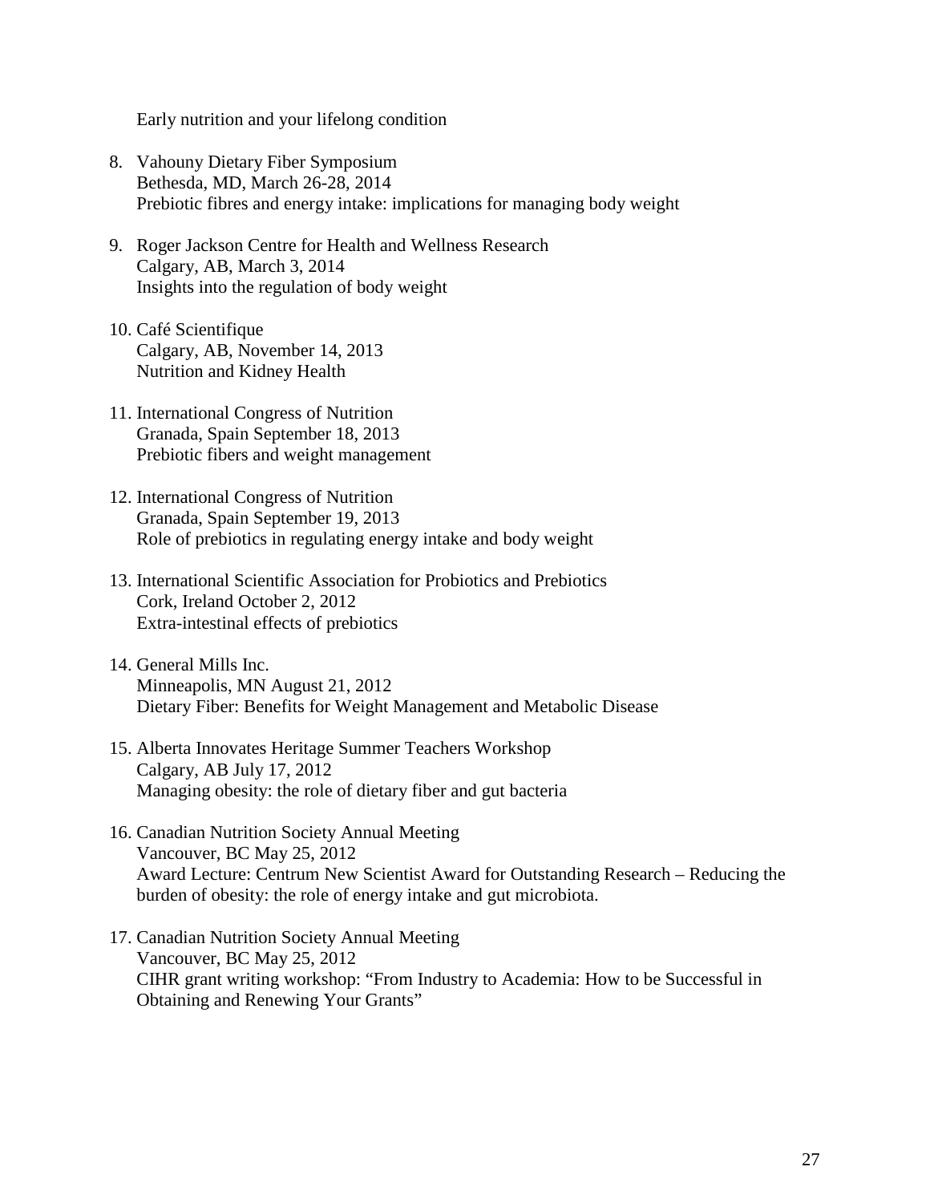Early nutrition and your lifelong condition

8. Vahouny Dietary Fiber Symposium
   Bethesda, MD, March 26-28, 2014
   Prebiotic fibres and energy intake: implications for managing body weight

9. Roger Jackson Centre for Health and Wellness Research
   Calgary, AB, March 3, 2014
   Insights into the regulation of body weight

10. Café Scientifique
    Calgary, AB, November 14, 2013
    Nutrition and Kidney Health

11. International Congress of Nutrition
    Granada, Spain September 18, 2013
    Prebiotic fibers and weight management

12. International Congress of Nutrition
    Granada, Spain September 19, 2013
    Role of prebiotics in regulating energy intake and body weight

13. International Scientific Association for Probiotics and Prebiotics
    Cork, Ireland October 2, 2012
    Extra-intestinal effects of prebiotics

14. General Mills Inc.
    Minneapolis, MN August 21, 2012
    Dietary Fiber: Benefits for Weight Management and Metabolic Disease

15. Alberta Innovates Heritage Summer Teachers Workshop
    Calgary, AB July 17, 2012
    Managing obesity: the role of dietary fiber and gut bacteria

16. Canadian Nutrition Society Annual Meeting
    Vancouver, BC May 25, 2012
    Award Lecture: Centrum New Scientist Award for Outstanding Research – Reducing the burden of obesity: the role of energy intake and gut microbiota.

17. Canadian Nutrition Society Annual Meeting
    Vancouver, BC May 25, 2012
    CIHR grant writing workshop: "From Industry to Academia: How to be Successful in Obtaining and Renewing Your Grants"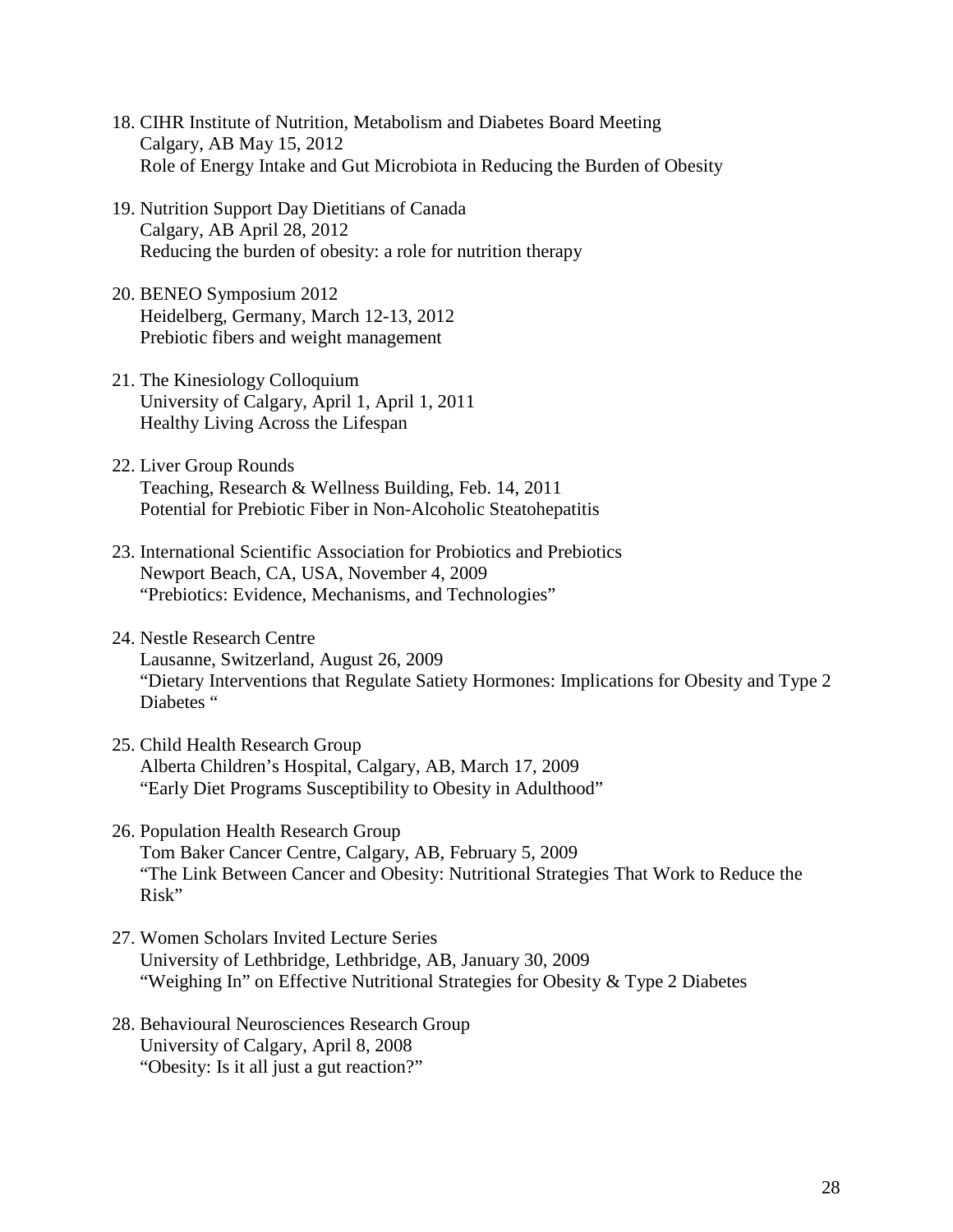18. CIHR Institute of Nutrition, Metabolism and Diabetes Board Meeting
    Calgary, AB May 15, 2012
    Role of Energy Intake and Gut Microbiota in Reducing the Burden of Obesity

19. Nutrition Support Day Dietitians of Canada
    Calgary, AB April 28, 2012
    Reducing the burden of obesity: a role for nutrition therapy

20. BENEO Symposium 2012
    Heidelberg, Germany, March 12-13, 2012
    Prebiotic fibers and weight management

21. The Kinesiology Colloquium
    University of Calgary, April 1, April 1, 2011
    Healthy Living Across the Lifespan

22. Liver Group Rounds
    Teaching, Research & Wellness Building, Feb. 14, 2011
    Potential for Prebiotic Fiber in Non-Alcoholic Steatohepatitis

23. International Scientific Association for Probiotics and Prebiotics
    Newport Beach, CA, USA, November 4, 2009
    "Prebiotics: Evidence, Mechanisms, and Technologies"

24. Nestle Research Centre
    Lausanne, Switzerland, August 26, 2009
    "Dietary Interventions that Regulate Satiety Hormones: Implications for Obesity and Type 2 Diabetes "

25. Child Health Research Group
    Alberta Children's Hospital, Calgary, AB, March 17, 2009
    "Early Diet Programs Susceptibility to Obesity in Adulthood"

26. Population Health Research Group
    Tom Baker Cancer Centre, Calgary, AB, February 5, 2009
    "The Link Between Cancer and Obesity: Nutritional Strategies That Work to Reduce the Risk"

27. Women Scholars Invited Lecture Series
    University of Lethbridge, Lethbridge, AB, January 30, 2009
    "Weighing In" on Effective Nutritional Strategies for Obesity & Type 2 Diabetes

28. Behavioural Neurosciences Research Group
    University of Calgary, April 8, 2008
    "Obesity: Is it all just a gut reaction?"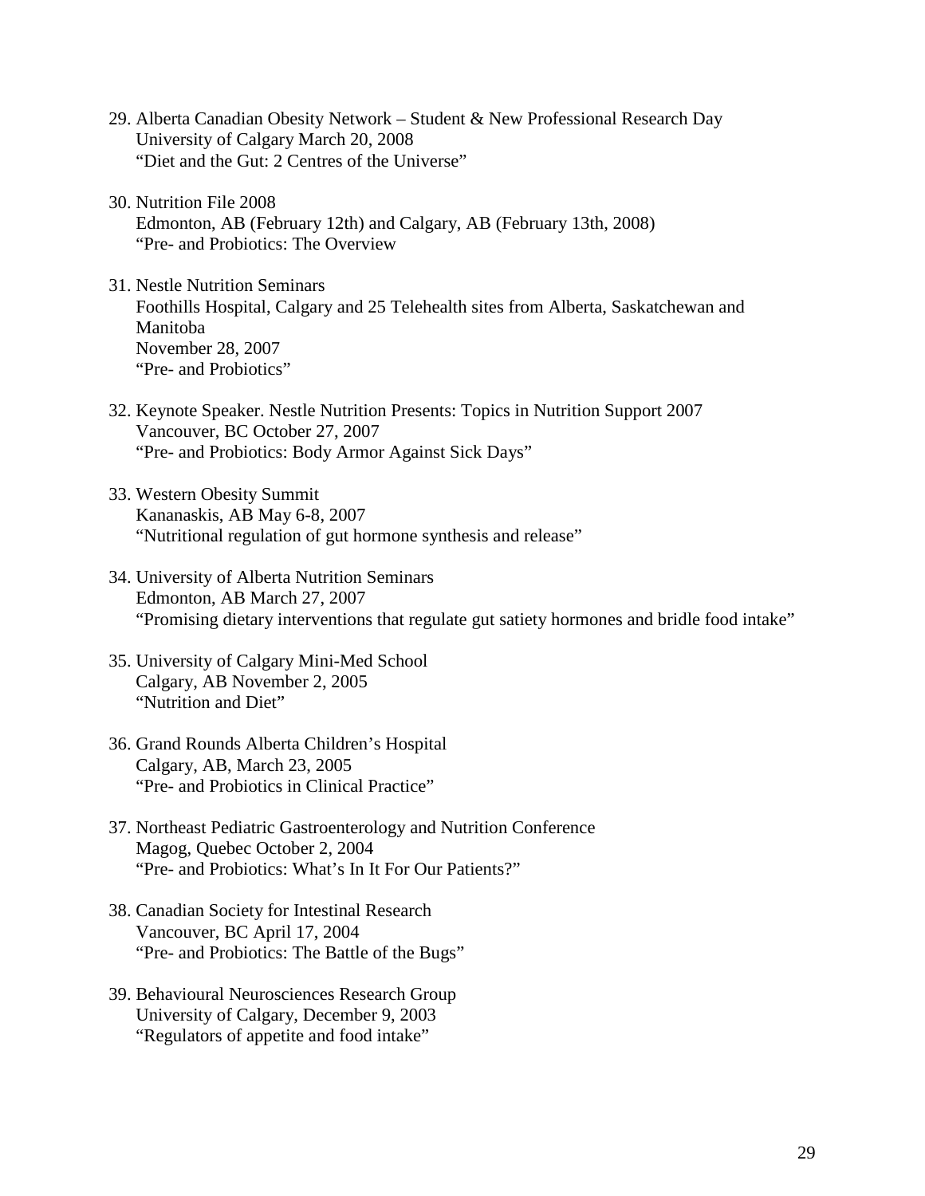29. Alberta Canadian Obesity Network – Student & New Professional Research Day
    University of Calgary March 20, 2008
    "Diet and the Gut: 2 Centres of the Universe"

30. Nutrition File 2008
    Edmonton, AB (February 12th) and Calgary, AB (February 13th, 2008)
    "Pre- and Probiotics: The Overview

31. Nestle Nutrition Seminars
    Foothills Hospital, Calgary and 25 Telehealth sites from Alberta, Saskatchewan and Manitoba
    November 28, 2007
    "Pre- and Probiotics"

32. Keynote Speaker. Nestle Nutrition Presents: Topics in Nutrition Support 2007
    Vancouver, BC October 27, 2007
    "Pre- and Probiotics: Body Armor Against Sick Days"

33. Western Obesity Summit
    Kananaskis, AB May 6-8, 2007
    "Nutritional regulation of gut hormone synthesis and release"

34. University of Alberta Nutrition Seminars
    Edmonton, AB March 27, 2007
    "Promising dietary interventions that regulate gut satiety hormones and bridle food intake"

35. University of Calgary Mini-Med School
    Calgary, AB November 2, 2005
    "Nutrition and Diet"

36. Grand Rounds Alberta Children's Hospital
    Calgary, AB, March 23, 2005
    "Pre- and Probiotics in Clinical Practice"

37. Northeast Pediatric Gastroenterology and Nutrition Conference
    Magog, Quebec October 2, 2004
    "Pre- and Probiotics: What's In It For Our Patients?"

38. Canadian Society for Intestinal Research
    Vancouver, BC April 17, 2004
    "Pre- and Probiotics: The Battle of the Bugs"

39. Behavioural Neurosciences Research Group
    University of Calgary, December 9, 2003
    "Regulators of appetite and food intake"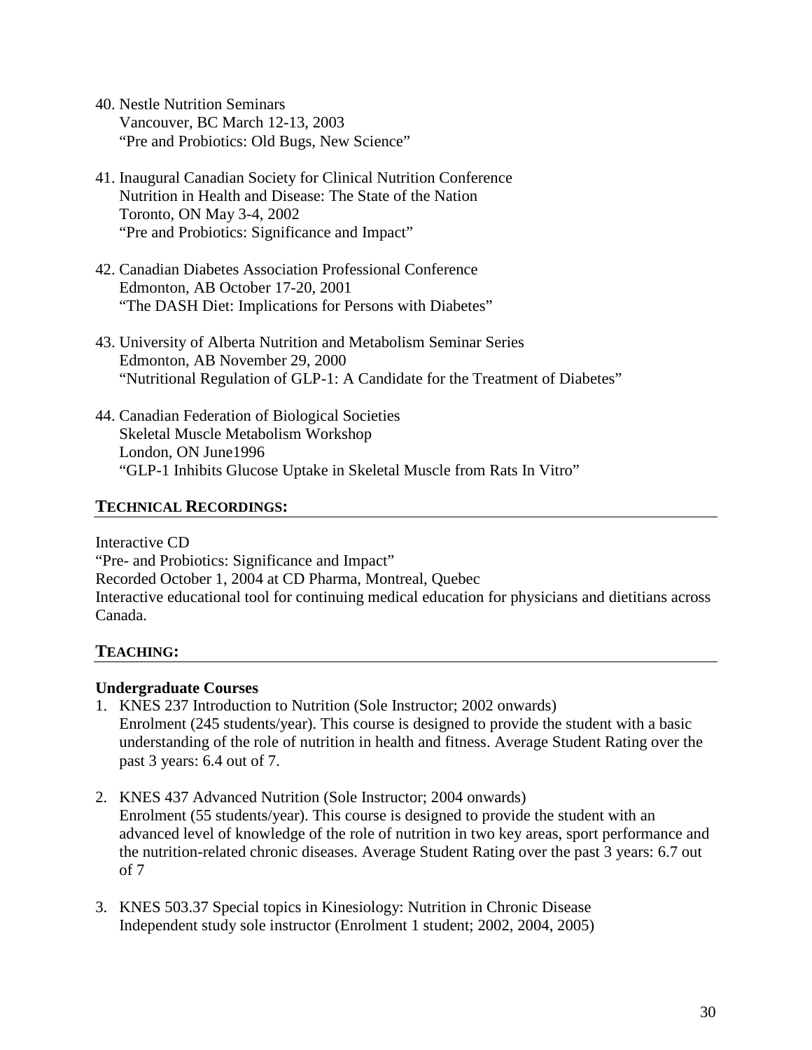40. Nestle Nutrition Seminars
    Vancouver, BC March 12-13, 2003
    "Pre and Probiotics: Old Bugs, New Science"

41. Inaugural Canadian Society for Clinical Nutrition Conference
    Nutrition in Health and Disease: The State of the Nation
    Toronto, ON May 3-4, 2002
    "Pre and Probiotics: Significance and Impact"

42. Canadian Diabetes Association Professional Conference
    Edmonton, AB October 17-20, 2001
    "The DASH Diet: Implications for Persons with Diabetes"

43. University of Alberta Nutrition and Metabolism Seminar Series
    Edmonton, AB November 29, 2000
    "Nutritional Regulation of GLP-1: A Candidate for the Treatment of Diabetes"

44. Canadian Federation of Biological Societies
    Skeletal Muscle Metabolism Workshop
    London, ON June1996
    "GLP-1 Inhibits Glucose Uptake in Skeletal Muscle from Rats In Vitro"

## TECHNICAL RECORDINGS:

Interactive CD
"Pre- and Probiotics: Significance and Impact"
Recorded October 1, 2004 at CD Pharma, Montreal, Quebec
Interactive educational tool for continuing medical education for physicians and dietitians across Canada.

## TEACHING:

**Undergraduate Courses**

1. KNES 237 Introduction to Nutrition (Sole Instructor; 2002 onwards)
   Enrolment (245 students/year). This course is designed to provide the student with a basic understanding of the role of nutrition in health and fitness. Average Student Rating over the past 3 years: 6.4 out of 7.

2. KNES 437 Advanced Nutrition (Sole Instructor; 2004 onwards)
   Enrolment (55 students/year). This course is designed to provide the student with an advanced level of knowledge of the role of nutrition in two key areas, sport performance and the nutrition-related chronic diseases. Average Student Rating over the past 3 years: 6.7 out of 7

3. KNES 503.37 Special topics in Kinesiology: Nutrition in Chronic Disease
   Independent study sole instructor (Enrolment 1 student; 2002, 2004, 2005)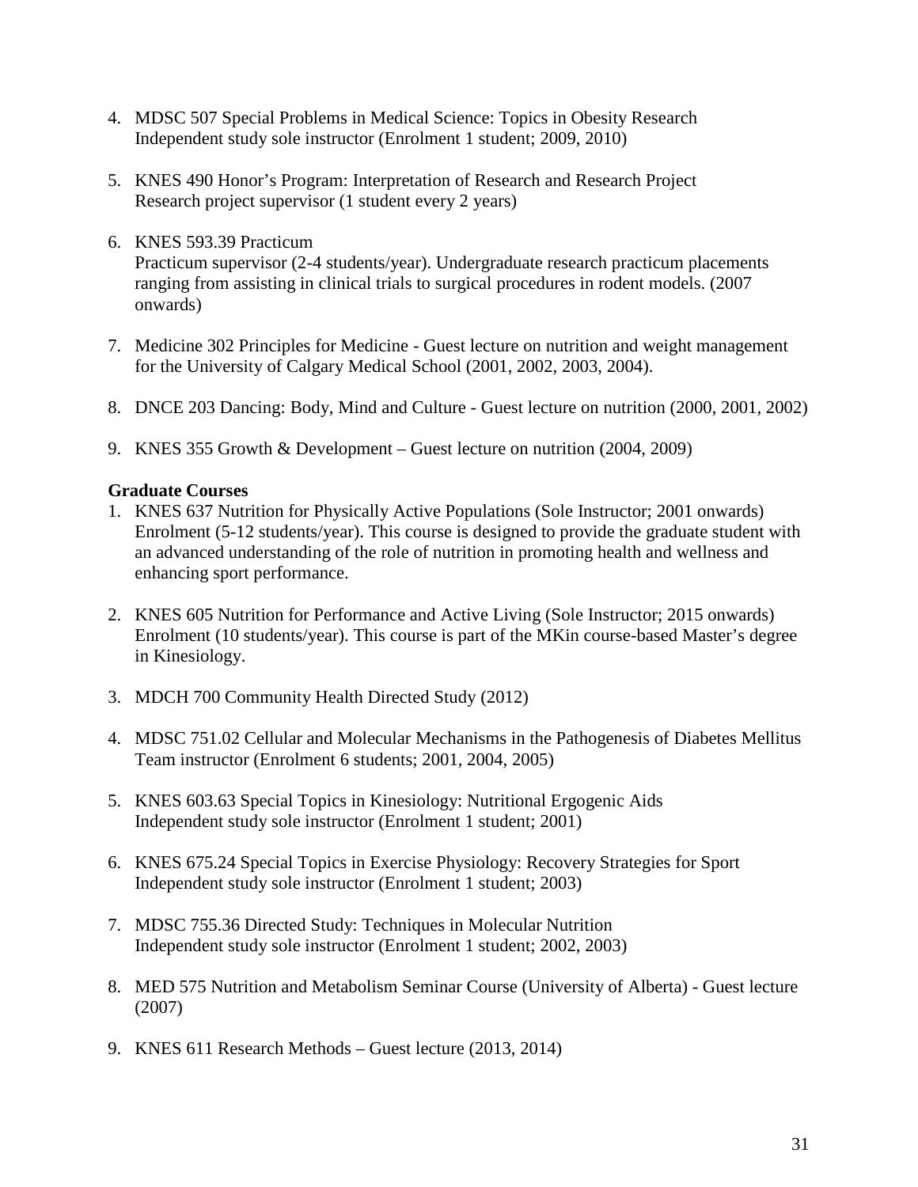4. MDSC 507 Special Problems in Medical Science: Topics in Obesity Research
   Independent study sole instructor (Enrolment 1 student; 2009, 2010)

5. KNES 490 Honor's Program: Interpretation of Research and Research Project
   Research project supervisor (1 student every 2 years)

6. KNES 593.39 Practicum
   Practicum supervisor (2-4 students/year). Undergraduate research practicum placements ranging from assisting in clinical trials to surgical procedures in rodent models. (2007 onwards)

7. Medicine 302 Principles for Medicine - Guest lecture on nutrition and weight management for the University of Calgary Medical School (2001, 2002, 2003, 2004).

8. DNCE 203 Dancing: Body, Mind and Culture - Guest lecture on nutrition (2000, 2001, 2002)

9. KNES 355 Growth & Development – Guest lecture on nutrition (2004, 2009)

**Graduate Courses**

1. KNES 637 Nutrition for Physically Active Populations (Sole Instructor; 2001 onwards)
   Enrolment (5-12 students/year). This course is designed to provide the graduate student with an advanced understanding of the role of nutrition in promoting health and wellness and enhancing sport performance.

2. KNES 605 Nutrition for Performance and Active Living (Sole Instructor; 2015 onwards)
   Enrolment (10 students/year). This course is part of the MKin course-based Master's degree in Kinesiology.

3. MDCH 700 Community Health Directed Study (2012)

4. MDSC 751.02 Cellular and Molecular Mechanisms in the Pathogenesis of Diabetes Mellitus
   Team instructor (Enrolment 6 students; 2001, 2004, 2005)

5. KNES 603.63 Special Topics in Kinesiology: Nutritional Ergogenic Aids
   Independent study sole instructor (Enrolment 1 student; 2001)

6. KNES 675.24 Special Topics in Exercise Physiology: Recovery Strategies for Sport
   Independent study sole instructor (Enrolment 1 student; 2003)

7. MDSC 755.36 Directed Study: Techniques in Molecular Nutrition
   Independent study sole instructor (Enrolment 1 student; 2002, 2003)

8. MED 575 Nutrition and Metabolism Seminar Course (University of Alberta) - Guest lecture (2007)

9. KNES 611 Research Methods – Guest lecture (2013, 2014)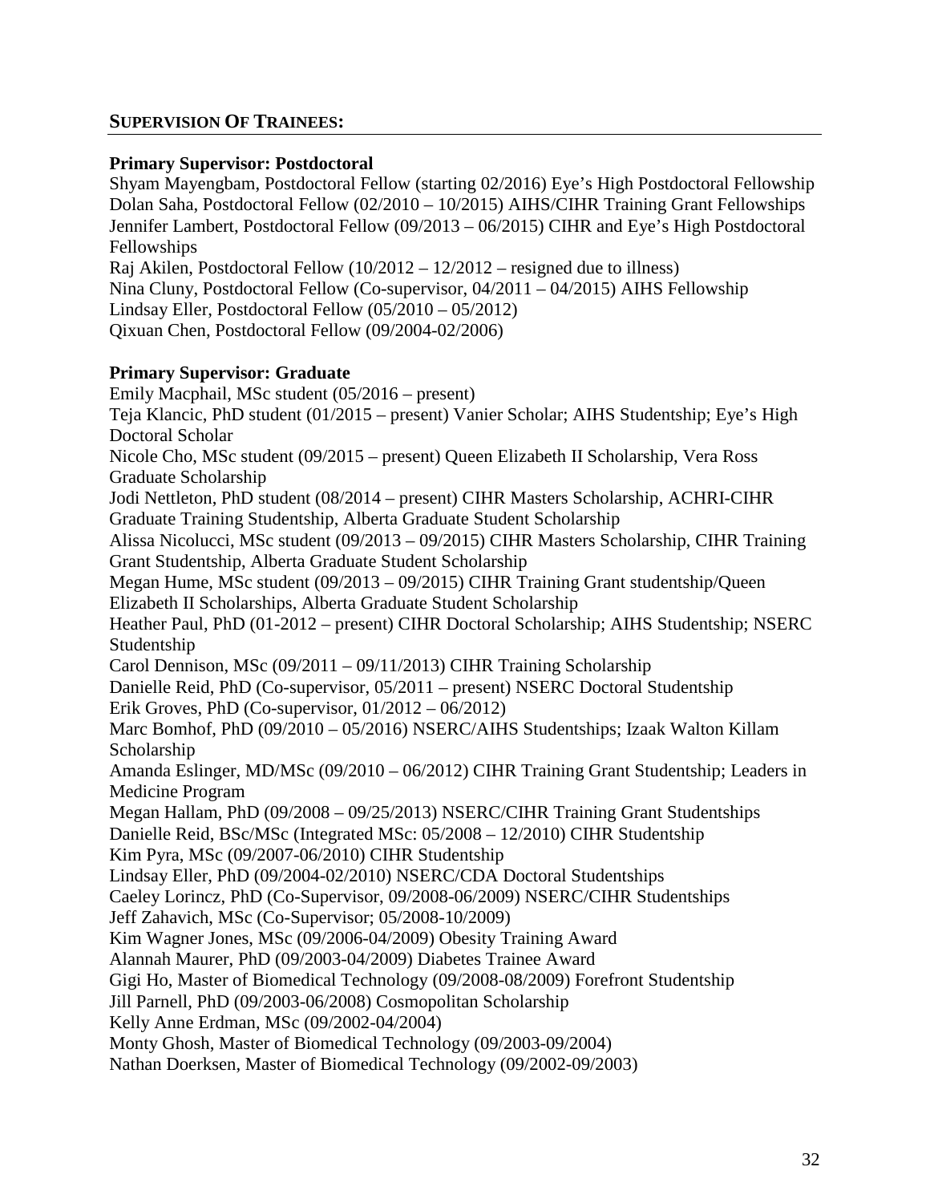## SUPERVISION OF TRAINEES:

**Primary Supervisor: Postdoctoral**

Shyam Mayengbam, Postdoctoral Fellow (starting 02/2016) Eye's High Postdoctoral Fellowship
Dolan Saha, Postdoctoral Fellow (02/2010 – 10/2015) AIHS/CIHR Training Grant Fellowships
Jennifer Lambert, Postdoctoral Fellow (09/2013 – 06/2015) CIHR and Eye's High Postdoctoral Fellowships
Raj Akilen, Postdoctoral Fellow (10/2012 – 12/2012 – resigned due to illness)
Nina Cluny, Postdoctoral Fellow (Co-supervisor, 04/2011 – 04/2015) AIHS Fellowship
Lindsay Eller, Postdoctoral Fellow (05/2010 – 05/2012)
Qixuan Chen, Postdoctoral Fellow (09/2004-02/2006)

**Primary Supervisor: Graduate**

Emily Macphail, MSc student (05/2016 – present)
Teja Klancic, PhD student (01/2015 – present) Vanier Scholar; AIHS Studentship; Eye's High Doctoral Scholar
Nicole Cho, MSc student (09/2015 – present) Queen Elizabeth II Scholarship, Vera Ross Graduate Scholarship
Jodi Nettleton, PhD student (08/2014 – present) CIHR Masters Scholarship, ACHRI-CIHR Graduate Training Studentship, Alberta Graduate Student Scholarship
Alissa Nicolucci, MSc student (09/2013 – 09/2015) CIHR Masters Scholarship, CIHR Training Grant Studentship, Alberta Graduate Student Scholarship
Megan Hume, MSc student (09/2013 – 09/2015) CIHR Training Grant studentship/Queen Elizabeth II Scholarships, Alberta Graduate Student Scholarship
Heather Paul, PhD (01-2012 – present) CIHR Doctoral Scholarship; AIHS Studentship; NSERC Studentship
Carol Dennison, MSc (09/2011 – 09/11/2013) CIHR Training Scholarship
Danielle Reid, PhD (Co-supervisor, 05/2011 – present) NSERC Doctoral Studentship
Erik Groves, PhD (Co-supervisor, 01/2012 – 06/2012)
Marc Bomhof, PhD (09/2010 – 05/2016) NSERC/AIHS Studentships; Izaak Walton Killam Scholarship
Amanda Eslinger, MD/MSc (09/2010 – 06/2012) CIHR Training Grant Studentship; Leaders in Medicine Program
Megan Hallam, PhD (09/2008 – 09/25/2013) NSERC/CIHR Training Grant Studentships
Danielle Reid, BSc/MSc (Integrated MSc: 05/2008 – 12/2010) CIHR Studentship
Kim Pyra, MSc (09/2007-06/2010) CIHR Studentship
Lindsay Eller, PhD (09/2004-02/2010) NSERC/CDA Doctoral Studentships
Caeley Lorincz, PhD (Co-Supervisor, 09/2008-06/2009) NSERC/CIHR Studentships
Jeff Zahavich, MSc (Co-Supervisor; 05/2008-10/2009)
Kim Wagner Jones, MSc (09/2006-04/2009) Obesity Training Award
Alannah Maurer, PhD (09/2003-04/2009) Diabetes Trainee Award
Gigi Ho, Master of Biomedical Technology (09/2008-08/2009) Forefront Studentship
Jill Parnell, PhD (09/2003-06/2008) Cosmopolitan Scholarship
Kelly Anne Erdman, MSc (09/2002-04/2004)
Monty Ghosh, Master of Biomedical Technology (09/2003-09/2004)
Nathan Doerksen, Master of Biomedical Technology (09/2002-09/2003)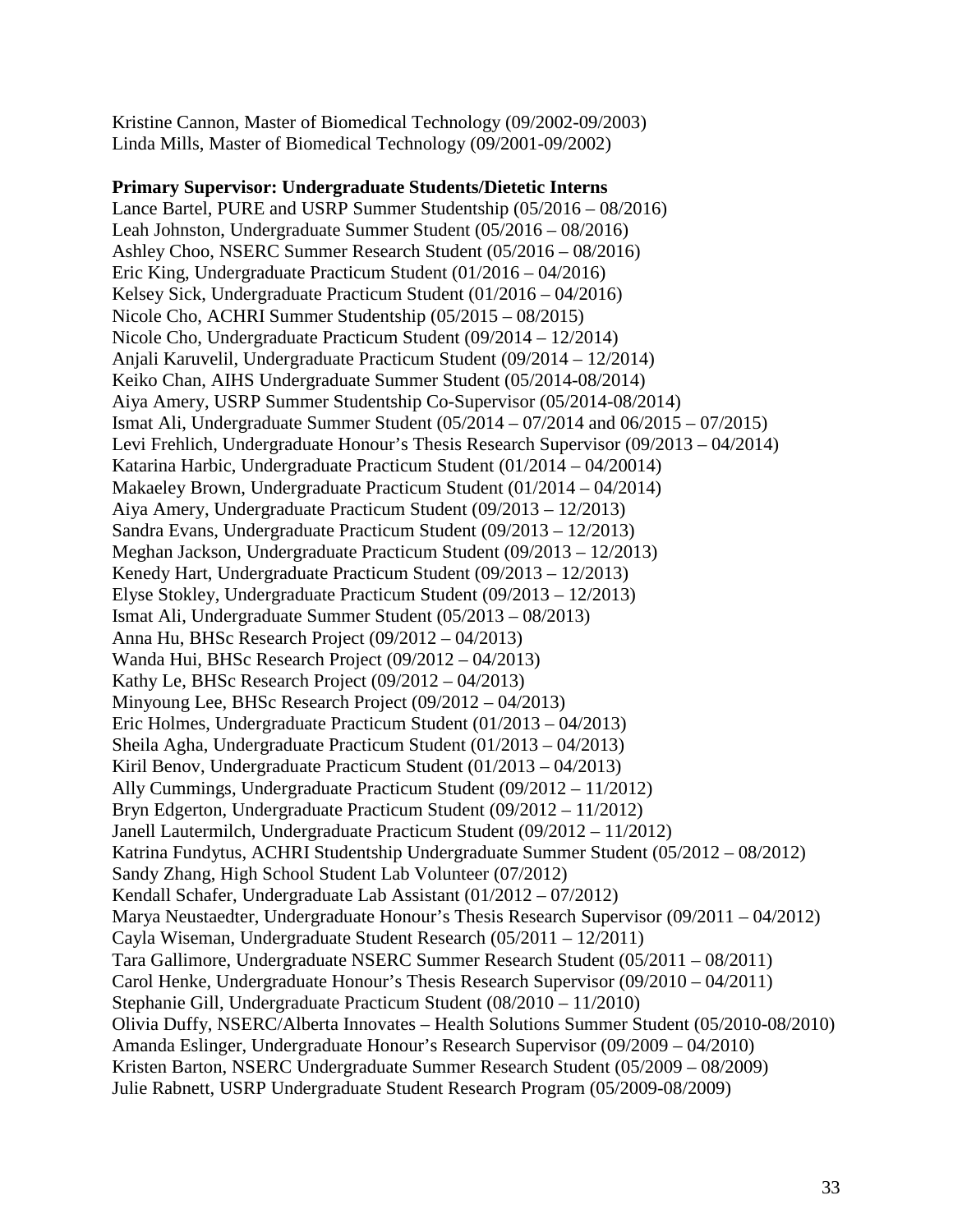Kristine Cannon, Master of Biomedical Technology (09/2002-09/2003)
Linda Mills, Master of Biomedical Technology (09/2001-09/2002)

**Primary Supervisor: Undergraduate Students/Dietetic Interns**

Lance Bartel, PURE and USRP Summer Studentship (05/2016 – 08/2016)
Leah Johnston, Undergraduate Summer Student (05/2016 – 08/2016)
Ashley Choo, NSERC Summer Research Student (05/2016 – 08/2016)
Eric King, Undergraduate Practicum Student (01/2016 – 04/2016)
Kelsey Sick, Undergraduate Practicum Student (01/2016 – 04/2016)
Nicole Cho, ACHRI Summer Studentship (05/2015 – 08/2015)
Nicole Cho, Undergraduate Practicum Student (09/2014 – 12/2014)
Anjali Karuvelil, Undergraduate Practicum Student (09/2014 – 12/2014)
Keiko Chan, AIHS Undergraduate Summer Student (05/2014-08/2014)
Aiya Amery, USRP Summer Studentship Co-Supervisor (05/2014-08/2014)
Ismat Ali, Undergraduate Summer Student (05/2014 – 07/2014 and 06/2015 – 07/2015)
Levi Frehlich, Undergraduate Honour's Thesis Research Supervisor (09/2013 – 04/2014)
Katarina Harbic, Undergraduate Practicum Student (01/2014 – 04/20014)
Makaeley Brown, Undergraduate Practicum Student (01/2014 – 04/2014)
Aiya Amery, Undergraduate Practicum Student (09/2013 – 12/2013)
Sandra Evans, Undergraduate Practicum Student (09/2013 – 12/2013)
Meghan Jackson, Undergraduate Practicum Student (09/2013 – 12/2013)
Kenedy Hart, Undergraduate Practicum Student (09/2013 – 12/2013)
Elyse Stokley, Undergraduate Practicum Student (09/2013 – 12/2013)
Ismat Ali, Undergraduate Summer Student (05/2013 – 08/2013)
Anna Hu, BHSc Research Project (09/2012 – 04/2013)
Wanda Hui, BHSc Research Project (09/2012 – 04/2013)
Kathy Le, BHSc Research Project (09/2012 – 04/2013)
Minyoung Lee, BHSc Research Project (09/2012 – 04/2013)
Eric Holmes, Undergraduate Practicum Student (01/2013 – 04/2013)
Sheila Agha, Undergraduate Practicum Student (01/2013 – 04/2013)
Kiril Benov, Undergraduate Practicum Student (01/2013 – 04/2013)
Ally Cummings, Undergraduate Practicum Student (09/2012 – 11/2012)
Bryn Edgerton, Undergraduate Practicum Student (09/2012 – 11/2012)
Janell Lautermilch, Undergraduate Practicum Student (09/2012 – 11/2012)
Katrina Fundytus, ACHRI Studentship Undergraduate Summer Student (05/2012 – 08/2012)
Sandy Zhang, High School Student Lab Volunteer (07/2012)
Kendall Schafer, Undergraduate Lab Assistant (01/2012 – 07/2012)
Marya Neustaedter, Undergraduate Honour's Thesis Research Supervisor (09/2011 – 04/2012)
Cayla Wiseman, Undergraduate Student Research (05/2011 – 12/2011)
Tara Gallimore, Undergraduate NSERC Summer Research Student (05/2011 – 08/2011)
Carol Henke, Undergraduate Honour's Thesis Research Supervisor (09/2010 – 04/2011)
Stephanie Gill, Undergraduate Practicum Student (08/2010 – 11/2010)
Olivia Duffy, NSERC/Alberta Innovates – Health Solutions Summer Student (05/2010-08/2010)
Amanda Eslinger, Undergraduate Honour's Research Supervisor (09/2009 – 04/2010)
Kristen Barton, NSERC Undergraduate Summer Research Student (05/2009 – 08/2009)
Julie Rabnett, USRP Undergraduate Student Research Program (05/2009-08/2009)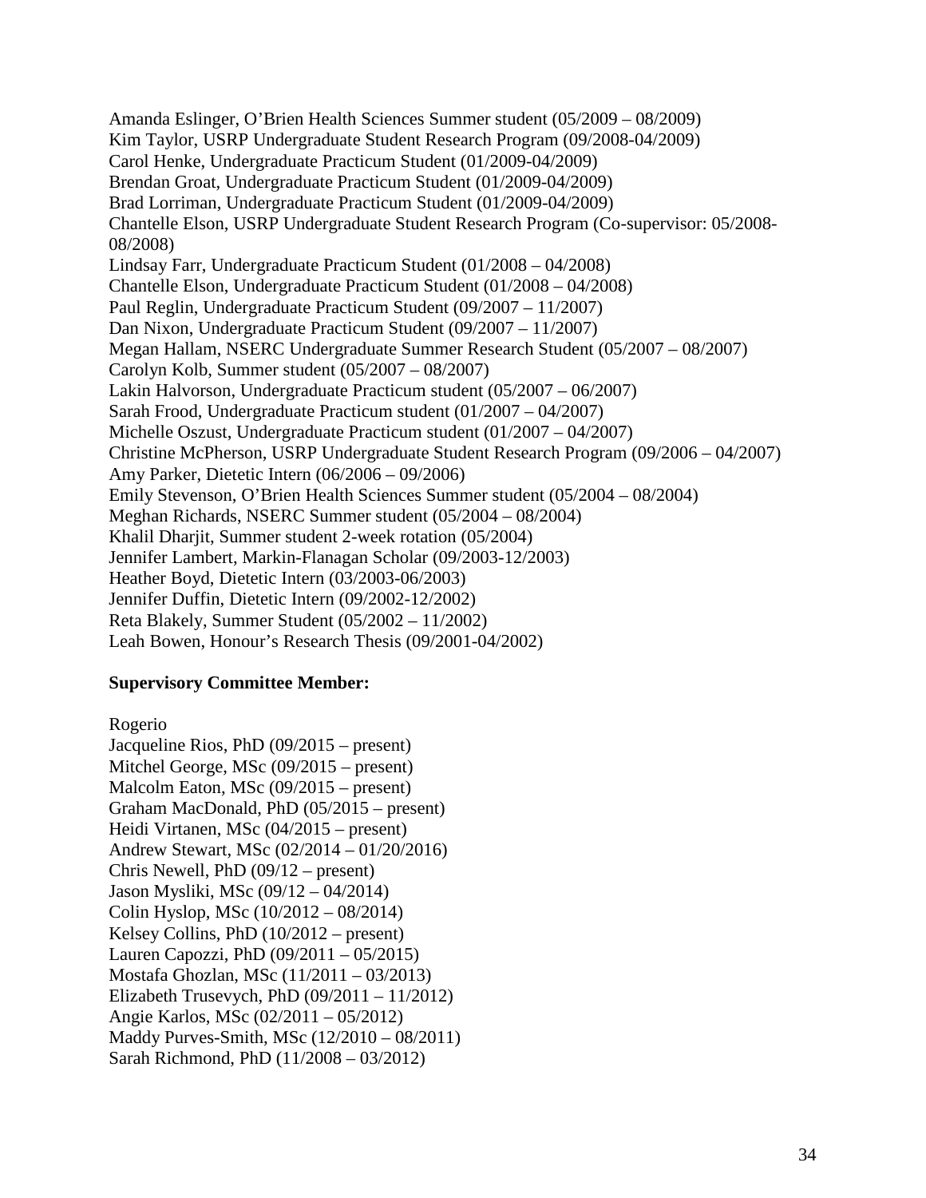Amanda Eslinger, O'Brien Health Sciences Summer student (05/2009 – 08/2009)
Kim Taylor, USRP Undergraduate Student Research Program (09/2008-04/2009)
Carol Henke, Undergraduate Practicum Student (01/2009-04/2009)
Brendan Groat, Undergraduate Practicum Student (01/2009-04/2009)
Brad Lorriman, Undergraduate Practicum Student (01/2009-04/2009)
Chantelle Elson, USRP Undergraduate Student Research Program (Co-supervisor: 05/2008-08/2008)
Lindsay Farr, Undergraduate Practicum Student (01/2008 – 04/2008)
Chantelle Elson, Undergraduate Practicum Student (01/2008 – 04/2008)
Paul Reglin, Undergraduate Practicum Student (09/2007 – 11/2007)
Dan Nixon, Undergraduate Practicum Student (09/2007 – 11/2007)
Megan Hallam, NSERC Undergraduate Summer Research Student (05/2007 – 08/2007)
Carolyn Kolb, Summer student (05/2007 – 08/2007)
Lakin Halvorson, Undergraduate Practicum student (05/2007 – 06/2007)
Sarah Frood, Undergraduate Practicum student (01/2007 – 04/2007)
Michelle Oszust, Undergraduate Practicum student (01/2007 – 04/2007)
Christine McPherson, USRP Undergraduate Student Research Program (09/2006 – 04/2007)
Amy Parker, Dietetic Intern (06/2006 – 09/2006)
Emily Stevenson, O'Brien Health Sciences Summer student (05/2004 – 08/2004)
Meghan Richards, NSERC Summer student (05/2004 – 08/2004)
Khalil Dharjit, Summer student 2-week rotation (05/2004)
Jennifer Lambert, Markin-Flanagan Scholar (09/2003-12/2003)
Heather Boyd, Dietetic Intern (03/2003-06/2003)
Jennifer Duffin, Dietetic Intern (09/2002-12/2002)
Reta Blakely, Summer Student (05/2002 – 11/2002)
Leah Bowen, Honour's Research Thesis (09/2001-04/2002)

**Supervisory Committee Member:**

Rogerio
Jacqueline Rios, PhD (09/2015 – present)
Mitchel George, MSc (09/2015 – present)
Malcolm Eaton, MSc (09/2015 – present)
Graham MacDonald, PhD (05/2015 – present)
Heidi Virtanen, MSc (04/2015 – present)
Andrew Stewart, MSc (02/2014 – 01/20/2016)
Chris Newell, PhD (09/12 – present)
Jason Mysliki, MSc (09/12 – 04/2014)
Colin Hyslop, MSc (10/2012 – 08/2014)
Kelsey Collins, PhD (10/2012 – present)
Lauren Capozzi, PhD (09/2011 – 05/2015)
Mostafa Ghozlan, MSc (11/2011 – 03/2013)
Elizabeth Trusevych, PhD (09/2011 – 11/2012)
Angie Karlos, MSc (02/2011 – 05/2012)
Maddy Purves-Smith, MSc (12/2010 – 08/2011)
Sarah Richmond, PhD (11/2008 – 03/2012)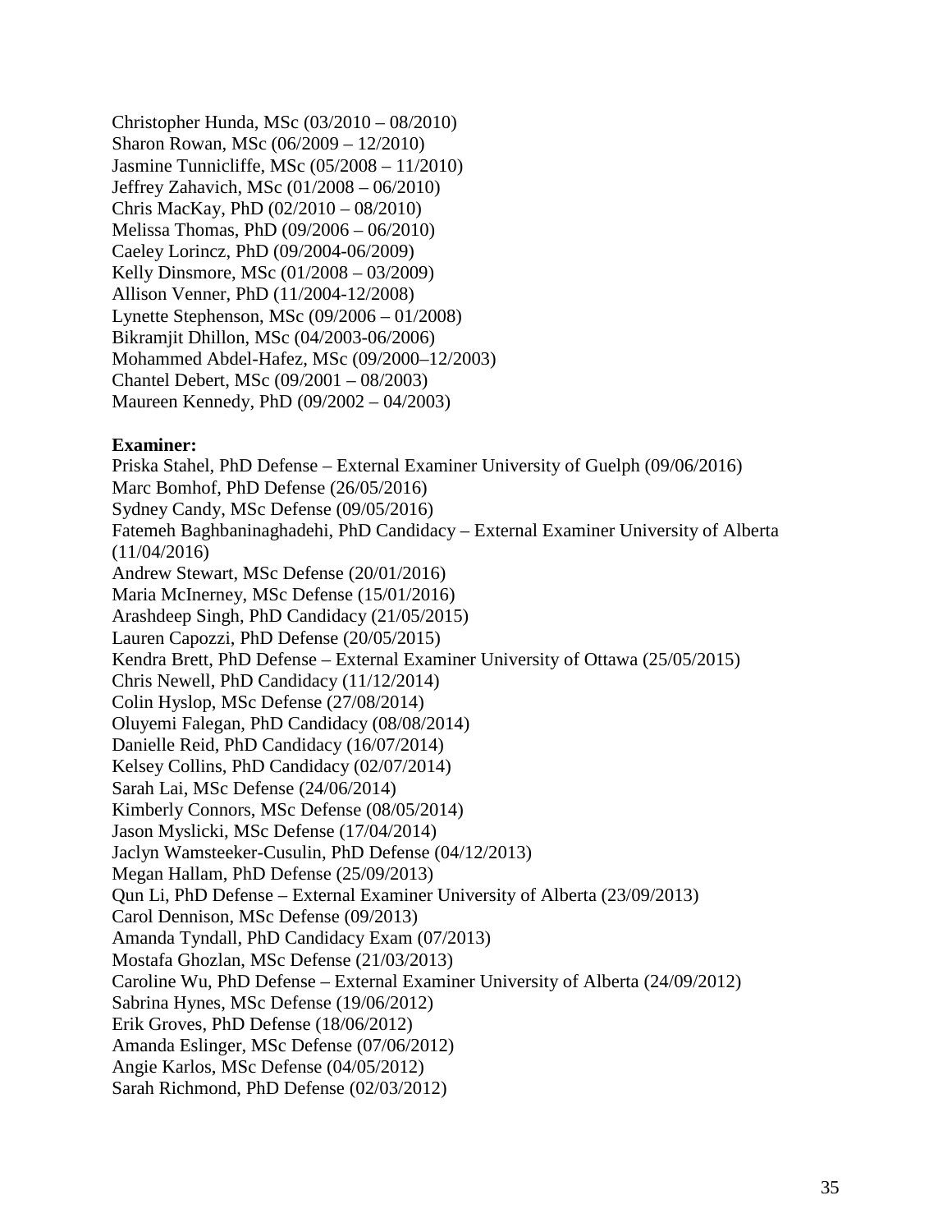Christopher Hunda, MSc (03/2010 – 08/2010)
Sharon Rowan, MSc (06/2009 – 12/2010)
Jasmine Tunnicliffe, MSc (05/2008 – 11/2010)
Jeffrey Zahavich, MSc (01/2008 – 06/2010)
Chris MacKay, PhD (02/2010 – 08/2010)
Melissa Thomas, PhD (09/2006 – 06/2010)
Caeley Lorincz, PhD (09/2004-06/2009)
Kelly Dinsmore, MSc (01/2008 – 03/2009)
Allison Venner, PhD (11/2004-12/2008)
Lynette Stephenson, MSc (09/2006 – 01/2008)
Bikramjit Dhillon, MSc (04/2003-06/2006)
Mohammed Abdel-Hafez, MSc (09/2000–12/2003)
Chantel Debert, MSc (09/2001 – 08/2003)
Maureen Kennedy, PhD (09/2002 – 04/2003)

**Examiner:**

Priska Stahel, PhD Defense – External Examiner University of Guelph (09/06/2016)
Marc Bomhof, PhD Defense (26/05/2016)
Sydney Candy, MSc Defense (09/05/2016)
Fatemeh Baghbaninaghadehi, PhD Candidacy – External Examiner University of Alberta (11/04/2016)
Andrew Stewart, MSc Defense (20/01/2016)
Maria McInerney, MSc Defense (15/01/2016)
Arashdeep Singh, PhD Candidacy (21/05/2015)
Lauren Capozzi, PhD Defense (20/05/2015)
Kendra Brett, PhD Defense – External Examiner University of Ottawa (25/05/2015)
Chris Newell, PhD Candidacy (11/12/2014)
Colin Hyslop, MSc Defense (27/08/2014)
Oluyemi Falegan, PhD Candidacy (08/08/2014)
Danielle Reid, PhD Candidacy (16/07/2014)
Kelsey Collins, PhD Candidacy (02/07/2014)
Sarah Lai, MSc Defense (24/06/2014)
Kimberly Connors, MSc Defense (08/05/2014)
Jason Myslicki, MSc Defense (17/04/2014)
Jaclyn Wamsteeker-Cusulin, PhD Defense (04/12/2013)
Megan Hallam, PhD Defense (25/09/2013)
Qun Li, PhD Defense – External Examiner University of Alberta (23/09/2013)
Carol Dennison, MSc Defense (09/2013)
Amanda Tyndall, PhD Candidacy Exam (07/2013)
Mostafa Ghozlan, MSc Defense (21/03/2013)
Caroline Wu, PhD Defense – External Examiner University of Alberta (24/09/2012)
Sabrina Hynes, MSc Defense (19/06/2012)
Erik Groves, PhD Defense (18/06/2012)
Amanda Eslinger, MSc Defense (07/06/2012)
Angie Karlos, MSc Defense (04/05/2012)
Sarah Richmond, PhD Defense (02/03/2012)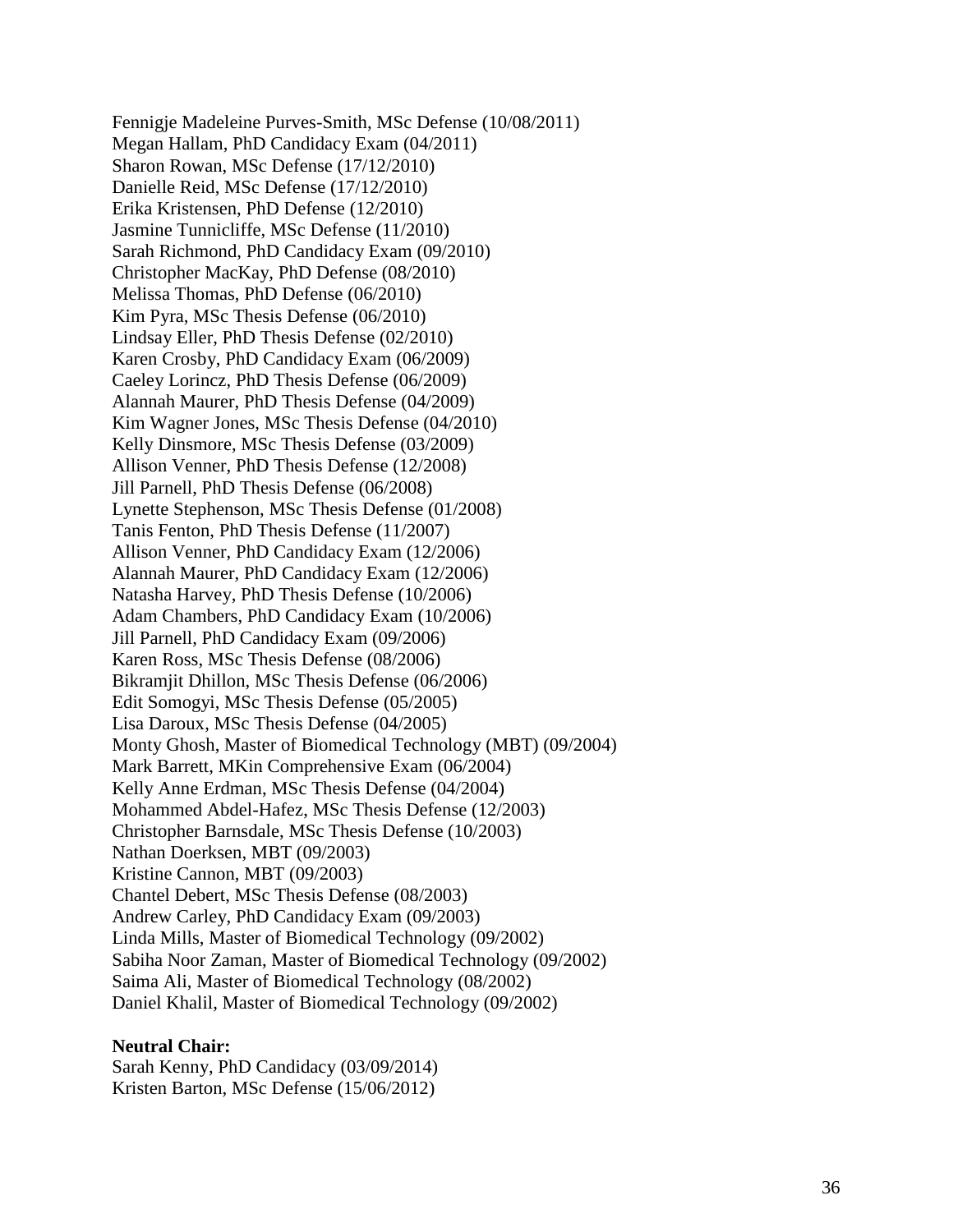Fennigje Madeleine Purves-Smith, MSc Defense (10/08/2011)
Megan Hallam, PhD Candidacy Exam (04/2011)
Sharon Rowan, MSc Defense (17/12/2010)
Danielle Reid, MSc Defense (17/12/2010)
Erika Kristensen, PhD Defense (12/2010)
Jasmine Tunnicliffe, MSc Defense (11/2010)
Sarah Richmond, PhD Candidacy Exam (09/2010)
Christopher MacKay, PhD Defense (08/2010)
Melissa Thomas, PhD Defense (06/2010)
Kim Pyra, MSc Thesis Defense (06/2010)
Lindsay Eller, PhD Thesis Defense (02/2010)
Karen Crosby, PhD Candidacy Exam (06/2009)
Caeley Lorincz, PhD Thesis Defense (06/2009)
Alannah Maurer, PhD Thesis Defense (04/2009)
Kim Wagner Jones, MSc Thesis Defense (04/2010)
Kelly Dinsmore, MSc Thesis Defense (03/2009)
Allison Venner, PhD Thesis Defense (12/2008)
Jill Parnell, PhD Thesis Defense (06/2008)
Lynette Stephenson, MSc Thesis Defense (01/2008)
Tanis Fenton, PhD Thesis Defense (11/2007)
Allison Venner, PhD Candidacy Exam (12/2006)
Alannah Maurer, PhD Candidacy Exam (12/2006)
Natasha Harvey, PhD Thesis Defense (10/2006)
Adam Chambers, PhD Candidacy Exam (10/2006)
Jill Parnell, PhD Candidacy Exam (09/2006)
Karen Ross, MSc Thesis Defense (08/2006)
Bikramjit Dhillon, MSc Thesis Defense (06/2006)
Edit Somogyi, MSc Thesis Defense (05/2005)
Lisa Daroux, MSc Thesis Defense (04/2005)
Monty Ghosh, Master of Biomedical Technology (MBT) (09/2004)
Mark Barrett, MKin Comprehensive Exam (06/2004)
Kelly Anne Erdman, MSc Thesis Defense (04/2004)
Mohammed Abdel-Hafez, MSc Thesis Defense (12/2003)
Christopher Barnsdale, MSc Thesis Defense (10/2003)
Nathan Doerksen, MBT (09/2003)
Kristine Cannon, MBT (09/2003)
Chantel Debert, MSc Thesis Defense (08/2003)
Andrew Carley, PhD Candidacy Exam (09/2003)
Linda Mills, Master of Biomedical Technology (09/2002)
Sabiha Noor Zaman, Master of Biomedical Technology (09/2002)
Saima Ali, Master of Biomedical Technology (08/2002)
Daniel Khalil, Master of Biomedical Technology (09/2002)

**Neutral Chair:**
Sarah Kenny, PhD Candidacy (03/09/2014)
Kristen Barton, MSc Defense (15/06/2012)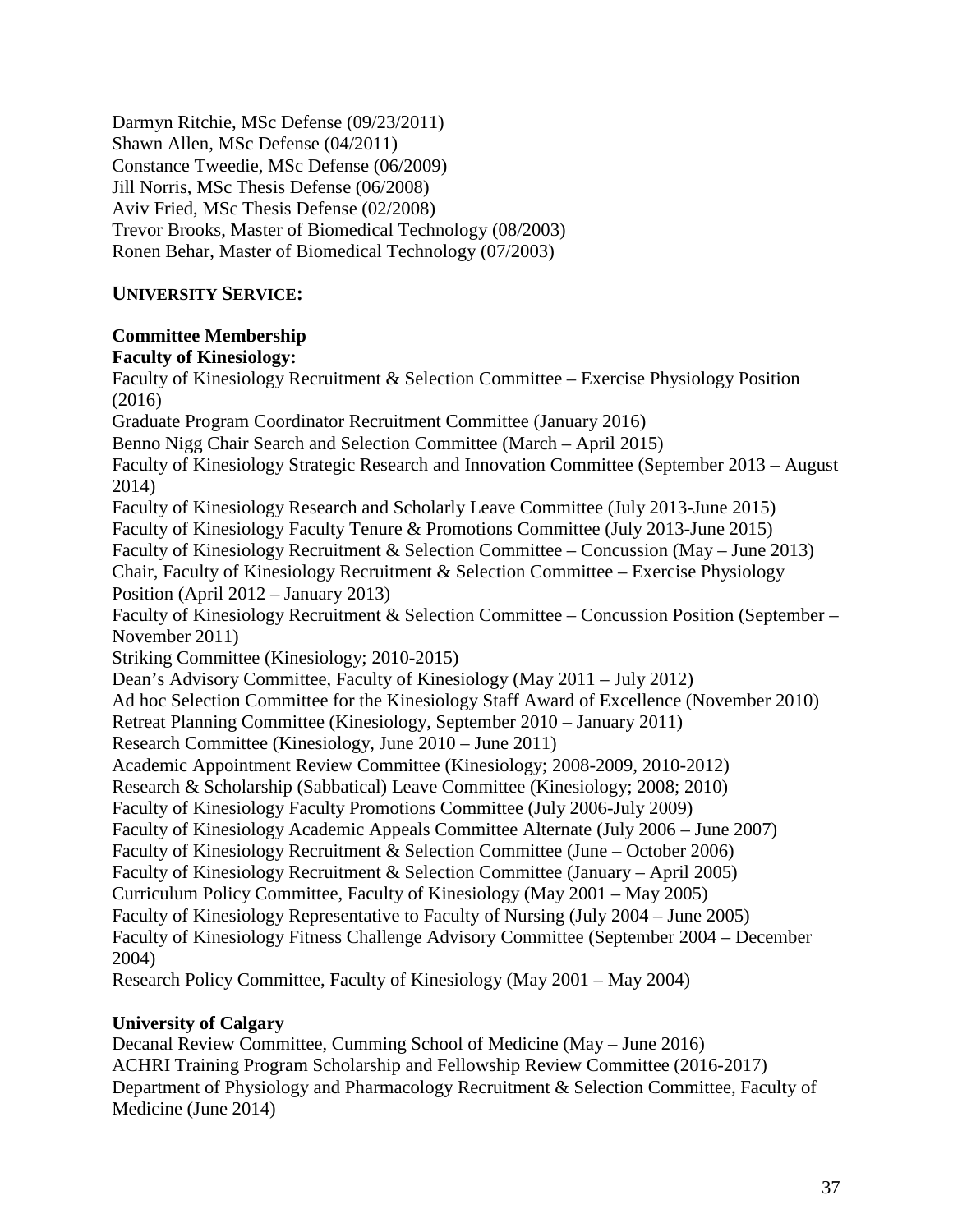Darmyn Ritchie, MSc Defense (09/23/2011)
Shawn Allen, MSc Defense (04/2011)
Constance Tweedie, MSc Defense (06/2009)
Jill Norris, MSc Thesis Defense (06/2008)
Aviv Fried, MSc Thesis Defense (02/2008)
Trevor Brooks, Master of Biomedical Technology (08/2003)
Ronen Behar, Master of Biomedical Technology (07/2003)

## UNIVERSITY SERVICE:

**Committee Membership**

**Faculty of Kinesiology:**

Faculty of Kinesiology Recruitment & Selection Committee – Exercise Physiology Position (2016)
Graduate Program Coordinator Recruitment Committee (January 2016)
Benno Nigg Chair Search and Selection Committee (March – April 2015)
Faculty of Kinesiology Strategic Research and Innovation Committee (September 2013 – August 2014)
Faculty of Kinesiology Research and Scholarly Leave Committee (July 2013-June 2015)
Faculty of Kinesiology Faculty Tenure & Promotions Committee (July 2013-June 2015)
Faculty of Kinesiology Recruitment & Selection Committee – Concussion (May – June 2013)
Chair, Faculty of Kinesiology Recruitment & Selection Committee – Exercise Physiology Position (April 2012 – January 2013)
Faculty of Kinesiology Recruitment & Selection Committee – Concussion Position (September – November 2011)
Striking Committee (Kinesiology; 2010-2015)
Dean's Advisory Committee, Faculty of Kinesiology (May 2011 – July 2012)
Ad hoc Selection Committee for the Kinesiology Staff Award of Excellence (November 2010)
Retreat Planning Committee (Kinesiology, September 2010 – January 2011)
Research Committee (Kinesiology, June 2010 – June 2011)
Academic Appointment Review Committee (Kinesiology; 2008-2009, 2010-2012)
Research & Scholarship (Sabbatical) Leave Committee (Kinesiology; 2008; 2010)
Faculty of Kinesiology Faculty Promotions Committee (July 2006-July 2009)
Faculty of Kinesiology Academic Appeals Committee Alternate (July 2006 – June 2007)
Faculty of Kinesiology Recruitment & Selection Committee (June – October 2006)
Faculty of Kinesiology Recruitment & Selection Committee (January – April 2005)
Curriculum Policy Committee, Faculty of Kinesiology (May 2001 – May 2005)
Faculty of Kinesiology Representative to Faculty of Nursing (July 2004 – June 2005)
Faculty of Kinesiology Fitness Challenge Advisory Committee (September 2004 – December 2004)
Research Policy Committee, Faculty of Kinesiology (May 2001 – May 2004)

**University of Calgary**

Decanal Review Committee, Cumming School of Medicine (May – June 2016)
ACHRI Training Program Scholarship and Fellowship Review Committee (2016-2017)
Department of Physiology and Pharmacology Recruitment & Selection Committee, Faculty of Medicine (June 2014)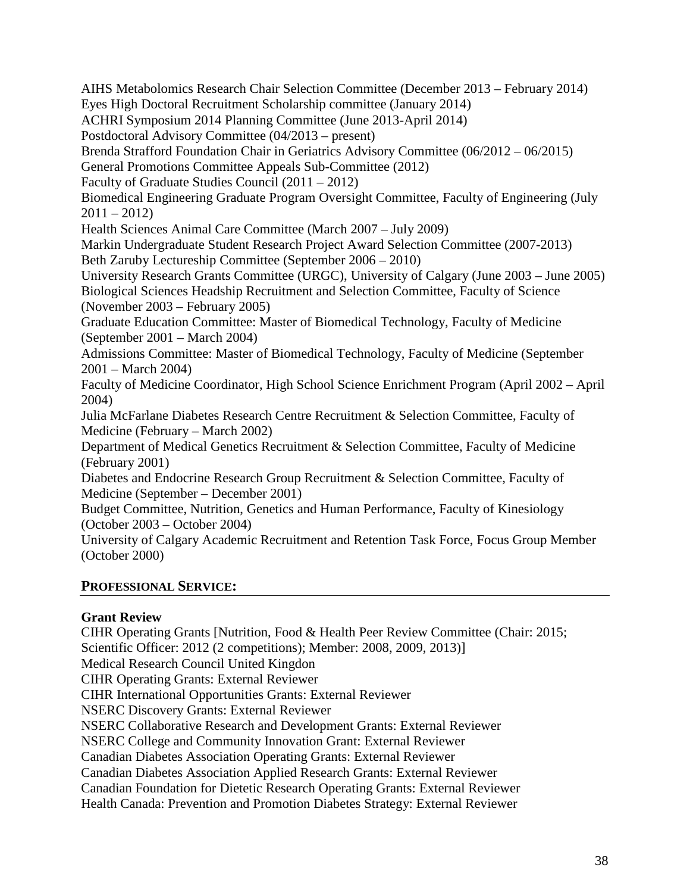AIHS Metabolomics Research Chair Selection Committee (December 2013 – February 2014)
Eyes High Doctoral Recruitment Scholarship committee (January 2014)
ACHRI Symposium 2014 Planning Committee (June 2013-April 2014)
Postdoctoral Advisory Committee (04/2013 – present)
Brenda Strafford Foundation Chair in Geriatrics Advisory Committee (06/2012 – 06/2015)
General Promotions Committee Appeals Sub-Committee (2012)
Faculty of Graduate Studies Council (2011 – 2012)
Biomedical Engineering Graduate Program Oversight Committee, Faculty of Engineering (July 2011 – 2012)
Health Sciences Animal Care Committee (March 2007 – July 2009)
Markin Undergraduate Student Research Project Award Selection Committee (2007-2013)
Beth Zaruby Lectureship Committee (September 2006 – 2010)
University Research Grants Committee (URGC), University of Calgary (June 2003 – June 2005)
Biological Sciences Headship Recruitment and Selection Committee, Faculty of Science (November 2003 – February 2005)
Graduate Education Committee: Master of Biomedical Technology, Faculty of Medicine (September 2001 – March 2004)
Admissions Committee: Master of Biomedical Technology, Faculty of Medicine (September 2001 – March 2004)
Faculty of Medicine Coordinator, High School Science Enrichment Program (April 2002 – April 2004)
Julia McFarlane Diabetes Research Centre Recruitment & Selection Committee, Faculty of Medicine (February – March 2002)
Department of Medical Genetics Recruitment & Selection Committee, Faculty of Medicine (February 2001)
Diabetes and Endocrine Research Group Recruitment & Selection Committee, Faculty of Medicine (September – December 2001)
Budget Committee, Nutrition, Genetics and Human Performance, Faculty of Kinesiology (October 2003 – October 2004)
University of Calgary Academic Recruitment and Retention Task Force, Focus Group Member (October 2000)

## PROFESSIONAL SERVICE:

**Grant Review**

CIHR Operating Grants [Nutrition, Food & Health Peer Review Committee (Chair: 2015; Scientific Officer: 2012 (2 competitions); Member: 2008, 2009, 2013)]
Medical Research Council United Kingdom
CIHR Operating Grants: External Reviewer
CIHR International Opportunities Grants: External Reviewer
NSERC Discovery Grants: External Reviewer
NSERC Collaborative Research and Development Grants: External Reviewer
NSERC College and Community Innovation Grant: External Reviewer
Canadian Diabetes Association Operating Grants: External Reviewer
Canadian Diabetes Association Applied Research Grants: External Reviewer
Canadian Foundation for Dietetic Research Operating Grants: External Reviewer
Health Canada: Prevention and Promotion Diabetes Strategy: External Reviewer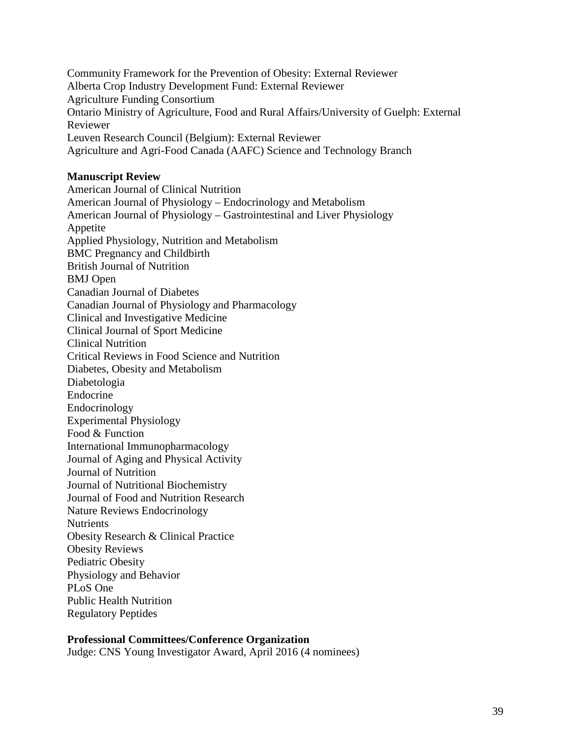Community Framework for the Prevention of Obesity: External Reviewer
Alberta Crop Industry Development Fund: External Reviewer
Agriculture Funding Consortium
Ontario Ministry of Agriculture, Food and Rural Affairs/University of Guelph: External Reviewer
Leuven Research Council (Belgium): External Reviewer
Agriculture and Agri-Food Canada (AAFC) Science and Technology Branch

**Manuscript Review**

American Journal of Clinical Nutrition
American Journal of Physiology – Endocrinology and Metabolism
American Journal of Physiology – Gastrointestinal and Liver Physiology
Appetite
Applied Physiology, Nutrition and Metabolism
BMC Pregnancy and Childbirth
British Journal of Nutrition
BMJ Open
Canadian Journal of Diabetes
Canadian Journal of Physiology and Pharmacology
Clinical and Investigative Medicine
Clinical Journal of Sport Medicine
Clinical Nutrition
Critical Reviews in Food Science and Nutrition
Diabetes, Obesity and Metabolism
Diabetologia
Endocrine
Endocrinology
Experimental Physiology
Food & Function
International Immunopharmacology
Journal of Aging and Physical Activity
Journal of Nutrition
Journal of Nutritional Biochemistry
Journal of Food and Nutrition Research
Nature Reviews Endocrinology
Nutrients
Obesity Research & Clinical Practice
Obesity Reviews
Pediatric Obesity
Physiology and Behavior
PLoS One
Public Health Nutrition
Regulatory Peptides

**Professional Committees/Conference Organization**

Judge: CNS Young Investigator Award, April 2016 (4 nominees)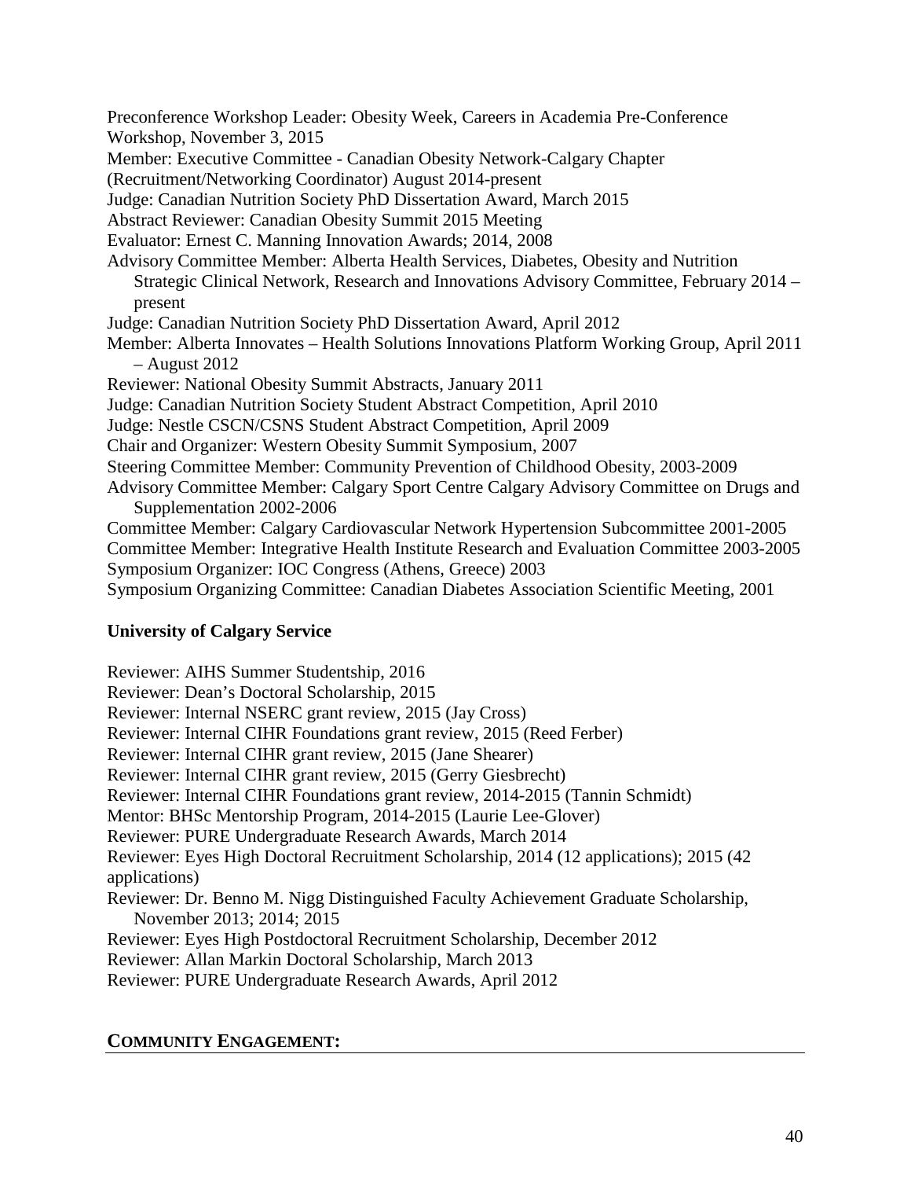Preconference Workshop Leader: Obesity Week, Careers in Academia Pre-Conference Workshop, November 3, 2015

Member: Executive Committee - Canadian Obesity Network-Calgary Chapter (Recruitment/Networking Coordinator) August 2014-present

Judge: Canadian Nutrition Society PhD Dissertation Award, March 2015

Abstract Reviewer: Canadian Obesity Summit 2015 Meeting

Evaluator: Ernest C. Manning Innovation Awards; 2014, 2008

Advisory Committee Member: Alberta Health Services, Diabetes, Obesity and Nutrition Strategic Clinical Network, Research and Innovations Advisory Committee, February 2014 – present

Judge: Canadian Nutrition Society PhD Dissertation Award, April 2012

Member: Alberta Innovates – Health Solutions Innovations Platform Working Group, April 2011 – August 2012

Reviewer: National Obesity Summit Abstracts, January 2011

Judge: Canadian Nutrition Society Student Abstract Competition, April 2010

Judge: Nestle CSCN/CSNS Student Abstract Competition, April 2009

Chair and Organizer: Western Obesity Summit Symposium, 2007

Steering Committee Member: Community Prevention of Childhood Obesity, 2003-2009

Advisory Committee Member: Calgary Sport Centre Calgary Advisory Committee on Drugs and Supplementation 2002-2006

Committee Member: Calgary Cardiovascular Network Hypertension Subcommittee 2001-2005

Committee Member: Integrative Health Institute Research and Evaluation Committee 2003-2005

Symposium Organizer: IOC Congress (Athens, Greece) 2003

Symposium Organizing Committee: Canadian Diabetes Association Scientific Meeting, 2001

**University of Calgary Service**

Reviewer: AIHS Summer Studentship, 2016

Reviewer: Dean's Doctoral Scholarship, 2015

Reviewer: Internal NSERC grant review, 2015 (Jay Cross)

Reviewer: Internal CIHR Foundations grant review, 2015 (Reed Ferber)

Reviewer: Internal CIHR grant review, 2015 (Jane Shearer)

Reviewer: Internal CIHR grant review, 2015 (Gerry Giesbrecht)

Reviewer: Internal CIHR Foundations grant review, 2014-2015 (Tannin Schmidt)

Mentor: BHSc Mentorship Program, 2014-2015 (Laurie Lee-Glover)

Reviewer: PURE Undergraduate Research Awards, March 2014

Reviewer: Eyes High Doctoral Recruitment Scholarship, 2014 (12 applications); 2015 (42 applications)

Reviewer: Dr. Benno M. Nigg Distinguished Faculty Achievement Graduate Scholarship, November 2013; 2014; 2015

Reviewer: Eyes High Postdoctoral Recruitment Scholarship, December 2012

Reviewer: Allan Markin Doctoral Scholarship, March 2013

Reviewer: PURE Undergraduate Research Awards, April 2012

## COMMUNITY ENGAGEMENT: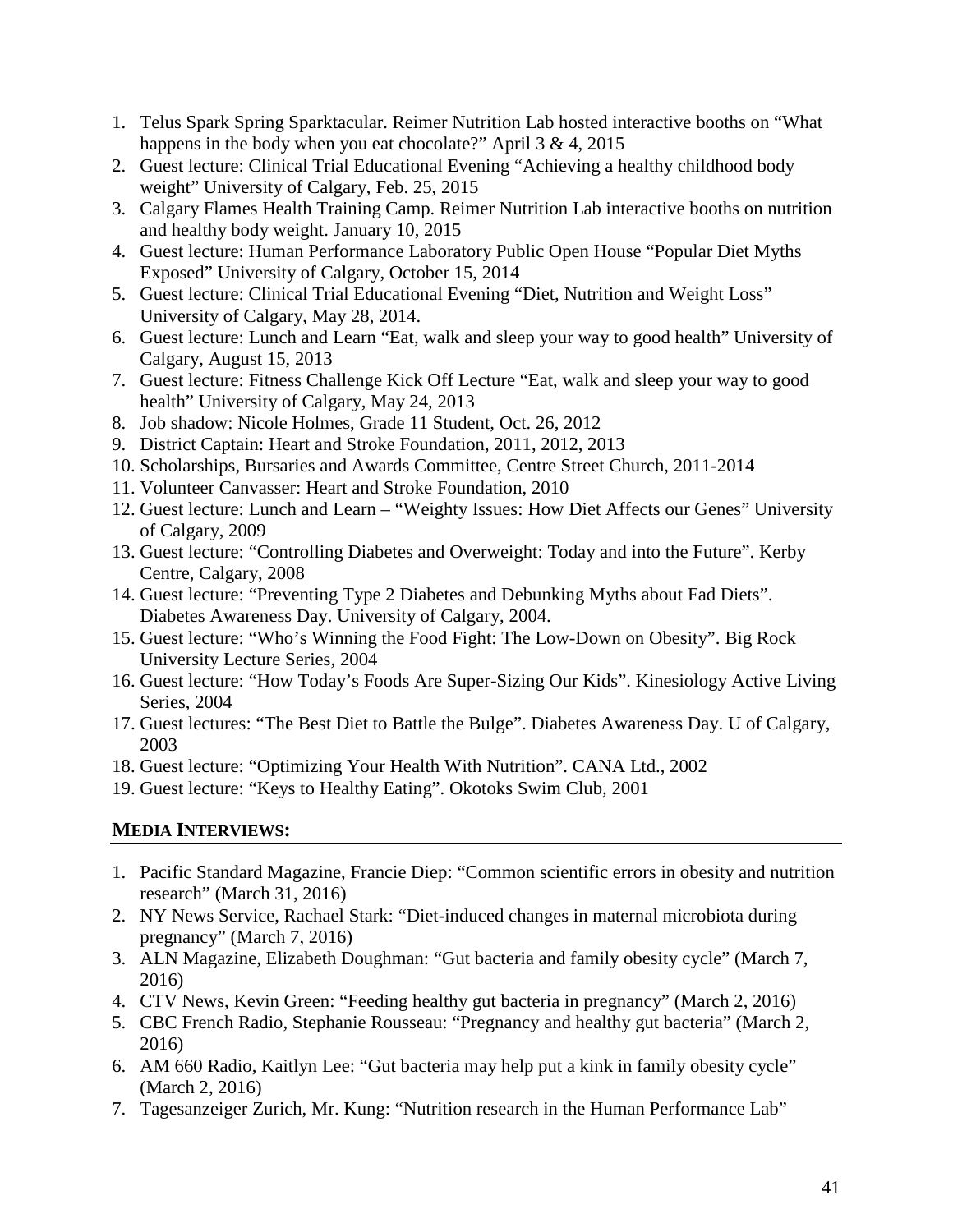1. Telus Spark Spring Sparktacular. Reimer Nutrition Lab hosted interactive booths on "What happens in the body when you eat chocolate?" April 3 & 4, 2015
2. Guest lecture: Clinical Trial Educational Evening "Achieving a healthy childhood body weight" University of Calgary, Feb. 25, 2015
3. Calgary Flames Health Training Camp. Reimer Nutrition Lab interactive booths on nutrition and healthy body weight. January 10, 2015
4. Guest lecture: Human Performance Laboratory Public Open House "Popular Diet Myths Exposed" University of Calgary, October 15, 2014
5. Guest lecture: Clinical Trial Educational Evening "Diet, Nutrition and Weight Loss" University of Calgary, May 28, 2014.
6. Guest lecture: Lunch and Learn "Eat, walk and sleep your way to good health" University of Calgary, August 15, 2013
7. Guest lecture: Fitness Challenge Kick Off Lecture "Eat, walk and sleep your way to good health" University of Calgary, May 24, 2013
8. Job shadow: Nicole Holmes, Grade 11 Student, Oct. 26, 2012
9. District Captain: Heart and Stroke Foundation, 2011, 2012, 2013
10. Scholarships, Bursaries and Awards Committee, Centre Street Church, 2011-2014
11. Volunteer Canvasser: Heart and Stroke Foundation, 2010
12. Guest lecture: Lunch and Learn – "Weighty Issues: How Diet Affects our Genes" University of Calgary, 2009
13. Guest lecture: "Controlling Diabetes and Overweight: Today and into the Future". Kerby Centre, Calgary, 2008
14. Guest lecture: "Preventing Type 2 Diabetes and Debunking Myths about Fad Diets". Diabetes Awareness Day. University of Calgary, 2004.
15. Guest lecture: "Who's Winning the Food Fight: The Low-Down on Obesity". Big Rock University Lecture Series, 2004
16. Guest lecture: "How Today's Foods Are Super-Sizing Our Kids". Kinesiology Active Living Series, 2004
17. Guest lectures: "The Best Diet to Battle the Bulge". Diabetes Awareness Day. U of Calgary, 2003
18. Guest lecture: "Optimizing Your Health With Nutrition". CANA Ltd., 2002
19. Guest lecture: "Keys to Healthy Eating". Okotoks Swim Club, 2001

## MEDIA INTERVIEWS:

1. Pacific Standard Magazine, Francie Diep: "Common scientific errors in obesity and nutrition research" (March 31, 2016)
2. NY News Service, Rachael Stark: "Diet-induced changes in maternal microbiota during pregnancy" (March 7, 2016)
3. ALN Magazine, Elizabeth Doughman: "Gut bacteria and family obesity cycle" (March 7, 2016)
4. CTV News, Kevin Green: "Feeding healthy gut bacteria in pregnancy" (March 2, 2016)
5. CBC French Radio, Stephanie Rousseau: "Pregnancy and healthy gut bacteria" (March 2, 2016)
6. AM 660 Radio, Kaitlyn Lee: "Gut bacteria may help put a kink in family obesity cycle" (March 2, 2016)
7. Tagesanzeiger Zurich, Mr. Kung: "Nutrition research in the Human Performance Lab"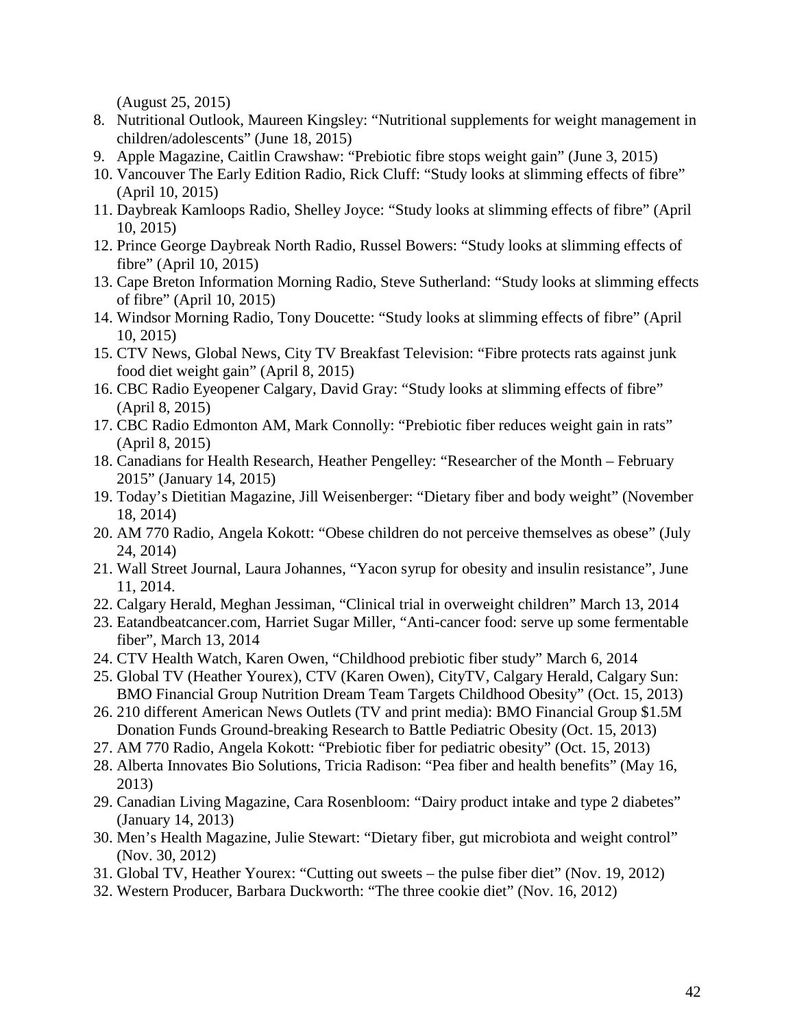(August 25, 2015)

8. Nutritional Outlook, Maureen Kingsley: "Nutritional supplements for weight management in children/adolescents" (June 18, 2015)
9. Apple Magazine, Caitlin Crawshaw: "Prebiotic fibre stops weight gain" (June 3, 2015)
10. Vancouver The Early Edition Radio, Rick Cluff: "Study looks at slimming effects of fibre" (April 10, 2015)
11. Daybreak Kamloops Radio, Shelley Joyce: "Study looks at slimming effects of fibre" (April 10, 2015)
12. Prince George Daybreak North Radio, Russel Bowers: "Study looks at slimming effects of fibre" (April 10, 2015)
13. Cape Breton Information Morning Radio, Steve Sutherland: "Study looks at slimming effects of fibre" (April 10, 2015)
14. Windsor Morning Radio, Tony Doucette: "Study looks at slimming effects of fibre" (April 10, 2015)
15. CTV News, Global News, City TV Breakfast Television: "Fibre protects rats against junk food diet weight gain" (April 8, 2015)
16. CBC Radio Eyeopener Calgary, David Gray: "Study looks at slimming effects of fibre" (April 8, 2015)
17. CBC Radio Edmonton AM, Mark Connolly: "Prebiotic fiber reduces weight gain in rats" (April 8, 2015)
18. Canadians for Health Research, Heather Pengelley: "Researcher of the Month – February 2015" (January 14, 2015)
19. Today's Dietitian Magazine, Jill Weisenberger: "Dietary fiber and body weight" (November 18, 2014)
20. AM 770 Radio, Angela Kokott: "Obese children do not perceive themselves as obese" (July 24, 2014)
21. Wall Street Journal, Laura Johannes, "Yacon syrup for obesity and insulin resistance", June 11, 2014.
22. Calgary Herald, Meghan Jessiman, "Clinical trial in overweight children" March 13, 2014
23. Eatandbeatcancer.com, Harriet Sugar Miller, "Anti-cancer food: serve up some fermentable fiber", March 13, 2014
24. CTV Health Watch, Karen Owen, "Childhood prebiotic fiber study" March 6, 2014
25. Global TV (Heather Yourex), CTV (Karen Owen), CityTV, Calgary Herald, Calgary Sun: BMO Financial Group Nutrition Dream Team Targets Childhood Obesity" (Oct. 15, 2013)
26. 210 different American News Outlets (TV and print media): BMO Financial Group $1.5M Donation Funds Ground-breaking Research to Battle Pediatric Obesity (Oct. 15, 2013)
27. AM 770 Radio, Angela Kokott: "Prebiotic fiber for pediatric obesity" (Oct. 15, 2013)
28. Alberta Innovates Bio Solutions, Tricia Radison: "Pea fiber and health benefits" (May 16, 2013)
29. Canadian Living Magazine, Cara Rosenbloom: "Dairy product intake and type 2 diabetes" (January 14, 2013)
30. Men's Health Magazine, Julie Stewart: "Dietary fiber, gut microbiota and weight control" (Nov. 30, 2012)
31. Global TV, Heather Yourex: "Cutting out sweets – the pulse fiber diet" (Nov. 19, 2012)
32. Western Producer, Barbara Duckworth: "The three cookie diet" (Nov. 16, 2012)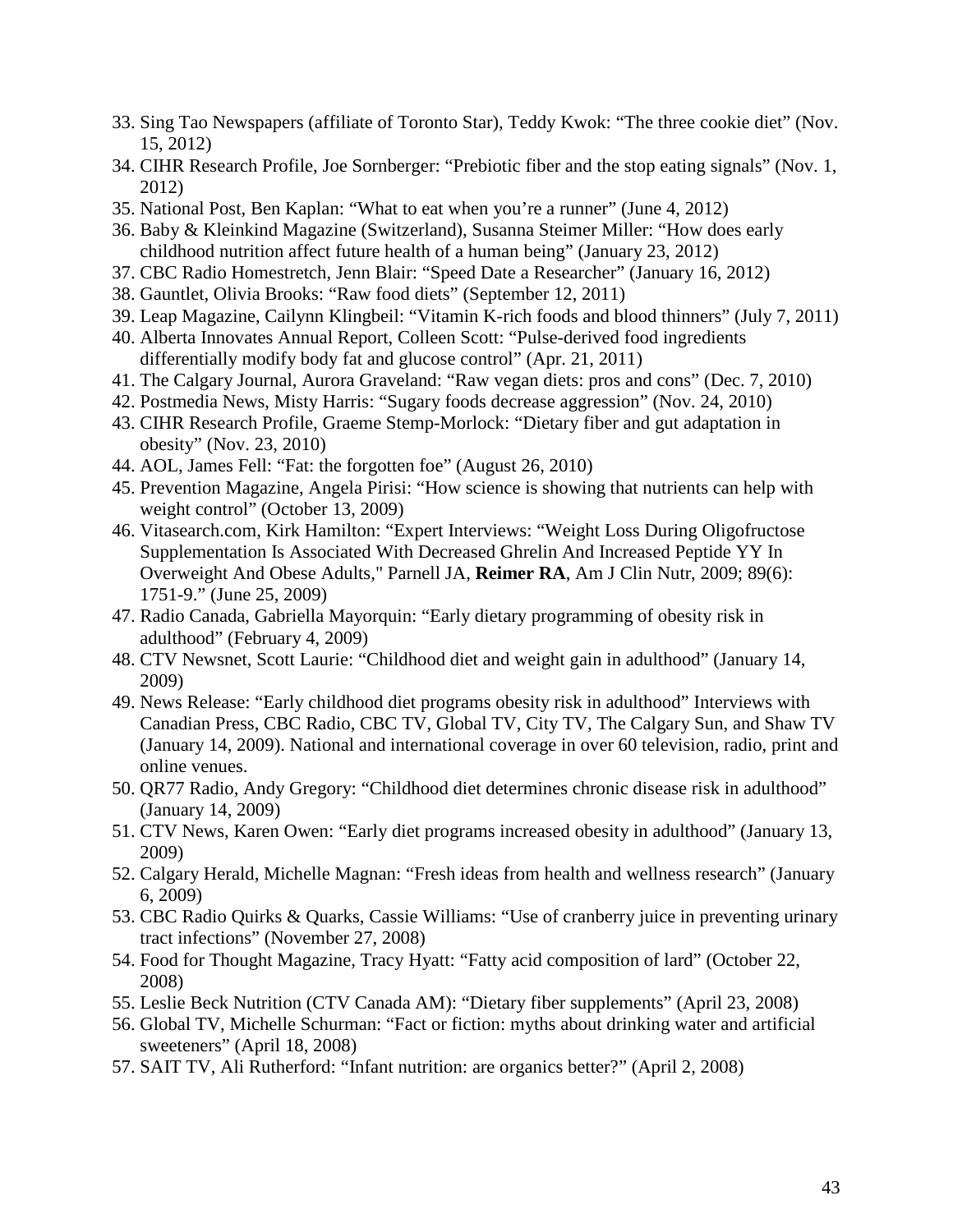33. Sing Tao Newspapers (affiliate of Toronto Star), Teddy Kwok: “The three cookie diet” (Nov. 15, 2012)
34. CIHR Research Profile, Joe Sornberger: “Prebiotic fiber and the stop eating signals” (Nov. 1, 2012)
35. National Post, Ben Kaplan: “What to eat when you’re a runner” (June 4, 2012)
36. Baby & Kleinkind Magazine (Switzerland), Susanna Steimer Miller: “How does early childhood nutrition affect future health of a human being” (January 23, 2012)
37. CBC Radio Homestretch, Jenn Blair: “Speed Date a Researcher” (January 16, 2012)
38. Gauntlet, Olivia Brooks: “Raw food diets” (September 12, 2011)
39. Leap Magazine, Cailynn Klingbeil: “Vitamin K-rich foods and blood thinners” (July 7, 2011)
40. Alberta Innovates Annual Report, Colleen Scott: “Pulse-derived food ingredients differentially modify body fat and glucose control” (Apr. 21, 2011)
41. The Calgary Journal, Aurora Graveland: “Raw vegan diets: pros and cons” (Dec. 7, 2010)
42. Postmedia News, Misty Harris: “Sugary foods decrease aggression” (Nov. 24, 2010)
43. CIHR Research Profile, Graeme Stemp-Morlock: “Dietary fiber and gut adaptation in obesity” (Nov. 23, 2010)
44. AOL, James Fell: “Fat: the forgotten foe” (August 26, 2010)
45. Prevention Magazine, Angela Pirisi: “How science is showing that nutrients can help with weight control” (October 13, 2009)
46. Vitasearch.com, Kirk Hamilton: “Expert Interviews: “Weight Loss During Oligofructose Supplementation Is Associated With Decreased Ghrelin And Increased Peptide YY In Overweight And Obese Adults," Parnell JA, **Reimer RA**, Am J Clin Nutr, 2009; 89(6): 1751-9.” (June 25, 2009)
47. Radio Canada, Gabriella Mayorquin: “Early dietary programming of obesity risk in adulthood” (February 4, 2009)
48. CTV Newsnet, Scott Laurie: “Childhood diet and weight gain in adulthood” (January 14, 2009)
49. News Release: “Early childhood diet programs obesity risk in adulthood” Interviews with Canadian Press, CBC Radio, CBC TV, Global TV, City TV, The Calgary Sun, and Shaw TV (January 14, 2009). National and international coverage in over 60 television, radio, print and online venues.
50. QR77 Radio, Andy Gregory: “Childhood diet determines chronic disease risk in adulthood” (January 14, 2009)
51. CTV News, Karen Owen: “Early diet programs increased obesity in adulthood” (January 13, 2009)
52. Calgary Herald, Michelle Magnan: “Fresh ideas from health and wellness research” (January 6, 2009)
53. CBC Radio Quirks & Quarks, Cassie Williams: “Use of cranberry juice in preventing urinary tract infections” (November 27, 2008)
54. Food for Thought Magazine, Tracy Hyatt: “Fatty acid composition of lard” (October 22, 2008)
55. Leslie Beck Nutrition (CTV Canada AM): “Dietary fiber supplements” (April 23, 2008)
56. Global TV, Michelle Schurman: “Fact or fiction: myths about drinking water and artificial sweeteners” (April 18, 2008)
57. SAIT TV, Ali Rutherford: “Infant nutrition: are organics better?” (April 2, 2008)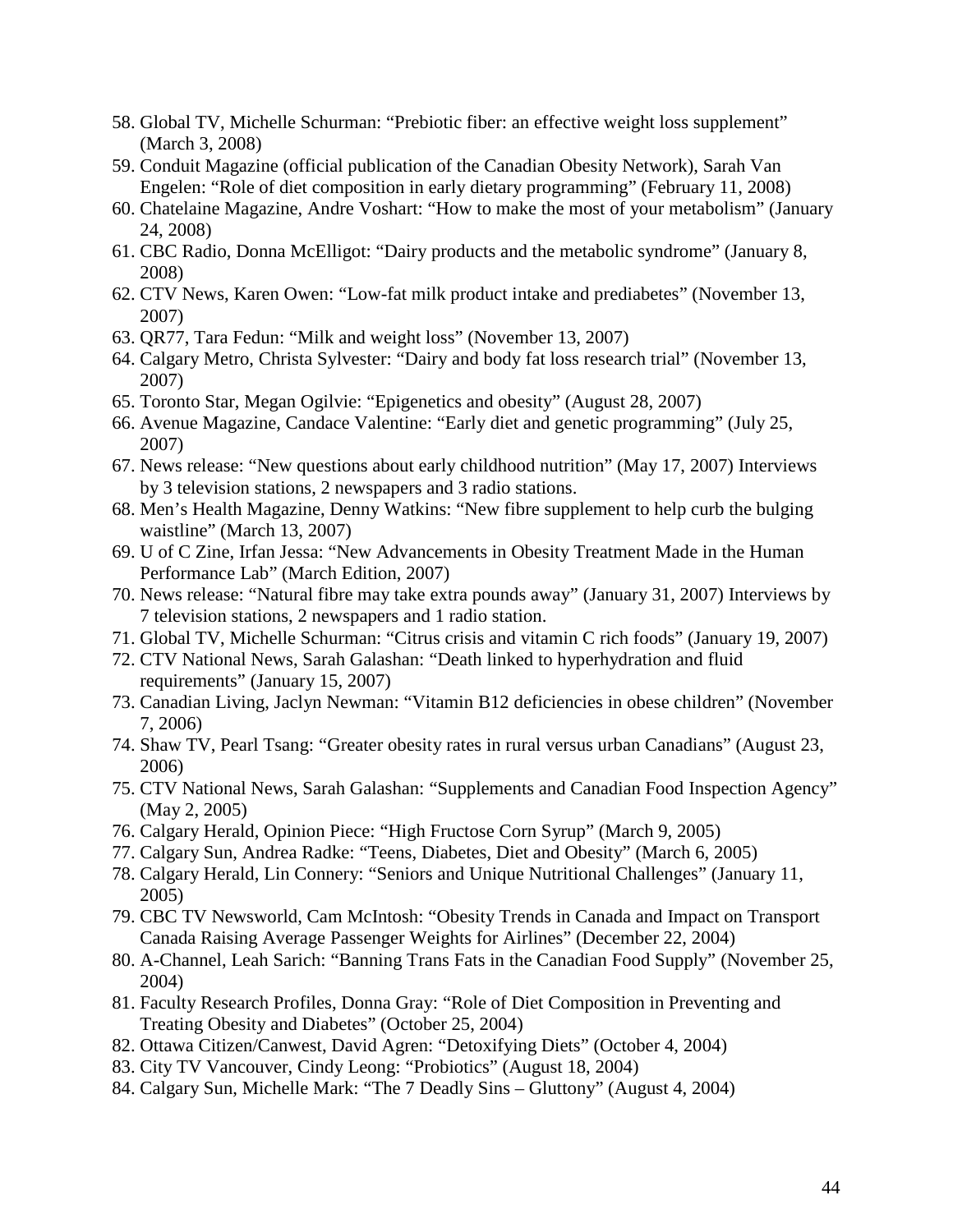58. Global TV, Michelle Schurman: “Prebiotic fiber: an effective weight loss supplement” (March 3, 2008)
59. Conduit Magazine (official publication of the Canadian Obesity Network), Sarah Van Engelen: “Role of diet composition in early dietary programming” (February 11, 2008)
60. Chatelaine Magazine, Andre Voshart: “How to make the most of your metabolism” (January 24, 2008)
61. CBC Radio, Donna McElligot: “Dairy products and the metabolic syndrome” (January 8, 2008)
62. CTV News, Karen Owen: “Low-fat milk product intake and prediabetes” (November 13, 2007)
63. QR77, Tara Fedun: “Milk and weight loss” (November 13, 2007)
64. Calgary Metro, Christa Sylvester: “Dairy and body fat loss research trial” (November 13, 2007)
65. Toronto Star, Megan Ogilvie: “Epigenetics and obesity” (August 28, 2007)
66. Avenue Magazine, Candace Valentine: “Early diet and genetic programming” (July 25, 2007)
67. News release: “New questions about early childhood nutrition” (May 17, 2007) Interviews by 3 television stations, 2 newspapers and 3 radio stations.
68. Men’s Health Magazine, Denny Watkins: “New fibre supplement to help curb the bulging waistline” (March 13, 2007)
69. U of C Zine, Irfan Jessa: “New Advancements in Obesity Treatment Made in the Human Performance Lab” (March Edition, 2007)
70. News release: “Natural fibre may take extra pounds away” (January 31, 2007) Interviews by 7 television stations, 2 newspapers and 1 radio station.
71. Global TV, Michelle Schurman: “Citrus crisis and vitamin C rich foods” (January 19, 2007)
72. CTV National News, Sarah Galashan: “Death linked to hyperhydration and fluid requirements” (January 15, 2007)
73. Canadian Living, Jaclyn Newman: “Vitamin B12 deficiencies in obese children” (November 7, 2006)
74. Shaw TV, Pearl Tsang: “Greater obesity rates in rural versus urban Canadians” (August 23, 2006)
75. CTV National News, Sarah Galashan: “Supplements and Canadian Food Inspection Agency” (May 2, 2005)
76. Calgary Herald, Opinion Piece: “High Fructose Corn Syrup” (March 9, 2005)
77. Calgary Sun, Andrea Radke: “Teens, Diabetes, Diet and Obesity” (March 6, 2005)
78. Calgary Herald, Lin Connery: “Seniors and Unique Nutritional Challenges” (January 11, 2005)
79. CBC TV Newsworld, Cam McIntosh: “Obesity Trends in Canada and Impact on Transport Canada Raising Average Passenger Weights for Airlines” (December 22, 2004)
80. A-Channel, Leah Sarich: “Banning Trans Fats in the Canadian Food Supply” (November 25, 2004)
81. Faculty Research Profiles, Donna Gray: “Role of Diet Composition in Preventing and Treating Obesity and Diabetes” (October 25, 2004)
82. Ottawa Citizen/Canwest, David Agren: “Detoxifying Diets” (October 4, 2004)
83. City TV Vancouver, Cindy Leong: “Probiotics” (August 18, 2004)
84. Calgary Sun, Michelle Mark: “The 7 Deadly Sins – Gluttony” (August 4, 2004)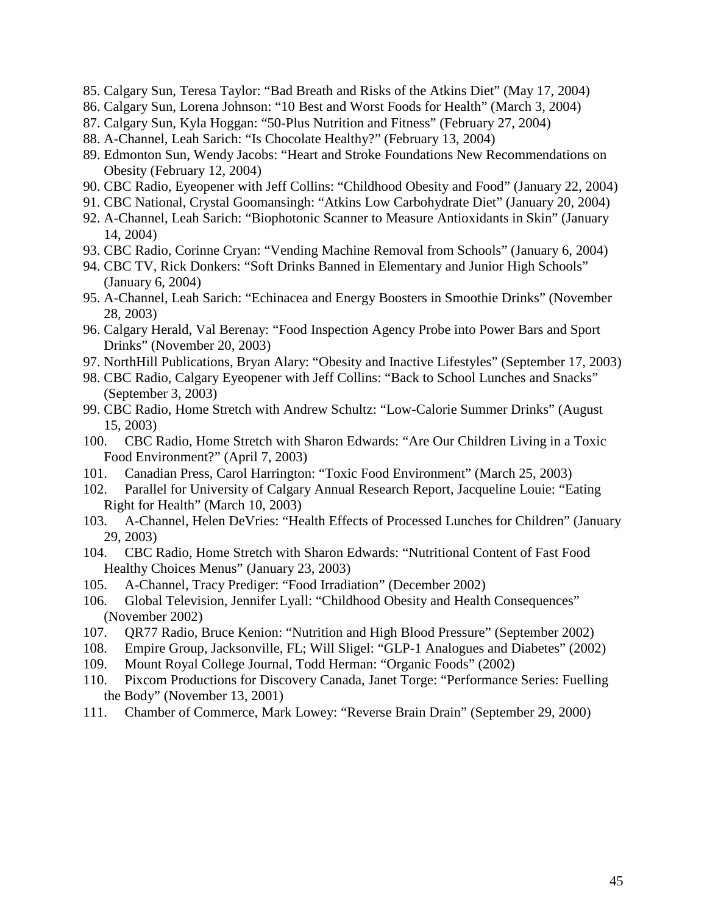85. Calgary Sun, Teresa Taylor: "Bad Breath and Risks of the Atkins Diet" (May 17, 2004)
86. Calgary Sun, Lorena Johnson: "10 Best and Worst Foods for Health" (March 3, 2004)
87. Calgary Sun, Kyla Hoggan: "50-Plus Nutrition and Fitness" (February 27, 2004)
88. A-Channel, Leah Sarich: "Is Chocolate Healthy?" (February 13, 2004)
89. Edmonton Sun, Wendy Jacobs: "Heart and Stroke Foundations New Recommendations on Obesity (February 12, 2004)
90. CBC Radio, Eyeopener with Jeff Collins: "Childhood Obesity and Food" (January 22, 2004)
91. CBC National, Crystal Goomansingh: "Atkins Low Carbohydrate Diet" (January 20, 2004)
92. A-Channel, Leah Sarich: "Biophotonic Scanner to Measure Antioxidants in Skin" (January 14, 2004)
93. CBC Radio, Corinne Cryan: "Vending Machine Removal from Schools" (January 6, 2004)
94. CBC TV, Rick Donkers: "Soft Drinks Banned in Elementary and Junior High Schools" (January 6, 2004)
95. A-Channel, Leah Sarich: "Echinacea and Energy Boosters in Smoothie Drinks" (November 28, 2003)
96. Calgary Herald, Val Berenay: "Food Inspection Agency Probe into Power Bars and Sport Drinks" (November 20, 2003)
97. NorthHill Publications, Bryan Alary: "Obesity and Inactive Lifestyles" (September 17, 2003)
98. CBC Radio, Calgary Eyeopener with Jeff Collins: "Back to School Lunches and Snacks" (September 3, 2003)
99. CBC Radio, Home Stretch with Andrew Schultz: "Low-Calorie Summer Drinks" (August 15, 2003)
100. CBC Radio, Home Stretch with Sharon Edwards: "Are Our Children Living in a Toxic Food Environment?" (April 7, 2003)
101. Canadian Press, Carol Harrington: "Toxic Food Environment" (March 25, 2003)
102. Parallel for University of Calgary Annual Research Report, Jacqueline Louie: "Eating Right for Health" (March 10, 2003)
103. A-Channel, Helen DeVries: "Health Effects of Processed Lunches for Children" (January 29, 2003)
104. CBC Radio, Home Stretch with Sharon Edwards: "Nutritional Content of Fast Food Healthy Choices Menus" (January 23, 2003)
105. A-Channel, Tracy Prediger: "Food Irradiation" (December 2002)
106. Global Television, Jennifer Lyall: "Childhood Obesity and Health Consequences" (November 2002)
107. QR77 Radio, Bruce Kenion: "Nutrition and High Blood Pressure" (September 2002)
108. Empire Group, Jacksonville, FL; Will Sligel: "GLP-1 Analogues and Diabetes" (2002)
109. Mount Royal College Journal, Todd Herman: "Organic Foods" (2002)
110. Pixcom Productions for Discovery Canada, Janet Torge: "Performance Series: Fuelling the Body" (November 13, 2001)
111. Chamber of Commerce, Mark Lowey: "Reverse Brain Drain" (September 29, 2000)